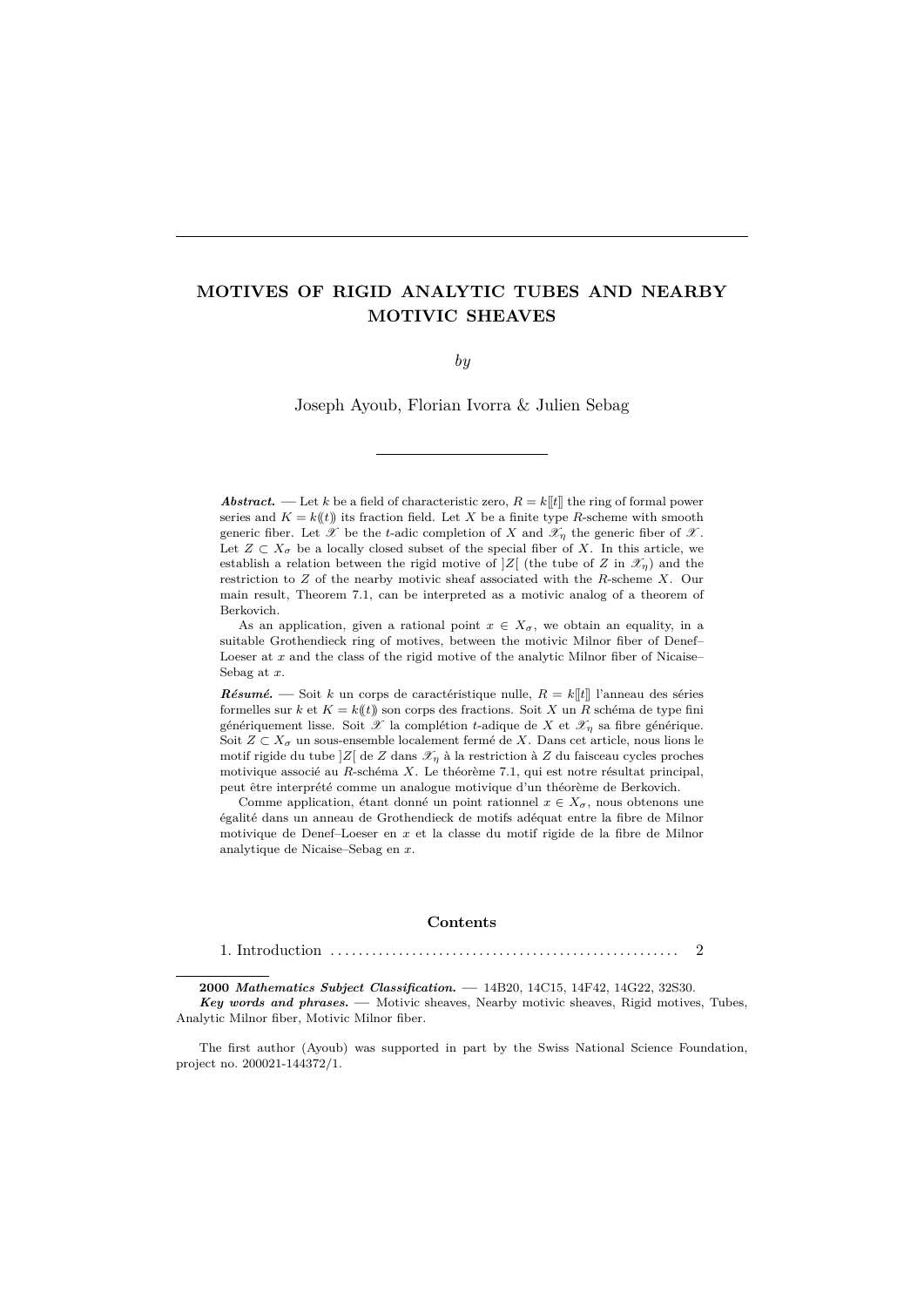# MOTIVES OF RIGID ANALYTIC TUBES AND NEARBY MOTIVIC SHEAVES

*by*

Joseph Ayoub, Florian Ivorra & Julien Sebag

***Abstract.*** — Let $k$ be a field of characteristic zero, $R = k[\![t]\!]$ the ring of formal power series and $K = k(\!(t)\!)$ its fraction field. Let $X$ be a finite type $R$-scheme with smooth generic fiber. Let $\mathscr{X}$ be the $t$-adic completion of $X$ and $\mathscr{X}_\eta$ the generic fiber of $\mathscr{X}$. Let $Z \subset X_\sigma$ be a locally closed subset of the special fiber of $X$. In this article, we establish a relation between the rigid motive of $]Z[$ (the tube of $Z$ in $\mathscr{X}_\eta$) and the restriction to $Z$ of the nearby motivic sheaf associated with the $R$-scheme $X$. Our main result, Theorem 7.1, can be interpreted as a motivic analog of a theorem of Berkovich.

As an application, given a rational point $x \in X_\sigma$, we obtain an equality, in a suitable Grothendieck ring of motives, between the motivic Milnor fiber of Denef–Loeser at $x$ and the class of the rigid motive of the analytic Milnor fiber of Nicaise–Sebag at $x$.

***Résumé.*** — Soit $k$ un corps de caractéristique nulle, $R = k[\![t]\!]$ l'anneau des séries formelles sur $k$ et $K = k(\!(t)\!)$ son corps des fractions. Soit $X$ un $R$ schéma de type fini génériquement lisse. Soit $\mathscr{X}$ la complétion $t$-adique de $X$ et $\mathscr{X}_\eta$ sa fibre générique. Soit $Z \subset X_\sigma$ un sous-ensemble localement fermé de $X$. Dans cet article, nous lions le motif rigide du tube $]Z[$ de $Z$ dans $\mathscr{X}_\eta$ à la restriction à $Z$ du faisceau cycles proches motivique associé au $R$-schéma $X$. Le théorème 7.1, qui est notre résultat principal, peut être interprété comme un analogue motivique d'un théorème de Berkovich.

Comme application, étant donné un point rationnel $x \in X_\sigma$, nous obtenons une égalité dans un anneau de Grothendieck de motifs adéquat entre la fibre de Milnor motivique de Denef–Loeser en $x$ et la classe du motif rigide de la fibre de Milnor analytique de Nicaise–Sebag en $x$.

**Contents**

1. Introduction . . . . . . . . . . . . . . . . . . . . . . . . . . . . . . . . . . . . . . . . . . . . . . . . . . . 2

---

**2000** ***Mathematics Subject Classification.*** — 14B20, 14C15, 14F42, 14G22, 32S30.

***Key words and phrases.*** — Motivic sheaves, Nearby motivic sheaves, Rigid motives, Tubes, Analytic Milnor fiber, Motivic Milnor fiber.

The first author (Ayoub) was supported in part by the Swiss National Science Foundation, project no. 200021-144372/1.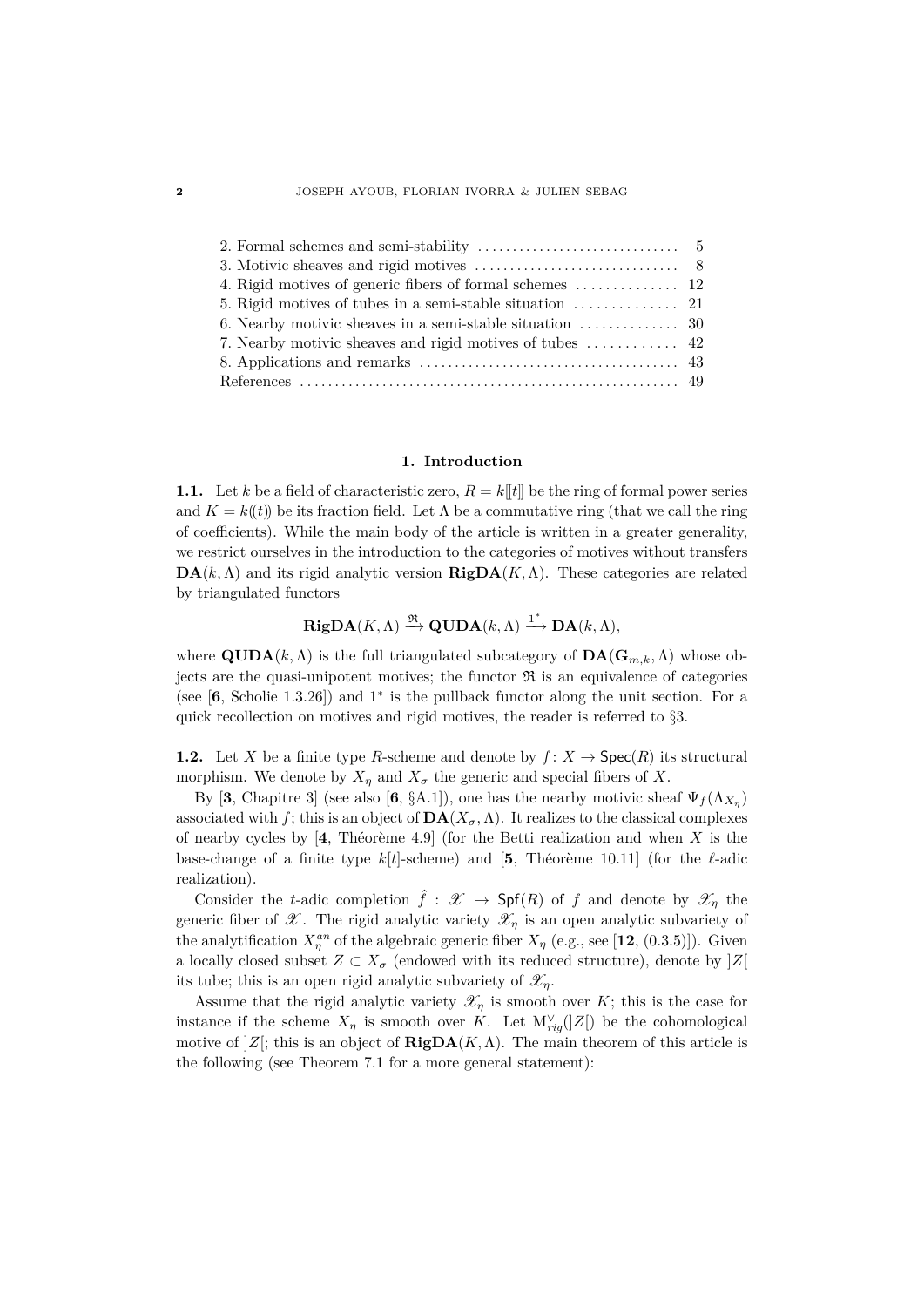2. Formal schemes and semi-stability ............................. 5
3. Motivic sheaves and rigid motives ............................. 8
4. Rigid motives of generic fibers of formal schemes .............. 12
5. Rigid motives of tubes in a semi-stable situation .............. 21
6. Nearby motivic sheaves in a semi-stable situation .............. 30
7. Nearby motivic sheaves and rigid motives of tubes ............ 42
8. Applications and remarks ...................................... 43
References ........................................................ 49

## 1. Introduction

**1.1.** Let $k$ be a field of characteristic zero, $R = k[[t]]$ be the ring of formal power series and $K = k((t))$ be its fraction field. Let $\Lambda$ be a commutative ring (that we call the ring of coefficients). While the main body of the article is written in a greater generality, we restrict ourselves in the introduction to the categories of motives without transfers $\mathbf{DA}(k, \Lambda)$ and its rigid analytic version $\mathbf{RigDA}(K, \Lambda)$. These categories are related by triangulated functors

$$\mathbf{RigDA}(K, \Lambda) \xrightarrow{\mathfrak{R}} \mathbf{QUDA}(k, \Lambda) \xrightarrow{1^*} \mathbf{DA}(k, \Lambda),$$

where $\mathbf{QUDA}(k, \Lambda)$ is the full triangulated subcategory of $\mathbf{DA}(\mathbf{G}_{m,k}, \Lambda)$ whose objects are the quasi-unipotent motives; the functor $\mathfrak{R}$ is an equivalence of categories (see [**6**, Scholie 1.3.26]) and $1^*$ is the pullback functor along the unit section. For a quick recollection on motives and rigid motives, the reader is referred to §3.

**1.2.** Let $X$ be a finite type $R$-scheme and denote by $f : X \to \mathsf{Spec}(R)$ its structural morphism. We denote by $X_\eta$ and $X_\sigma$ the generic and special fibers of $X$.

By [**3**, Chapitre 3] (see also [**6**, §A.1]), one has the nearby motivic sheaf $\Psi_f(\Lambda_{X_\eta})$ associated with $f$; this is an object of $\mathbf{DA}(X_\sigma, \Lambda)$. It realizes to the classical complexes of nearby cycles by [**4**, Théorème 4.9] (for the Betti realization and when $X$ is the base-change of a finite type $k[t]$-scheme) and [**5**, Théorème 10.11] (for the $\ell$-adic realization).

Consider the $t$-adic completion $\hat{f} : \mathscr{X} \to \mathsf{Spf}(R)$ of $f$ and denote by $\mathscr{X}_\eta$ the generic fiber of $\mathscr{X}$. The rigid analytic variety $\mathscr{X}_\eta$ is an open analytic subvariety of the analytification $X_\eta^{an}$ of the algebraic generic fiber $X_\eta$ (e.g., see [**12**, (0.3.5)]). Given a locally closed subset $Z \subset X_\sigma$ (endowed with its reduced structure), denote by $]Z[$ its tube; this is an open rigid analytic subvariety of $\mathscr{X}_\eta$.

Assume that the rigid analytic variety $\mathscr{X}_\eta$ is smooth over $K$; this is the case for instance if the scheme $X_\eta$ is smooth over $K$. Let $\mathrm{M}^\vee_{rig}(]Z[)$ be the cohomological motive of $]Z[$; this is an object of $\mathbf{RigDA}(K, \Lambda)$. The main theorem of this article is the following (see Theorem 7.1 for a more general statement):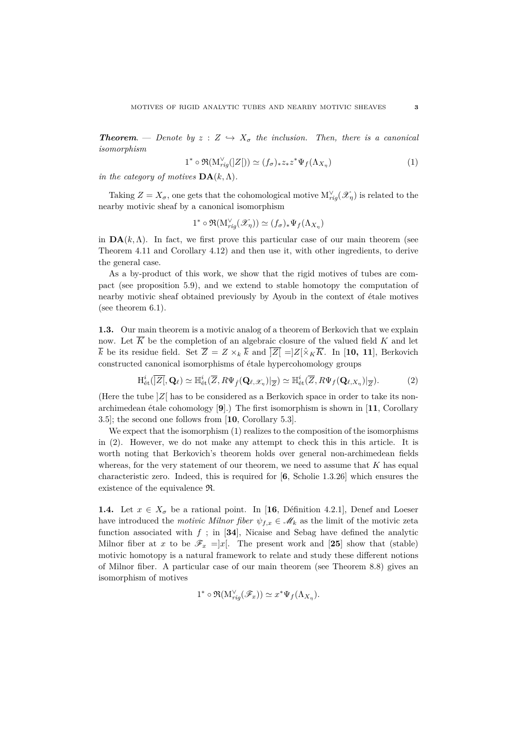***Theorem***. — *Denote by $z : Z \hookrightarrow X_\sigma$ the inclusion. Then, there is a canonical isomorphism*

$$1^* \circ \mathfrak{R}(\mathrm{M}^{\vee}_{rig}(]Z[)) \simeq (f_\sigma)_* z_* z^* \Psi_f(\Lambda_{X_\eta}) \tag{1}$$

*in the category of motives* $\mathbf{DA}(k, \Lambda)$.

Taking $Z = X_\sigma$, one gets that the cohomological motive $\mathrm{M}^{\vee}_{rig}(\mathscr{X}_\eta)$ is related to the nearby motivic sheaf by a canonical isomorphism

$$1^* \circ \mathfrak{R}(\mathrm{M}^{\vee}_{rig}(\mathscr{X}_\eta)) \simeq (f_\sigma)_* \Psi_f(\Lambda_{X_\eta})$$

in $\mathbf{DA}(k, \Lambda)$. In fact, we first prove this particular case of our main theorem (see Theorem 4.11 and Corollary 4.12) and then use it, with other ingredients, to derive the general case.

As a by-product of this work, we show that the rigid motives of tubes are compact (see proposition 5.9), and we extend to stable homotopy the computation of nearby motivic sheaf obtained previously by Ayoub in the context of étale motives (see theorem 6.1).

**1.3.** Our main theorem is a motivic analog of a theorem of Berkovich that we explain now. Let $\overline{K}$ be the completion of an algebraic closure of the valued field $K$ and let $\overline{k}$ be its residue field. Set $\overline{Z} = Z \times_k \overline{k}$ and $]\overline{Z}[\, = ]Z[\hat{\times}_K \overline{K}$. In [**10, 11**], Berkovich constructed canonical isomorphisms of étale hypercohomology groups

$$\mathrm{H}^i_{\text{ét}}(]\overline{Z}[, \mathbf{Q}_\ell) \simeq \mathbb{H}^i_{\text{ét}}(\overline{Z}, R\Psi_{\hat{f}}(\mathbf{Q}_{\ell,\mathscr{X}_\eta})|_{\overline{Z}}) \simeq \mathbb{H}^i_{\text{ét}}(\overline{Z}, R\Psi_f(\mathbf{Q}_{\ell,X_\eta})|_{\overline{Z}}). \tag{2}$$

(Here the tube $]Z[$ has to be considered as a Berkovich space in order to take its non-archimedean étale cohomology [**9**].) The first isomorphism is shown in [**11**, Corollary 3.5]; the second one follows from [**10**, Corollary 5.3].

We expect that the isomorphism (1) realizes to the composition of the isomorphisms in (2). However, we do not make any attempt to check this in this article. It is worth noting that Berkovich's theorem holds over general non-archimedean fields whereas, for the very statement of our theorem, we need to assume that $K$ has equal characteristic zero. Indeed, this is required for [**6**, Scholie 1.3.26] which ensures the existence of the equivalence $\mathfrak{R}$.

**1.4.** Let $x \in X_\sigma$ be a rational point. In [**16**, Définition 4.2.1], Denef and Loeser have introduced the *motivic Milnor fiber* $\psi_{f,x} \in \mathscr{M}_k$ as the limit of the motivic zeta function associated with $f$ ; in [**34**], Nicaise and Sebag have defined the analytic Milnor fiber at $x$ to be $\mathscr{F}_x = ]x[$. The present work and [**25**] show that (stable) motivic homotopy is a natural framework to relate and study these different notions of Milnor fiber. A particular case of our main theorem (see Theorem 8.8) gives an isomorphism of motives

$$1^* \circ \mathfrak{R}(\mathrm{M}^{\vee}_{rig}(\mathscr{F}_x)) \simeq x^* \Psi_f(\Lambda_{X_\eta}).$$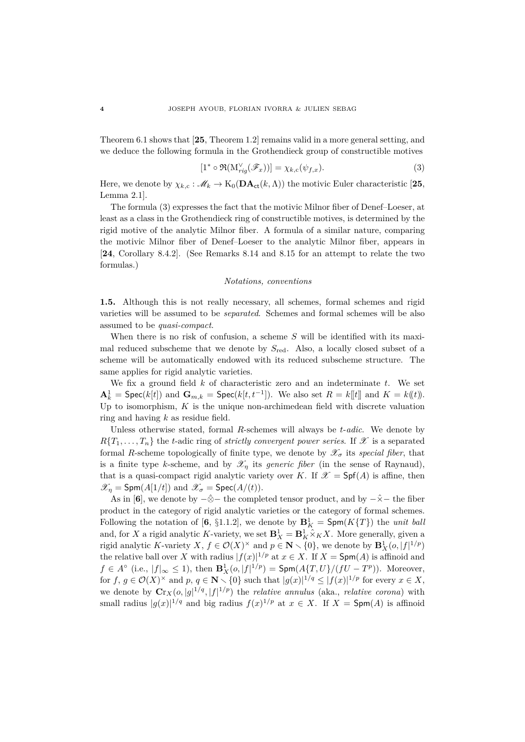Theorem 6.1 shows that [**25**, Theorem 1.2] remains valid in a more general setting, and we deduce the following formula in the Grothendieck group of constructible motives

$$[1^* \circ \mathfrak{R}(\mathrm{M}^\vee_{rig}(\mathscr{F}_x))] = \chi_{k,c}(\psi_{f,x}). \tag{3}$$

Here, we denote by $\chi_{k,c} : \mathscr{M}_k \to \mathrm{K}_0(\mathbf{DA}_{\mathsf{ct}}(k, \Lambda))$ the motivic Euler characteristic [**25**, Lemma 2.1].

The formula (3) expresses the fact that the motivic Milnor fiber of Denef–Loeser, at least as a class in the Grothendieck ring of constructible motives, is determined by the rigid motive of the analytic Milnor fiber. A formula of a similar nature, comparing the motivic Milnor fiber of Denef–Loeser to the analytic Milnor fiber, appears in [**24**, Corollary 8.4.2]. (See Remarks 8.14 and 8.15 for an attempt to relate the two formulas.)

*Notations, conventions*

**1.5.** Although this is not really necessary, all schemes, formal schemes and rigid varieties will be assumed to be *separated*. Schemes and formal schemes will be also assumed to be *quasi-compact*.

When there is no risk of confusion, a scheme $S$ will be identified with its maximal reduced subscheme that we denote by $S_{\mathrm{red}}$. Also, a locally closed subset of a scheme will be automatically endowed with its reduced subscheme structure. The same applies for rigid analytic varieties.

We fix a ground field $k$ of characteristic zero and an indeterminate $t$. We set $\mathbf{A}^1_k = \mathsf{Spec}(k[t])$ and $\mathbf{G}_{m,k} = \mathsf{Spec}(k[t, t^{-1}])$. We also set $R = k[\![t]\!]$ and $K = k(\!(t)\!)$. Up to isomorphism, $K$ is the unique non-archimedean field with discrete valuation ring and having $k$ as residue field.

Unless otherwise stated, formal $R$-schemes will always be $t$-*adic*. We denote by $R\{T_1, \ldots, T_n\}$ the $t$-adic ring of *strictly convergent power series*. If $\mathscr{X}$ is a separated formal $R$-scheme topologically of finite type, we denote by $\mathscr{X}_\sigma$ its *special fiber*, that is a finite type $k$-scheme, and by $\mathscr{X}_\eta$ its *generic fiber* (in the sense of Raynaud), that is a quasi-compact rigid analytic variety over $K$. If $\mathscr{X} = \mathsf{Spf}(A)$ is affine, then $\mathscr{X}_\eta = \mathsf{Spm}(A[1/t])$ and $\mathscr{X}_\sigma = \mathsf{Spec}(A/(t))$.

As in [**6**], we denote by $-\hat{\otimes}-$ the completed tensor product, and by $-\hat{\times}-$ the fiber product in the category of rigid analytic varieties or the category of formal schemes. Following the notation of [**6**, §1.1.2], we denote by $\mathbf{B}^1_K = \mathsf{Spm}(K\{T\})$ the *unit ball* and, for $X$ a rigid analytic $K$-variety, we set $\mathbf{B}^1_X = \mathbf{B}^1_K \hat{\times}_K X$. More generally, given a rigid analytic $K$-variety $X$, $f \in \mathcal{O}(X)^\times$ and $p \in \mathbf{N} \smallsetminus \{0\}$, we denote by $\mathbf{B}^1_X(o, |f|^{1/p})$ the relative ball over $X$ with radius $|f(x)|^{1/p}$ at $x \in X$. If $X = \mathsf{Spm}(A)$ is affinoid and $f \in A^\circ$ (i.e., $|f|_\infty \leq 1$), then $\mathbf{B}^1_X(o, |f|^{1/p}) = \mathsf{Spm}(A\{T, U\}/(fU - T^p))$. Moreover, for $f$, $g \in \mathcal{O}(X)^\times$ and $p$, $q \in \mathbf{N} \smallsetminus \{0\}$ such that $|g(x)|^{1/q} \leq |f(x)|^{1/p}$ for every $x \in X$, we denote by $\mathbf{Cr}_X(o, |g|^{1/q}, |f|^{1/p})$ the *relative annulus* (aka., *relative corona*) with small radius $|g(x)|^{1/q}$ and big radius $f(x)^{1/p}$ at $x \in X$. If $X = \mathsf{Spm}(A)$ is affinoid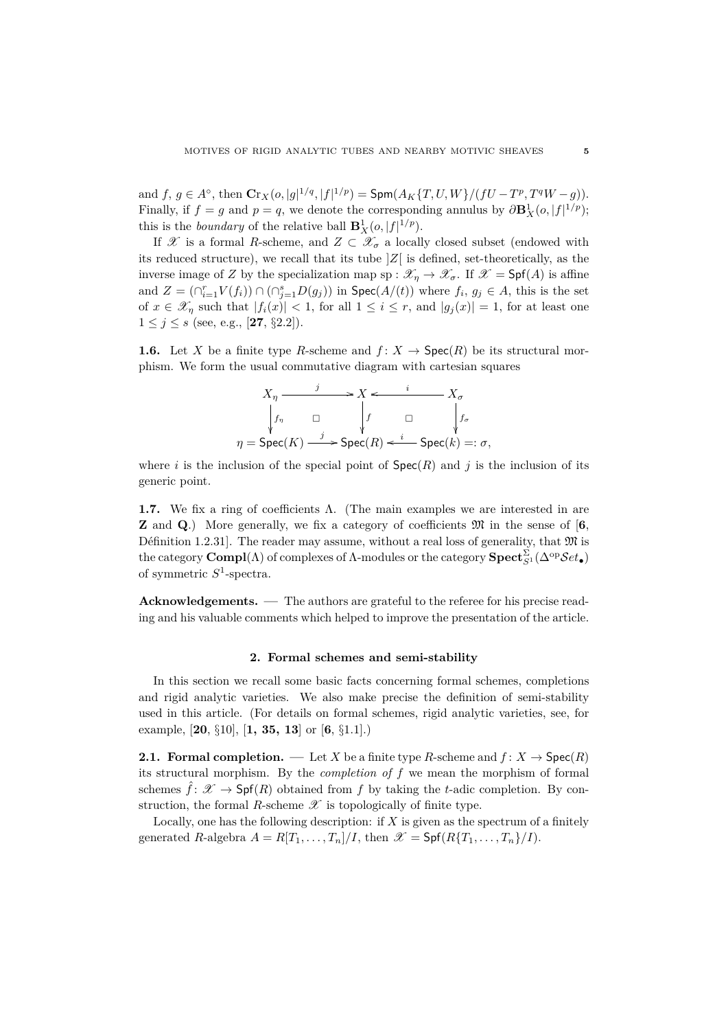and $f,\, g \in A^\circ$, then $\mathbf{Cr}_X(o, |g|^{1/q}, |f|^{1/p}) = \mathsf{Spm}(A_K\{T,U,W\}/(fU - T^p, T^qW - g))$. Finally, if $f = g$ and $p = q$, we denote the corresponding annulus by $\partial\mathbf{B}^1_X(o, |f|^{1/p})$; this is the *boundary* of the relative ball $\mathbf{B}^1_X(o, |f|^{1/p})$.

If $\mathscr{X}$ is a formal $R$-scheme, and $Z \subset \mathscr{X}_\sigma$ a locally closed subset (endowed with its reduced structure), we recall that its tube $]Z[$ is defined, set-theoretically, as the inverse image of $Z$ by the specialization map $\mathrm{sp} : \mathscr{X}_\eta \to \mathscr{X}_\sigma$. If $\mathscr{X} = \mathsf{Spf}(A)$ is affine and $Z = (\cap_{i=1}^r V(f_i)) \cap (\cap_{j=1}^s D(g_j))$ in $\mathsf{Spec}(A/(t))$ where $f_i,\, g_j \in A$, this is the set of $x \in \mathscr{X}_\eta$ such that $|f_i(x)| < 1$, for all $1 \le i \le r$, and $|g_j(x)| = 1$, for at least one $1 \le j \le s$ (see, e.g., [**27**, §2.2]).

**1.6.** Let $X$ be a finite type $R$-scheme and $f\colon X \to \mathsf{Spec}(R)$ be its structural morphism. We form the usual commutative diagram with cartesian squares

$$\begin{array}{ccccc}
X_\eta & \xrightarrow{\ j\ } & X & \xleftarrow{\ i\ } & X_\sigma \\
\Big\downarrow{\scriptstyle f_\eta} & \square & \Big\downarrow{\scriptstyle f} & \square & \Big\downarrow{\scriptstyle f_\sigma} \\
\eta = \mathsf{Spec}(K) & \xrightarrow{\ j\ } & \mathsf{Spec}(R) & \xleftarrow{\ i\ } & \mathsf{Spec}(k) =: \sigma,
\end{array}$$

where $i$ is the inclusion of the special point of $\mathsf{Spec}(R)$ and $j$ is the inclusion of its generic point.

**1.7.** We fix a ring of coefficients $\Lambda$. (The main examples we are interested in are $\mathbf{Z}$ and $\mathbf{Q}$.) More generally, we fix a category of coefficients $\mathfrak{M}$ in the sense of [**6**, Définition 1.2.31]. The reader may assume, without a real loss of generality, that $\mathfrak{M}$ is the category $\mathbf{Compl}(\Lambda)$ of complexes of $\Lambda$-modules or the category $\mathbf{Spect}^{\Sigma}_{S^1}(\Delta^{\mathrm{op}}\mathcal{S}et_\bullet)$ of symmetric $S^1$-spectra.

**Acknowledgements.** — The authors are grateful to the referee for his precise reading and his valuable comments which helped to improve the presentation of the article.

## 2. Formal schemes and semi-stability

In this section we recall some basic facts concerning formal schemes, completions and rigid analytic varieties. We also make precise the definition of semi-stability used in this article. (For details on formal schemes, rigid analytic varieties, see, for example, [**20**, §10], [**1, 35, 13**] or [**6**, §1.1].)

**2.1. Formal completion.** — Let $X$ be a finite type $R$-scheme and $f\colon X \to \mathsf{Spec}(R)$ its structural morphism. By the *completion of* $f$ we mean the morphism of formal schemes $\hat{f}\colon \mathscr{X} \to \mathsf{Spf}(R)$ obtained from $f$ by taking the $t$-adic completion. By construction, the formal $R$-scheme $\mathscr{X}$ is topologically of finite type.

Locally, one has the following description: if $X$ is given as the spectrum of a finitely generated $R$-algebra $A = R[T_1, \ldots, T_n]/I$, then $\mathscr{X} = \mathsf{Spf}(R\{T_1, \ldots, T_n\}/I)$.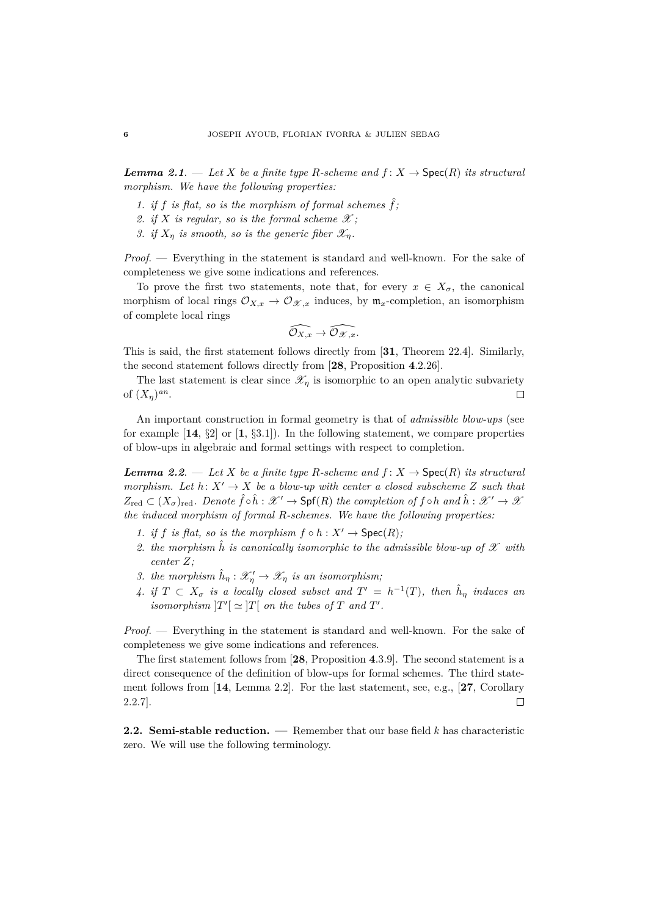***Lemma 2.1***. — *Let $X$ be a finite type $R$-scheme and $f\colon X \to \mathsf{Spec}(R)$ its structural morphism. We have the following properties:*

1. *if $f$ is flat, so is the morphism of formal schemes $\hat{f}$;*
2. *if $X$ is regular, so is the formal scheme $\mathscr{X}$;*
3. *if $X_\eta$ is smooth, so is the generic fiber $\mathscr{X}_\eta$.*

*Proof*. — Everything in the statement is standard and well-known. For the sake of completeness we give some indications and references.

To prove the first two statements, note that, for every $x \in X_\sigma$, the canonical morphism of local rings $\mathcal{O}_{X,x} \to \mathcal{O}_{\mathscr{X},x}$ induces, by $\mathfrak{m}_x$-completion, an isomorphism of complete local rings

$$\widehat{\mathcal{O}_{X,x}} \to \widehat{\mathcal{O}_{\mathscr{X},x}}.$$

This is said, the first statement follows directly from [**31**, Theorem 22.4]. Similarly, the second statement follows directly from [**28**, Proposition **4**.2.26].

The last statement is clear since $\mathscr{X}_\eta$ is isomorphic to an open analytic subvariety of $(X_\eta)^{an}$. □

An important construction in formal geometry is that of *admissible blow-ups* (see for example [**14**, §2] or [**1**, §3.1]). In the following statement, we compare properties of blow-ups in algebraic and formal settings with respect to completion.

***Lemma 2.2***. — *Let $X$ be a finite type $R$-scheme and $f\colon X \to \mathsf{Spec}(R)$ its structural morphism. Let $h\colon X' \to X$ be a blow-up with center a closed subscheme $Z$ such that $Z_{\mathrm{red}} \subset (X_\sigma)_{\mathrm{red}}$. Denote $\hat{f} \circ \hat{h} : \mathscr{X}' \to \mathsf{Spf}(R)$ the completion of $f \circ h$ and $\hat{h} : \mathscr{X}' \to \mathscr{X}$ the induced morphism of formal $R$-schemes. We have the following properties:*

1. *if $f$ is flat, so is the morphism $f \circ h : X' \to \mathsf{Spec}(R)$;*
2. *the morphism $\hat{h}$ is canonically isomorphic to the admissible blow-up of $\mathscr{X}$ with center $Z$;*
3. *the morphism $\hat{h}_\eta : \mathscr{X}'_\eta \to \mathscr{X}_\eta$ is an isomorphism;*
4. *if $T \subset X_\sigma$ is a locally closed subset and $T' = h^{-1}(T)$, then $\hat{h}_\eta$ induces an isomorphism $]T'[ \simeq ]T[$ on the tubes of $T$ and $T'$.*

*Proof*. — Everything in the statement is standard and well-known. For the sake of completeness we give some indications and references.

The first statement follows from [**28**, Proposition **4**.3.9]. The second statement is a direct consequence of the definition of blow-ups for formal schemes. The third statement follows from [**14**, Lemma 2.2]. For the last statement, see, e.g., [**27**, Corollary 2.2.7]. □

**2.2. Semi-stable reduction.** — Remember that our base field $k$ has characteristic zero. We will use the following terminology.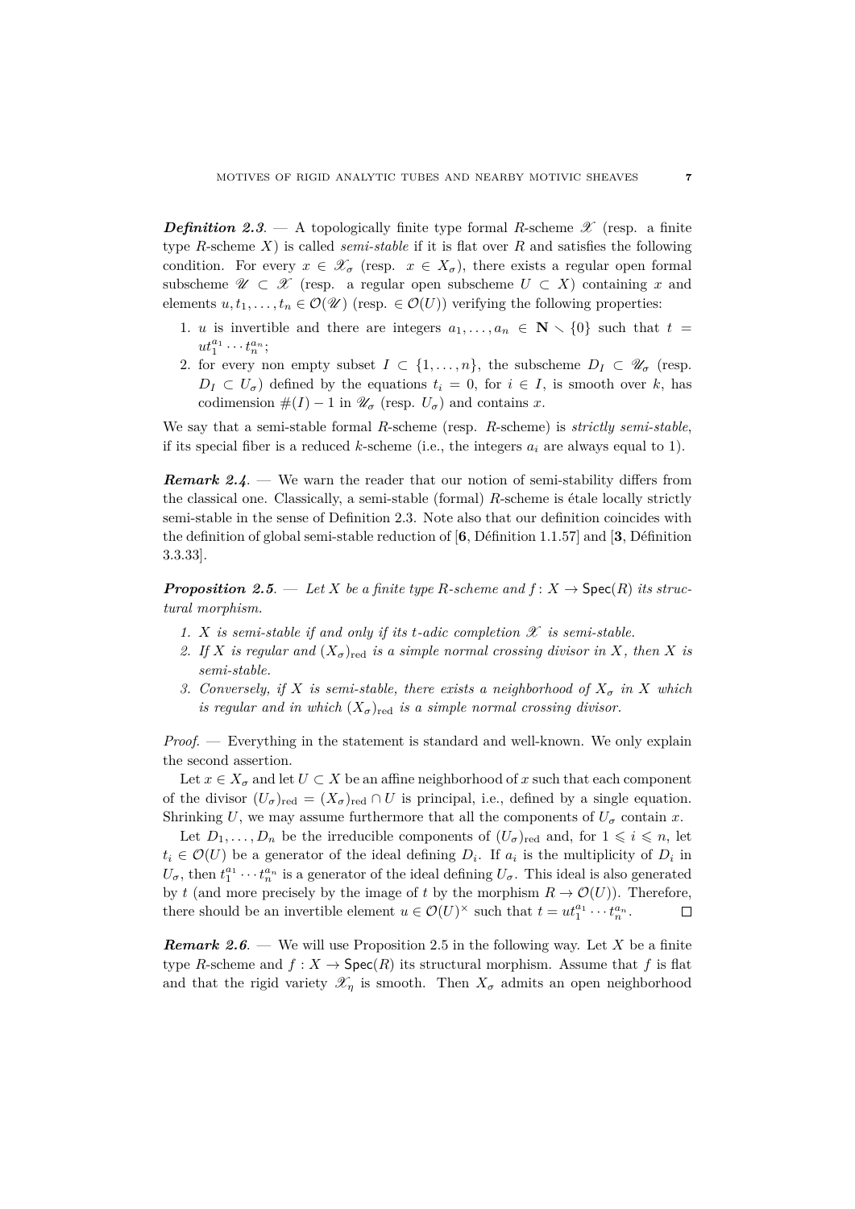***Definition 2.3.*** — A topologically finite type formal $R$-scheme $\mathscr{X}$ (resp. a finite type $R$-scheme $X$) is called *semi-stable* if it is flat over $R$ and satisfies the following condition. For every $x \in \mathscr{X}_\sigma$ (resp. $x \in X_\sigma$), there exists a regular open formal subscheme $\mathscr{U} \subset \mathscr{X}$ (resp. a regular open subscheme $U \subset X$) containing $x$ and elements $u, t_1, \ldots, t_n \in \mathcal{O}(\mathscr{U})$ (resp. $\in \mathcal{O}(U)$) verifying the following properties:

1. $u$ is invertible and there are integers $a_1, \ldots, a_n \in \mathbf{N} \smallsetminus \{0\}$ such that $t = ut_1^{a_1} \cdots t_n^{a_n}$;
2. for every non empty subset $I \subset \{1, \ldots, n\}$, the subscheme $D_I \subset \mathscr{U}_\sigma$ (resp. $D_I \subset U_\sigma$) defined by the equations $t_i = 0$, for $i \in I$, is smooth over $k$, has codimension $\#(I) - 1$ in $\mathscr{U}_\sigma$ (resp. $U_\sigma$) and contains $x$.

We say that a semi-stable formal $R$-scheme (resp. $R$-scheme) is *strictly semi-stable*, if its special fiber is a reduced $k$-scheme (i.e., the integers $a_i$ are always equal to 1).

***Remark 2.4.*** — We warn the reader that our notion of semi-stability differs from the classical one. Classically, a semi-stable (formal) $R$-scheme is étale locally strictly semi-stable in the sense of Definition 2.3. Note also that our definition coincides with the definition of global semi-stable reduction of [**6**, Définition 1.1.57] and [**3**, Définition 3.3.33].

***Proposition 2.5.*** — *Let $X$ be a finite type $R$-scheme and $f\colon X \to \mathsf{Spec}(R)$ its structural morphism.*

1. *$X$ is semi-stable if and only if its $t$-adic completion $\mathscr{X}$ is semi-stable.*
2. *If $X$ is regular and $(X_\sigma)_{\mathrm{red}}$ is a simple normal crossing divisor in $X$, then $X$ is semi-stable.*
3. *Conversely, if $X$ is semi-stable, there exists a neighborhood of $X_\sigma$ in $X$ which is regular and in which $(X_\sigma)_{\mathrm{red}}$ is a simple normal crossing divisor.*

*Proof.* — Everything in the statement is standard and well-known. We only explain the second assertion.

Let $x \in X_\sigma$ and let $U \subset X$ be an affine neighborhood of $x$ such that each component of the divisor $(U_\sigma)_{\mathrm{red}} = (X_\sigma)_{\mathrm{red}} \cap U$ is principal, i.e., defined by a single equation. Shrinking $U$, we may assume furthermore that all the components of $U_\sigma$ contain $x$.

Let $D_1, \ldots, D_n$ be the irreducible components of $(U_\sigma)_{\mathrm{red}}$ and, for $1 \leqslant i \leqslant n$, let $t_i \in \mathcal{O}(U)$ be a generator of the ideal defining $D_i$. If $a_i$ is the multiplicity of $D_i$ in $U_\sigma$, then $t_1^{a_1} \cdots t_n^{a_n}$ is a generator of the ideal defining $U_\sigma$. This ideal is also generated by $t$ (and more precisely by the image of $t$ by the morphism $R \to \mathcal{O}(U)$). Therefore, there should be an invertible element $u \in \mathcal{O}(U)^\times$ such that $t = ut_1^{a_1} \cdots t_n^{a_n}$. $\square$

***Remark 2.6.*** — We will use Proposition 2.5 in the following way. Let $X$ be a finite type $R$-scheme and $f : X \to \mathsf{Spec}(R)$ its structural morphism. Assume that $f$ is flat and that the rigid variety $\mathscr{X}_\eta$ is smooth. Then $X_\sigma$ admits an open neighborhood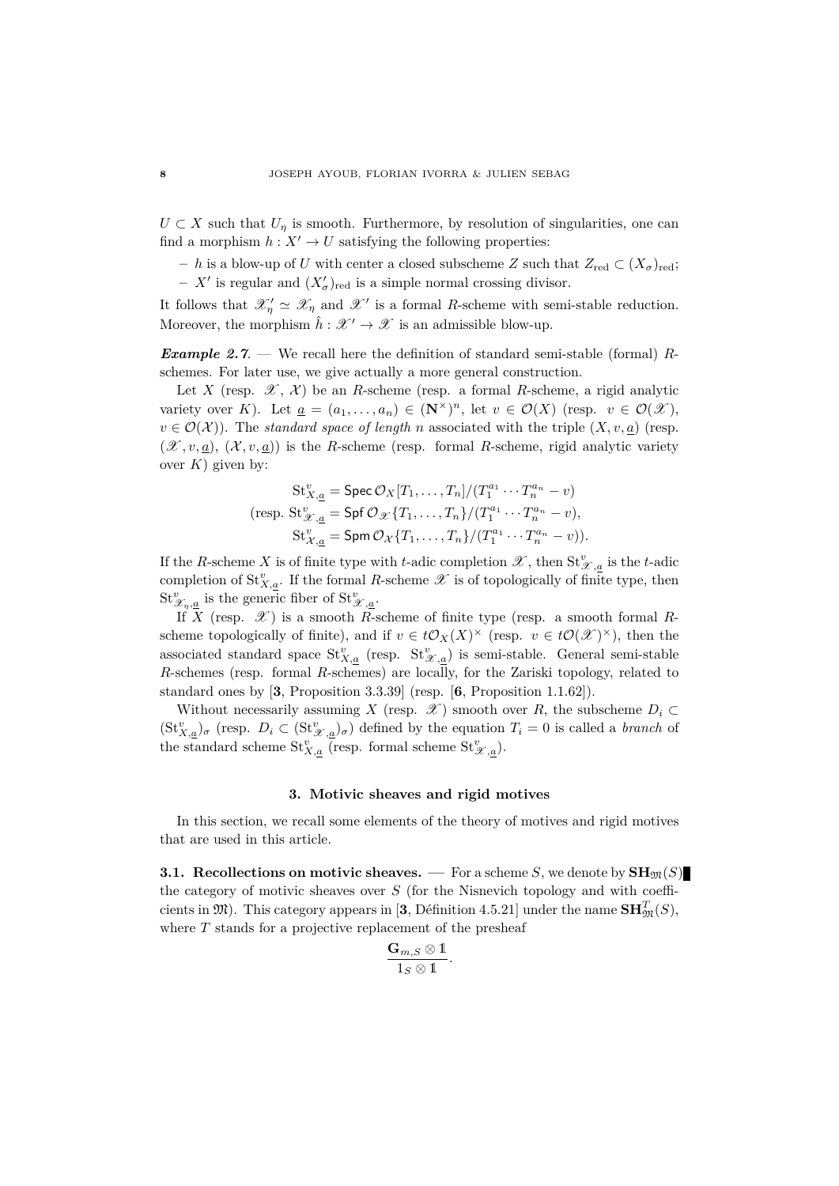$U \subset X$ such that $U_\eta$ is smooth. Furthermore, by resolution of singularities, one can find a morphism $h : X' \to U$ satisfying the following properties:

- $h$ is a blow-up of $U$ with center a closed subscheme $Z$ such that $Z_{\mathrm{red}} \subset (X_\sigma)_{\mathrm{red}}$;
- $X'$ is regular and $(X'_\sigma)_{\mathrm{red}}$ is a simple normal crossing divisor.

It follows that $\mathscr{X}'_\eta \simeq \mathscr{X}_\eta$ and $\mathscr{X}'$ is a formal $R$-scheme with semi-stable reduction. Moreover, the morphism $\hat{h} : \mathscr{X}' \to \mathscr{X}$ is an admissible blow-up.

***Example 2.7.*** — We recall here the definition of standard semi-stable (formal) $R$-schemes. For later use, we give actually a more general construction.

Let $X$ (resp. $\mathscr{X}$, $\mathcal{X}$) be an $R$-scheme (resp. a formal $R$-scheme, a rigid analytic variety over $K$). Let $\underline{a} = (a_1, \ldots, a_n) \in (\mathbf{N}^\times)^n$, let $v \in \mathcal{O}(X)$ (resp. $v \in \mathcal{O}(\mathscr{X})$, $v \in \mathcal{O}(\mathcal{X})$). The *standard space of length* $n$ associated with the triple $(X, v, \underline{a})$ (resp. $(\mathscr{X}, v, \underline{a})$, $(\mathcal{X}, v, \underline{a})$) is the $R$-scheme (resp. formal $R$-scheme, rigid analytic variety over $K$) given by:

$$\mathrm{St}^v_{X,\underline{a}} = \mathsf{Spec}\, \mathcal{O}_X[T_1, \ldots, T_n]/(T_1^{a_1} \cdots T_n^{a_n} - v)$$
$$(\text{resp. } \mathrm{St}^v_{\mathscr{X},\underline{a}} = \mathsf{Spf}\, \mathcal{O}_{\mathscr{X}}\{T_1, \ldots, T_n\}/(T_1^{a_1} \cdots T_n^{a_n} - v),$$
$$\mathrm{St}^v_{\mathcal{X},\underline{a}} = \mathsf{Spm}\, \mathcal{O}_{\mathcal{X}}\{T_1, \ldots, T_n\}/(T_1^{a_1} \cdots T_n^{a_n} - v)).$$

If the $R$-scheme $X$ is of finite type with $t$-adic completion $\mathscr{X}$, then $\mathrm{St}^v_{\mathscr{X},\underline{a}}$ is the $t$-adic completion of $\mathrm{St}^v_{X,\underline{a}}$. If the formal $R$-scheme $\mathscr{X}$ is of topologically of finite type, then $\mathrm{St}^v_{\mathscr{X}_\eta,\underline{a}}$ is the generic fiber of $\mathrm{St}^v_{\mathscr{X},\underline{a}}$.

If $X$ (resp. $\mathscr{X}$) is a smooth $R$-scheme of finite type (resp. a smooth formal $R$-scheme topologically of finite), and if $v \in t\mathcal{O}_X(X)^\times$ (resp. $v \in t\mathcal{O}(\mathscr{X})^\times$), then the associated standard space $\mathrm{St}^v_{X,\underline{a}}$ (resp. $\mathrm{St}^v_{\mathscr{X},\underline{a}}$) is semi-stable. General semi-stable $R$-schemes (resp. formal $R$-schemes) are locally, for the Zariski topology, related to standard ones by [**3**, Proposition 3.3.39] (resp. [**6**, Proposition 1.1.62]).

Without necessarily assuming $X$ (resp. $\mathscr{X}$) smooth over $R$, the subscheme $D_i \subset (\mathrm{St}^v_{X,\underline{a}})_\sigma$ (resp. $D_i \subset (\mathrm{St}^v_{\mathscr{X},\underline{a}})_\sigma$) defined by the equation $T_i = 0$ is called a *branch* of the standard scheme $\mathrm{St}^v_{X,\underline{a}}$ (resp. formal scheme $\mathrm{St}^v_{\mathscr{X},\underline{a}}$).

## 3. Motivic sheaves and rigid motives

In this section, we recall some elements of the theory of motives and rigid motives that are used in this article.

**3.1. Recollections on motivic sheaves.** — For a scheme $S$, we denote by $\mathbf{SH}_{\mathfrak{M}}(S)$ the category of motivic sheaves over $S$ (for the Nisnevich topology and with coefficients in $\mathfrak{M}$). This category appears in [**3**, Définition 4.5.21] under the name $\mathbf{SH}^T_{\mathfrak{M}}(S)$, where $T$ stands for a projective replacement of the presheaf

$$\frac{\mathbf{G}_{m,S} \otimes \mathbb{1}}{1_S \otimes \mathbb{1}}.$$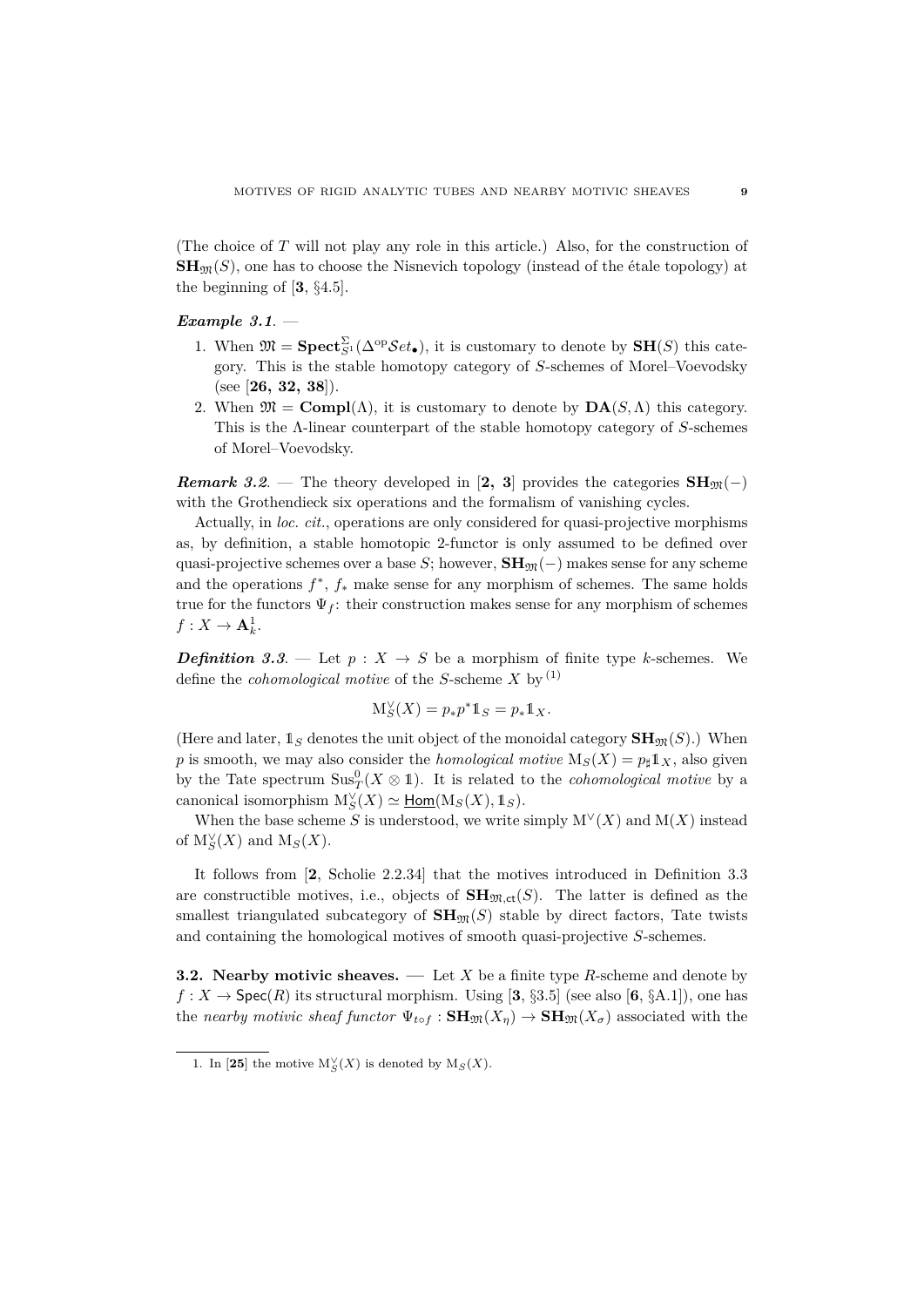(The choice of $T$ will not play any role in this article.) Also, for the construction of $\mathbf{SH}_{\mathfrak{M}}(S)$, one has to choose the Nisnevich topology (instead of the étale topology) at the beginning of [**3**, §4.5].

***Example 3.1***. —

1. When $\mathfrak{M} = \mathbf{Spect}^{\Sigma}_{S^1}(\Delta^{\mathrm{op}}\mathcal{S}et_{\bullet})$, it is customary to denote by $\mathbf{SH}(S)$ this category. This is the stable homotopy category of $S$-schemes of Morel–Voevodsky (see [**26, 32, 38**]).
2. When $\mathfrak{M} = \mathbf{Compl}(\Lambda)$, it is customary to denote by $\mathbf{DA}(S, \Lambda)$ this category. This is the $\Lambda$-linear counterpart of the stable homotopy category of $S$-schemes of Morel–Voevodsky.

***Remark 3.2***. — The theory developed in [**2, 3**] provides the categories $\mathbf{SH}_{\mathfrak{M}}(-)$ with the Grothendieck six operations and the formalism of vanishing cycles.

Actually, in *loc. cit.*, operations are only considered for quasi-projective morphisms as, by definition, a stable homotopic 2-functor is only assumed to be defined over quasi-projective schemes over a base $S$; however, $\mathbf{SH}_{\mathfrak{M}}(-)$ makes sense for any scheme and the operations $f^*$, $f_*$ make sense for any morphism of schemes. The same holds true for the functors $\Psi_f$: their construction makes sense for any morphism of schemes $f : X \to \mathbf{A}^1_k$.

***Definition 3.3***. — Let $p : X \to S$ be a morphism of finite type $k$-schemes. We define the *cohomological motive* of the $S$-scheme $X$ by [1]

$$\mathrm{M}^{\vee}_S(X) = p_* p^* \mathbb{1}_S = p_* \mathbb{1}_X.$$

(Here and later, $\mathbb{1}_S$ denotes the unit object of the monoidal category $\mathbf{SH}_{\mathfrak{M}}(S)$.) When $p$ is smooth, we may also consider the *homological motive* $\mathrm{M}_S(X) = p_\sharp \mathbb{1}_X$, also given by the Tate spectrum $\mathrm{Sus}^0_T(X \otimes \mathbb{1})$. It is related to the *cohomological motive* by a canonical isomorphism $\mathrm{M}^{\vee}_S(X) \simeq \underline{\mathsf{Hom}}(\mathrm{M}_S(X), \mathbb{1}_S)$.

When the base scheme $S$ is understood, we write simply $\mathrm{M}^{\vee}(X)$ and $\mathrm{M}(X)$ instead of $\mathrm{M}^{\vee}_S(X)$ and $\mathrm{M}_S(X)$.

It follows from [**2**, Scholie 2.2.34] that the motives introduced in Definition 3.3 are constructible motives, i.e., objects of $\mathbf{SH}_{\mathfrak{M},\mathsf{ct}}(S)$. The latter is defined as the smallest triangulated subcategory of $\mathbf{SH}_{\mathfrak{M}}(S)$ stable by direct factors, Tate twists and containing the homological motives of smooth quasi-projective $S$-schemes.

**3.2. Nearby motivic sheaves.** — Let $X$ be a finite type $R$-scheme and denote by $f : X \to \mathsf{Spec}(R)$ its structural morphism. Using [**3**, §3.5] (see also [**6**, §A.1]), one has the *nearby motivic sheaf functor* $\Psi_{t\circ f} : \mathbf{SH}_{\mathfrak{M}}(X_\eta) \to \mathbf{SH}_{\mathfrak{M}}(X_\sigma)$ associated with the

1. In [**25**] the motive $\mathrm{M}^{\vee}_S(X)$ is denoted by $\mathrm{M}_S(X)$.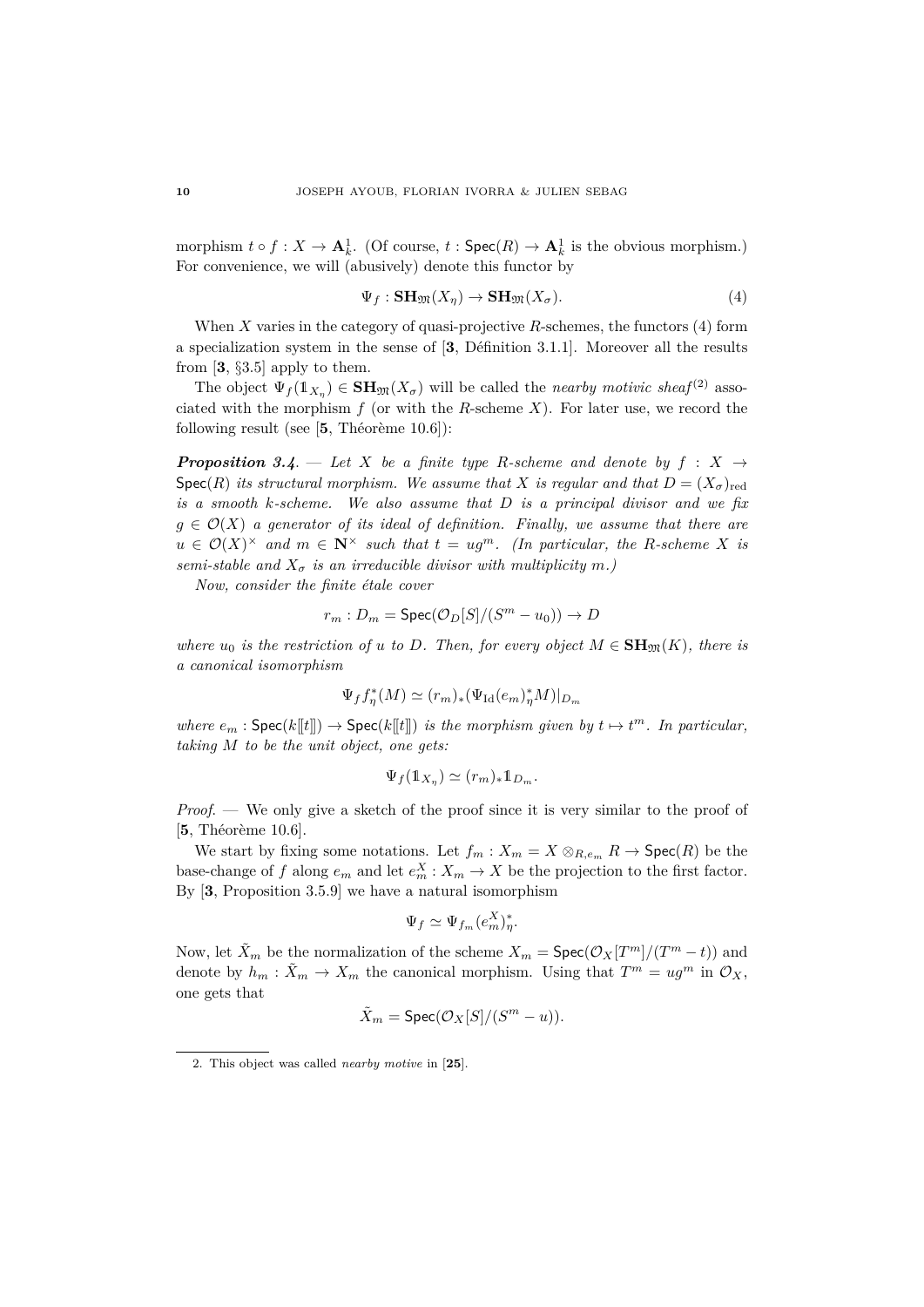morphism $t \circ f : X \to \mathbf{A}^1_k$. (Of course, $t : \mathsf{Spec}(R) \to \mathbf{A}^1_k$ is the obvious morphism.) For convenience, we will (abusively) denote this functor by

$$\Psi_f : \mathbf{SH}_{\mathfrak{M}}(X_\eta) \to \mathbf{SH}_{\mathfrak{M}}(X_\sigma). \tag{4}$$

When $X$ varies in the category of quasi-projective $R$-schemes, the functors (4) form a specialization system in the sense of [**3**, Définition 3.1.1]. Moreover all the results from [**3**, §3.5] apply to them.

The object $\Psi_f(\mathbb{1}_{X_\eta}) \in \mathbf{SH}_{\mathfrak{M}}(X_\sigma)$ will be called the *nearby motivic sheaf*[2] associated with the morphism $f$ (or with the $R$-scheme $X$). For later use, we record the following result (see [**5**, Théorème 10.6]):

***Proposition 3.4***. — *Let $X$ be a finite type $R$-scheme and denote by $f : X \to \mathsf{Spec}(R)$ its structural morphism. We assume that $X$ is regular and that $D = (X_\sigma)_{\mathrm{red}}$ is a smooth $k$-scheme. We also assume that $D$ is a principal divisor and we fix $g \in \mathcal{O}(X)$ a generator of its ideal of definition. Finally, we assume that there are $u \in \mathcal{O}(X)^\times$ and $m \in \mathbf{N}^\times$ such that $t = ug^m$. (In particular, the $R$-scheme $X$ is semi-stable and $X_\sigma$ is an irreducible divisor with multiplicity $m$.)*

*Now, consider the finite étale cover*

$$r_m : D_m = \mathsf{Spec}(\mathcal{O}_D[S]/(S^m - u_0)) \to D$$

*where $u_0$ is the restriction of $u$ to $D$. Then, for every object $M \in \mathbf{SH}_{\mathfrak{M}}(K)$, there is a canonical isomorphism*

$$\Psi_f f_\eta^*(M) \simeq (r_m)_*(\Psi_{\mathrm{Id}}(e_m)_\eta^* M)|_{D_m}$$

*where $e_m : \mathsf{Spec}(k[\![t]\!]) \to \mathsf{Spec}(k[\![t]\!])$ is the morphism given by $t \mapsto t^m$. In particular, taking $M$ to be the unit object, one gets:*

$$\Psi_f(\mathbb{1}_{X_\eta}) \simeq (r_m)_* \mathbb{1}_{D_m}.$$

*Proof*. — We only give a sketch of the proof since it is very similar to the proof of [**5**, Théorème 10.6].

We start by fixing some notations. Let $f_m : X_m = X \otimes_{R, e_m} R \to \mathsf{Spec}(R)$ be the base-change of $f$ along $e_m$ and let $e_m^X : X_m \to X$ be the projection to the first factor. By [**3**, Proposition 3.5.9] we have a natural isomorphism

$$\Psi_f \simeq \Psi_{f_m}(e_m^X)_\eta^*.$$

Now, let $\tilde{X}_m$ be the normalization of the scheme $X_m = \mathsf{Spec}(\mathcal{O}_X[T^m]/(T^m - t))$ and denote by $h_m : \tilde{X}_m \to X_m$ the canonical morphism. Using that $T^m = ug^m$ in $\mathcal{O}_X$, one gets that

$$\tilde{X}_m = \mathsf{Spec}(\mathcal{O}_X[S]/(S^m - u)).$$

2. This object was called *nearby motive* in [**25**].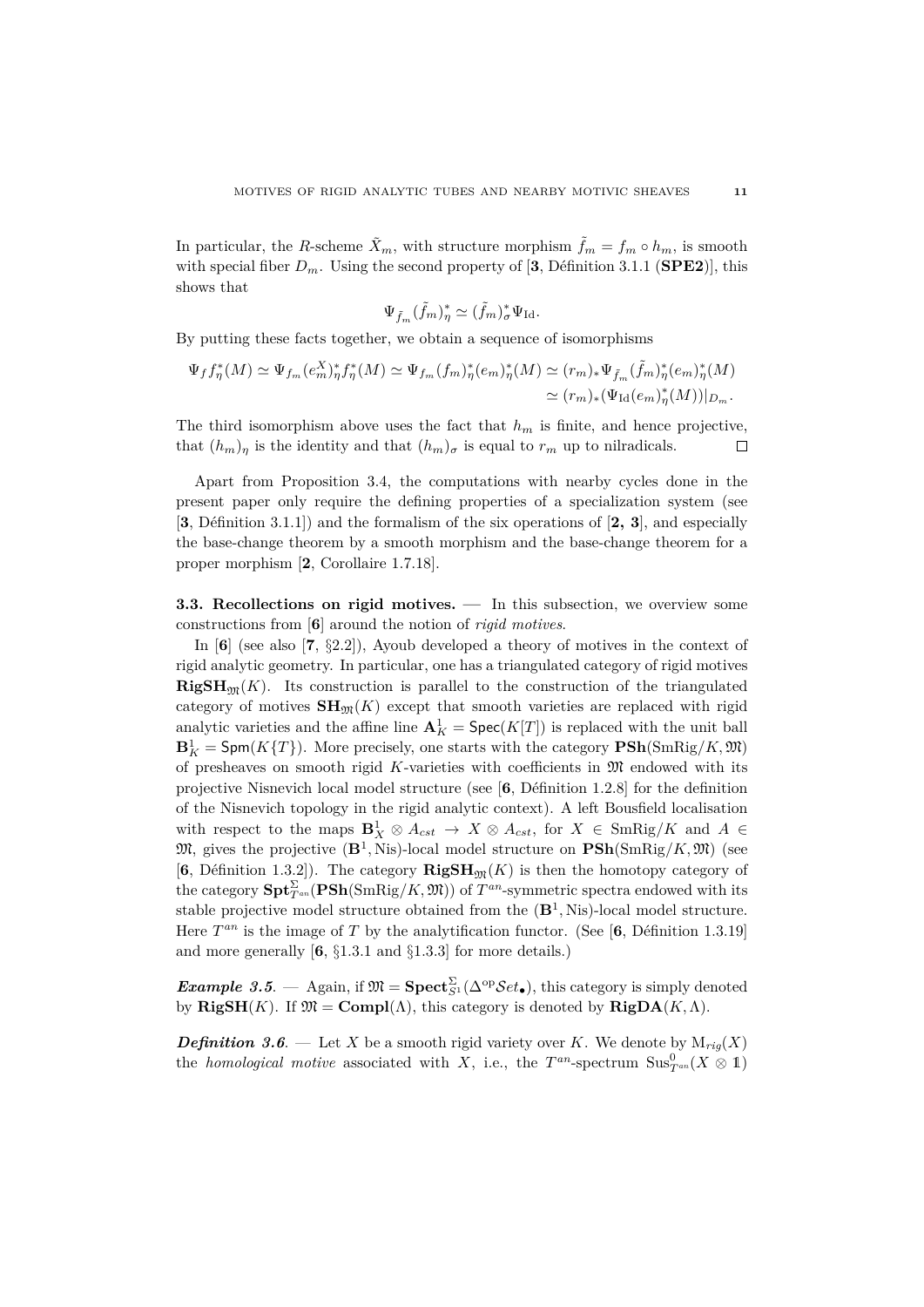In particular, the $R$-scheme $\tilde{X}_m$, with structure morphism $\tilde{f}_m = f_m \circ h_m$, is smooth with special fiber $D_m$. Using the second property of [**3**, Définition 3.1.1 (**SPE2**)], this shows that

$$\Psi_{\tilde{f}_m}(\tilde{f}_m)^*_\eta \simeq (\tilde{f}_m)^*_\sigma \Psi_{\mathrm{Id}}.$$

By putting these facts together, we obtain a sequence of isomorphisms

$$\Psi_f f^*_\eta(M) \simeq \Psi_{f_m}(e^X_m)^*_\eta f^*_\eta(M) \simeq \Psi_{f_m}(f_m)^*_\eta(e_m)^*_\eta(M) \simeq (r_m)_* \Psi_{\tilde{f}_m}(\tilde{f}_m)^*_\eta(e_m)^*_\eta(M)$$
$$\simeq (r_m)_*(\Psi_{\mathrm{Id}}(e_m)^*_\eta(M))|_{D_m}.$$

The third isomorphism above uses the fact that $h_m$ is finite, and hence projective, that $(h_m)_\eta$ is the identity and that $(h_m)_\sigma$ is equal to $r_m$ up to nilradicals. □

Apart from Proposition 3.4, the computations with nearby cycles done in the present paper only require the defining properties of a specialization system (see [**3**, Définition 3.1.1]) and the formalism of the six operations of [**2, 3**], and especially the base-change theorem by a smooth morphism and the base-change theorem for a proper morphism [**2**, Corollaire 1.7.18].

**3.3. Recollections on rigid motives.** — In this subsection, we overview some constructions from [**6**] around the notion of *rigid motives*.

In [**6**] (see also [**7**, §2.2]), Ayoub developed a theory of motives in the context of rigid analytic geometry. In particular, one has a triangulated category of rigid motives $\mathbf{RigSH}_{\mathfrak{M}}(K)$. Its construction is parallel to the construction of the triangulated category of motives $\mathbf{SH}_{\mathfrak{M}}(K)$ except that smooth varieties are replaced with rigid analytic varieties and the affine line $\mathbf{A}^1_K = \mathsf{Spec}(K[T])$ is replaced with the unit ball $\mathbf{B}^1_K = \mathsf{Spm}(K\{T\})$. More precisely, one starts with the category $\mathbf{PSh}(\mathrm{SmRig}/K, \mathfrak{M})$ of presheaves on smooth rigid $K$-varieties with coefficients in $\mathfrak{M}$ endowed with its projective Nisnevich local model structure (see [**6**, Définition 1.2.8] for the definition of the Nisnevich topology in the rigid analytic context). A left Bousfield localisation with respect to the maps $\mathbf{B}^1_X \otimes A_{cst} \to X \otimes A_{cst}$, for $X \in \mathrm{SmRig}/K$ and $A \in \mathfrak{M}$, gives the projective $(\mathbf{B}^1, \mathrm{Nis})$-local model structure on $\mathbf{PSh}(\mathrm{SmRig}/K, \mathfrak{M})$ (see [**6**, Définition 1.3.2]). The category $\mathbf{RigSH}_{\mathfrak{M}}(K)$ is then the homotopy category of the category $\mathbf{Spt}^{\Sigma}_{T^{an}}(\mathbf{PSh}(\mathrm{SmRig}/K, \mathfrak{M}))$ of $T^{an}$-symmetric spectra endowed with its stable projective model structure obtained from the $(\mathbf{B}^1, \mathrm{Nis})$-local model structure. Here $T^{an}$ is the image of $T$ by the analytification functor. (See [**6**, Définition 1.3.19] and more generally [**6**, §1.3.1 and §1.3.3] for more details.)

***Example 3.5.*** — Again, if $\mathfrak{M} = \mathbf{Spect}^{\Sigma}_{S^1}(\Delta^{\mathrm{op}}\mathcal{S}et_\bullet)$, this category is simply denoted by $\mathbf{RigSH}(K)$. If $\mathfrak{M} = \mathbf{Compl}(\Lambda)$, this category is denoted by $\mathbf{RigDA}(K, \Lambda)$.

***Definition 3.6.*** — Let $X$ be a smooth rigid variety over $K$. We denote by $\mathrm{M}_{rig}(X)$ the *homological motive* associated with $X$, i.e., the $T^{an}$-spectrum $\mathrm{Sus}^0_{T^{an}}(X \otimes \mathbb{1})$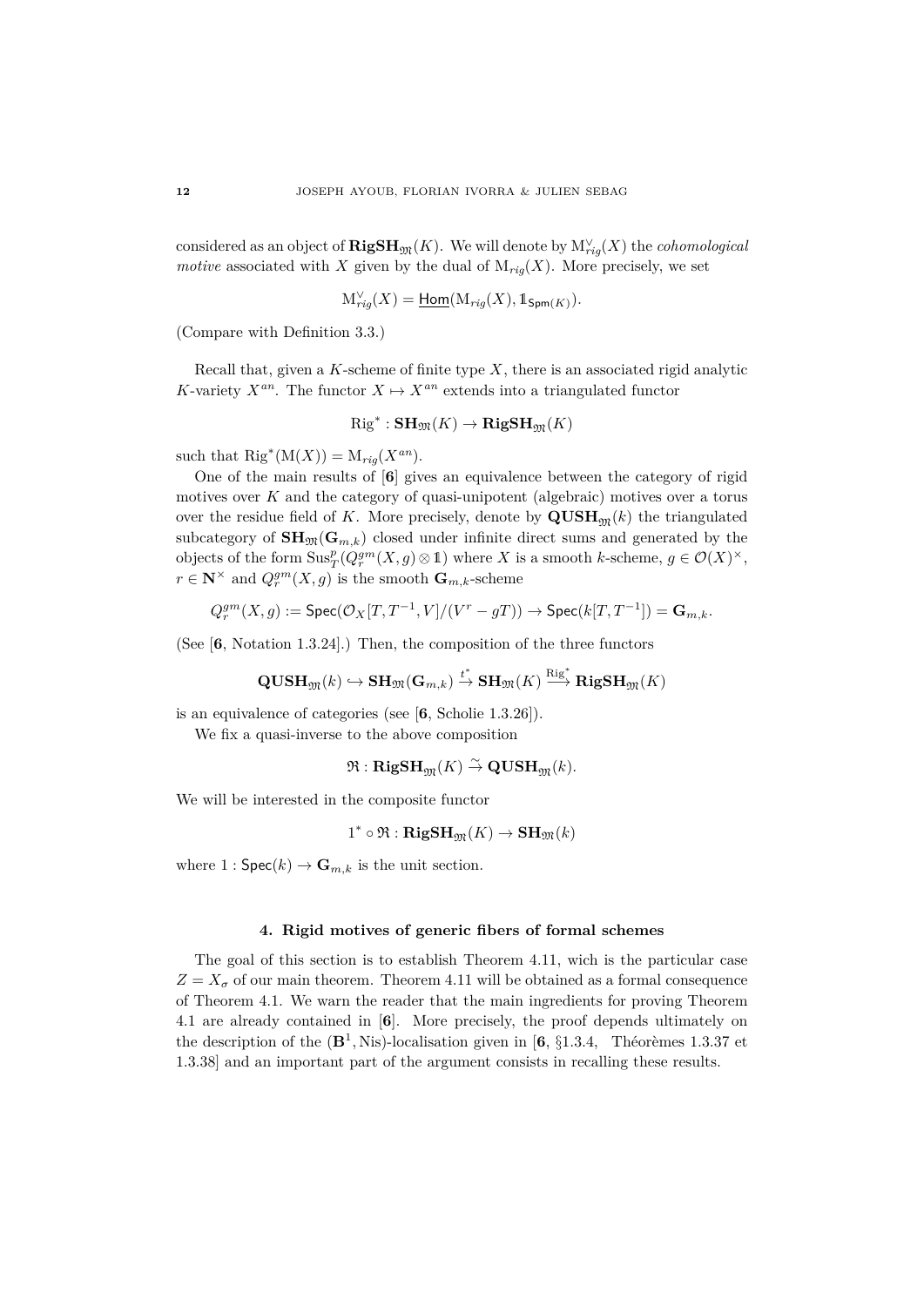considered as an object of $\mathbf{RigSH}_{\mathfrak{M}}(K)$. We will denote by $\mathrm{M}^{\vee}_{rig}(X)$ the *cohomological motive* associated with $X$ given by the dual of $\mathrm{M}_{rig}(X)$. More precisely, we set

$$\mathrm{M}^{\vee}_{rig}(X) = \underline{\mathsf{Hom}}(\mathrm{M}_{rig}(X), \mathbb{1}_{\mathsf{Spm}(K)}).$$

(Compare with Definition 3.3.)

Recall that, given a $K$-scheme of finite type $X$, there is an associated rigid analytic $K$-variety $X^{an}$. The functor $X \mapsto X^{an}$ extends into a triangulated functor

$$\mathrm{Rig}^* : \mathbf{SH}_{\mathfrak{M}}(K) \to \mathbf{RigSH}_{\mathfrak{M}}(K)$$

such that $\mathrm{Rig}^*(\mathrm{M}(X)) = \mathrm{M}_{rig}(X^{an})$.

One of the main results of [**6**] gives an equivalence between the category of rigid motives over $K$ and the category of quasi-unipotent (algebraic) motives over a torus over the residue field of $K$. More precisely, denote by $\mathbf{QUSH}_{\mathfrak{M}}(k)$ the triangulated subcategory of $\mathbf{SH}_{\mathfrak{M}}(\mathbf{G}_{m,k})$ closed under infinite direct sums and generated by the objects of the form $\mathrm{Sus}^p_T(Q^{gm}_r(X,g) \otimes \mathbb{1})$ where $X$ is a smooth $k$-scheme, $g \in \mathcal{O}(X)^{\times}$, $r \in \mathbf{N}^{\times}$ and $Q^{gm}_r(X,g)$ is the smooth $\mathbf{G}_{m,k}$-scheme

$$Q^{gm}_r(X,g) := \mathsf{Spec}(\mathcal{O}_X[T,T^{-1},V]/(V^r - gT)) \to \mathsf{Spec}(k[T,T^{-1}]) = \mathbf{G}_{m,k}.$$

(See [**6**, Notation 1.3.24].) Then, the composition of the three functors

$$\mathbf{QUSH}_{\mathfrak{M}}(k) \hookrightarrow \mathbf{SH}_{\mathfrak{M}}(\mathbf{G}_{m,k}) \xrightarrow{t^*} \mathbf{SH}_{\mathfrak{M}}(K) \xrightarrow{\mathrm{Rig}^*} \mathbf{RigSH}_{\mathfrak{M}}(K)$$

is an equivalence of categories (see [**6**, Scholie 1.3.26]).

We fix a quasi-inverse to the above composition

$$\mathfrak{R} : \mathbf{RigSH}_{\mathfrak{M}}(K) \xrightarrow{\sim} \mathbf{QUSH}_{\mathfrak{M}}(k).$$

We will be interested in the composite functor

$$1^* \circ \mathfrak{R} : \mathbf{RigSH}_{\mathfrak{M}}(K) \to \mathbf{SH}_{\mathfrak{M}}(k)$$

where $1 : \mathsf{Spec}(k) \to \mathbf{G}_{m,k}$ is the unit section.

## 4. Rigid motives of generic fibers of formal schemes

The goal of this section is to establish Theorem 4.11, wich is the particular case $Z = X_\sigma$ of our main theorem. Theorem 4.11 will be obtained as a formal consequence of Theorem 4.1. We warn the reader that the main ingredients for proving Theorem 4.1 are already contained in [**6**]. More precisely, the proof depends ultimately on the description of the $(\mathbf{B}^1, \mathrm{Nis})$-localisation given in [**6**, §1.3.4, Théorèmes 1.3.37 et 1.3.38] and an important part of the argument consists in recalling these results.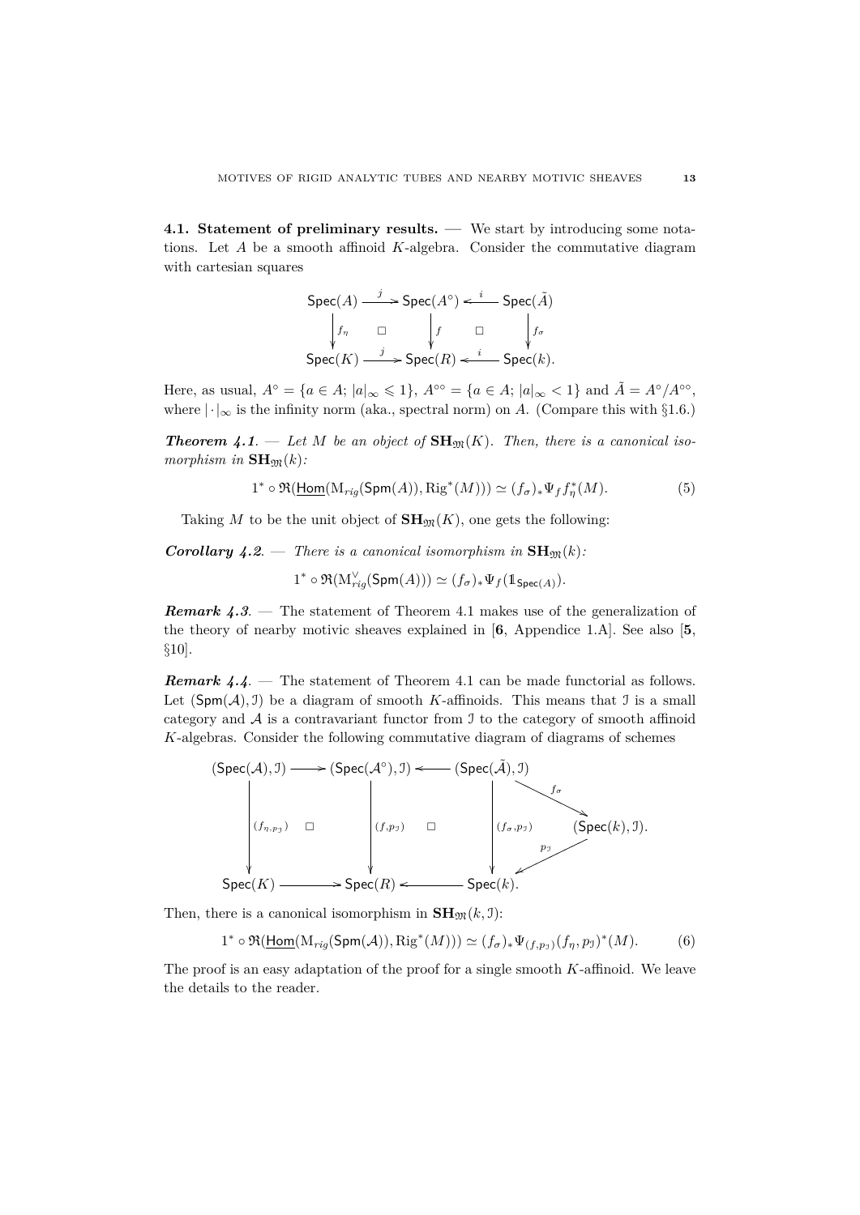**4.1. Statement of preliminary results.** — We start by introducing some notations. Let $A$ be a smooth affinoid $K$-algebra. Consider the commutative diagram with cartesian squares

$$\begin{array}{ccccc}
\mathsf{Spec}(A) & \xrightarrow{j} & \mathsf{Spec}(A^\circ) & \xleftarrow{i} & \mathsf{Spec}(\tilde{A}) \\
\downarrow{\scriptstyle f_\eta} & \square & \downarrow{\scriptstyle f} & \square & \downarrow{\scriptstyle f_\sigma} \\
\mathsf{Spec}(K) & \xrightarrow{j} & \mathsf{Spec}(R) & \xleftarrow{i} & \mathsf{Spec}(k).
\end{array}$$

Here, as usual, $A^\circ = \{a \in A;\, |a|_\infty \leqslant 1\}$, $A^{\circ\circ} = \{a \in A;\, |a|_\infty < 1\}$ and $\tilde{A} = A^\circ/A^{\circ\circ}$, where $|\cdot|_\infty$ is the infinity norm (aka., spectral norm) on $A$. (Compare this with §1.6.)

***Theorem 4.1.*** — *Let $M$ be an object of $\mathbf{SH}_{\mathfrak{M}}(K)$. Then, there is a canonical isomorphism in $\mathbf{SH}_{\mathfrak{M}}(k)$:*

$$1^* \circ \mathfrak{R}(\underline{\mathsf{Hom}}(\mathrm{M}_{rig}(\mathsf{Spm}(A)), \mathrm{Rig}^*(M))) \simeq (f_\sigma)_* \Psi_f f_\eta^*(M). \tag{5}$$

Taking $M$ to be the unit object of $\mathbf{SH}_{\mathfrak{M}}(K)$, one gets the following:

***Corollary 4.2.*** — *There is a canonical isomorphism in $\mathbf{SH}_{\mathfrak{M}}(k)$:*

$$1^* \circ \mathfrak{R}(\mathrm{M}^\vee_{rig}(\mathsf{Spm}(A))) \simeq (f_\sigma)_* \Psi_f(\mathbb{1}_{\mathsf{Spec}(A)}).$$

***Remark 4.3.*** — The statement of Theorem 4.1 makes use of the generalization of the theory of nearby motivic sheaves explained in [**6**, Appendice 1.A]. See also [**5**, §10].

***Remark 4.4.*** — The statement of Theorem 4.1 can be made functorial as follows. Let $(\mathsf{Spm}(\mathcal{A}), \mathcal{I})$ be a diagram of smooth $K$-affinoids. This means that $\mathcal{I}$ is a small category and $\mathcal{A}$ is a contravariant functor from $\mathcal{I}$ to the category of smooth affinoid $K$-algebras. Consider the following commutative diagram of diagrams of schemes

$$\begin{array}{ccccccc}
(\mathsf{Spec}(\mathcal{A}), \mathcal{I}) & \longrightarrow & (\mathsf{Spec}(\mathcal{A}^\circ), \mathcal{I}) & \longleftarrow & (\mathsf{Spec}(\tilde{\mathcal{A}}), \mathcal{I}) & \xrightarrow{f_\sigma} & (\mathsf{Spec}(k), \mathcal{I}) \\
\downarrow{\scriptstyle (f_\eta, p_\mathcal{I})} & \square & \downarrow{\scriptstyle (f, p_\mathcal{I})} & \square & \downarrow{\scriptstyle (f_\sigma, p_\mathcal{I})} & \swarrow{\scriptstyle p_\mathcal{I}} & \\
\mathsf{Spec}(K) & \longrightarrow & \mathsf{Spec}(R) & \longleftarrow & \mathsf{Spec}(k). & &
\end{array}$$

Then, there is a canonical isomorphism in $\mathbf{SH}_{\mathfrak{M}}(k, \mathcal{I})$:

$$1^* \circ \mathfrak{R}(\underline{\mathsf{Hom}}(\mathrm{M}_{rig}(\mathsf{Spm}(\mathcal{A})), \mathrm{Rig}^*(M))) \simeq (f_\sigma)_* \Psi_{(f, p_\mathcal{I})}(f_\eta, p_\mathcal{I})^*(M). \tag{6}$$

The proof is an easy adaptation of the proof for a single smooth $K$-affinoid. We leave the details to the reader.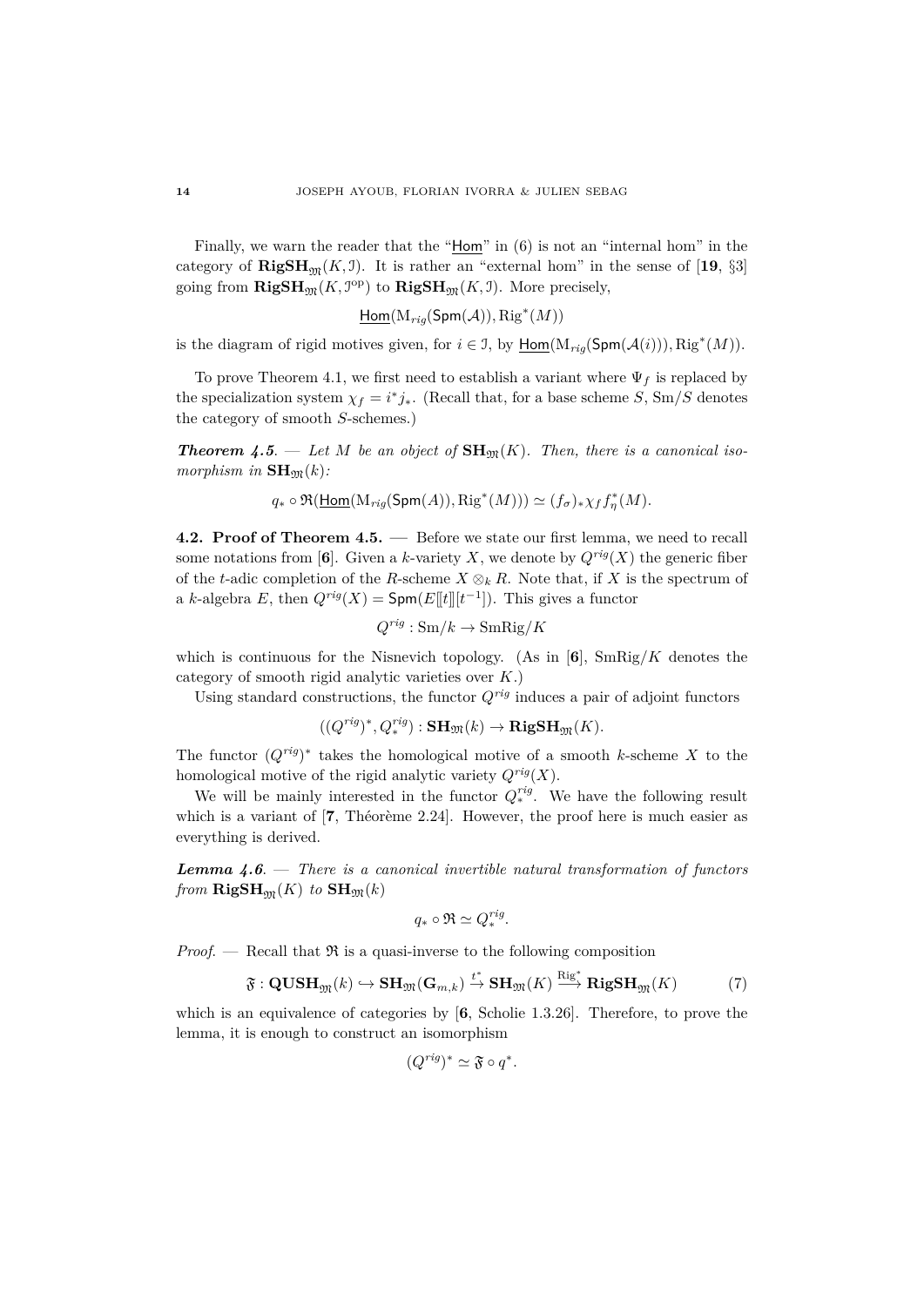Finally, we warn the reader that the "$\underline{\mathsf{Hom}}$" in (6) is not an "internal hom" in the category of $\mathbf{RigSH}_{\mathfrak{M}}(K, \mathcal{I})$. It is rather an "external hom" in the sense of [**19**, §3] going from $\mathbf{RigSH}_{\mathfrak{M}}(K, \mathcal{I}^{\mathrm{op}})$ to $\mathbf{RigSH}_{\mathfrak{M}}(K, \mathcal{I})$. More precisely,

$$\underline{\mathsf{Hom}}(\mathrm{M}_{rig}(\mathsf{Spm}(\mathcal{A})), \mathrm{Rig}^*(M))$$

is the diagram of rigid motives given, for $i \in \mathcal{I}$, by $\underline{\mathsf{Hom}}(\mathrm{M}_{rig}(\mathsf{Spm}(\mathcal{A}(i))), \mathrm{Rig}^*(M))$.

To prove Theorem 4.1, we first need to establish a variant where $\Psi_f$ is replaced by the specialization system $\chi_f = i^* j_*$. (Recall that, for a base scheme $S$, $\mathrm{Sm}/S$ denotes the category of smooth $S$-schemes.)

***Theorem 4.5***. — *Let $M$ be an object of $\mathbf{SH}_{\mathfrak{M}}(K)$. Then, there is a canonical isomorphism in $\mathbf{SH}_{\mathfrak{M}}(k)$:*

$$q_* \circ \mathfrak{R}(\underline{\mathsf{Hom}}(\mathrm{M}_{rig}(\mathsf{Spm}(A)), \mathrm{Rig}^*(M))) \simeq (f_\sigma)_* \chi_f f_\eta^*(M).$$

## 4.2. Proof of Theorem 4.5.

— Before we state our first lemma, we need to recall some notations from [**6**]. Given a $k$-variety $X$, we denote by $Q^{rig}(X)$ the generic fiber of the $t$-adic completion of the $R$-scheme $X \otimes_k R$. Note that, if $X$ is the spectrum of a $k$-algebra $E$, then $Q^{rig}(X) = \mathsf{Spm}(E[\![t]\!][t^{-1}])$. This gives a functor

$$Q^{rig} : \mathrm{Sm}/k \to \mathrm{SmRig}/K$$

which is continuous for the Nisnevich topology. (As in [**6**], $\mathrm{SmRig}/K$ denotes the category of smooth rigid analytic varieties over $K$.)

Using standard constructions, the functor $Q^{rig}$ induces a pair of adjoint functors

$$((Q^{rig})^*, Q^{rig}_*) : \mathbf{SH}_{\mathfrak{M}}(k) \to \mathbf{RigSH}_{\mathfrak{M}}(K).$$

The functor $(Q^{rig})^*$ takes the homological motive of a smooth $k$-scheme $X$ to the homological motive of the rigid analytic variety $Q^{rig}(X)$.

We will be mainly interested in the functor $Q^{rig}_*$. We have the following result which is a variant of [**7**, Théorème 2.24]. However, the proof here is much easier as everything is derived.

***Lemma 4.6***. — *There is a canonical invertible natural transformation of functors from $\mathbf{RigSH}_{\mathfrak{M}}(K)$ to $\mathbf{SH}_{\mathfrak{M}}(k)$*

$$q_* \circ \mathfrak{R} \simeq Q^{rig}_*.$$

*Proof*. — Recall that $\mathfrak{R}$ is a quasi-inverse to the following composition

$$\mathfrak{F} : \mathbf{QUSH}_{\mathfrak{M}}(k) \hookrightarrow \mathbf{SH}_{\mathfrak{M}}(\mathbf{G}_{m,k}) \xrightarrow{t^*} \mathbf{SH}_{\mathfrak{M}}(K) \xrightarrow{\mathrm{Rig}^*} \mathbf{RigSH}_{\mathfrak{M}}(K) \tag{7}$$

which is an equivalence of categories by [**6**, Scholie 1.3.26]. Therefore, to prove the lemma, it is enough to construct an isomorphism

$$(Q^{rig})^* \simeq \mathfrak{F} \circ q^*.$$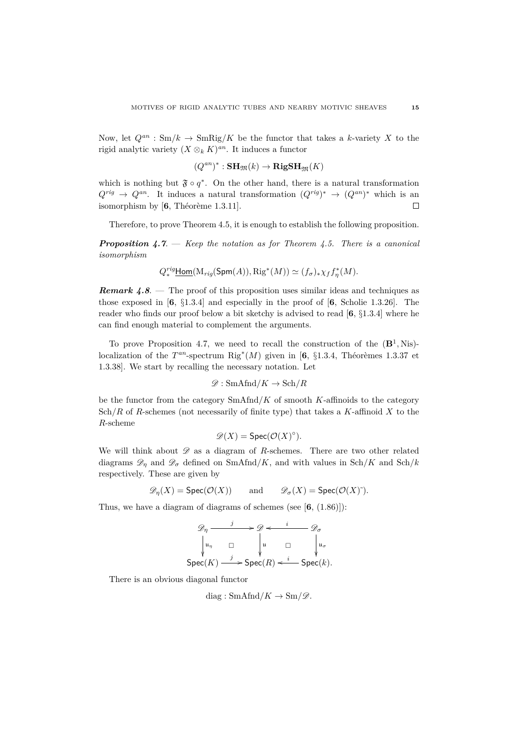Now, let $Q^{an} : \mathrm{Sm}/k \to \mathrm{SmRig}/K$ be the functor that takes a $k$-variety $X$ to the rigid analytic variety $(X \otimes_k K)^{an}$. It induces a functor

$$(Q^{an})^* : \mathbf{SH}_{\mathfrak{M}}(k) \to \mathbf{RigSH}_{\mathfrak{M}}(K)$$

which is nothing but $\mathfrak{F} \circ q^*$. On the other hand, there is a natural transformation $Q^{rig} \to Q^{an}$. It induces a natural transformation $(Q^{rig})^* \to (Q^{an})^*$ which is an isomorphism by [**6**, Théorème 1.3.11]. $\square$

Therefore, to prove Theorem 4.5, it is enough to establish the following proposition.

***Proposition 4.7***. — *Keep the notation as for Theorem 4.5. There is a canonical isomorphism*

$$Q^{rig}_* \underline{\mathsf{Hom}}(\mathrm{M}_{rig}(\mathsf{Spm}(A)), \mathrm{Rig}^*(M)) \simeq (f_\sigma)_* \chi_f f^*_\eta(M).$$

***Remark 4.8***. — The proof of this proposition uses similar ideas and techniques as those exposed in [**6**, §1.3.4] and especially in the proof of [**6**, Scholie 1.3.26]. The reader who finds our proof below a bit sketchy is advised to read [**6**, §1.3.4] where he can find enough material to complement the arguments.

To prove Proposition 4.7, we need to recall the construction of the $(\mathbf{B}^1, \mathrm{Nis})$-localization of the $T^{an}$-spectrum $\mathrm{Rig}^*(M)$ given in [**6**, §1.3.4, Théorèmes 1.3.37 et 1.3.38]. We start by recalling the necessary notation. Let

$$\mathscr{D} : \mathrm{SmAfnd}/K \to \mathrm{Sch}/R$$

be the functor from the category $\mathrm{SmAfnd}/K$ of smooth $K$-affinoids to the category $\mathrm{Sch}/R$ of $R$-schemes (not necessarily of finite type) that takes a $K$-affinoid $X$ to the $R$-scheme

$$\mathscr{D}(X) = \mathsf{Spec}(\mathcal{O}(X)^\circ).$$

We will think about $\mathscr{D}$ as a diagram of $R$-schemes. There are two other related diagrams $\mathscr{D}_\eta$ and $\mathscr{D}_\sigma$ defined on $\mathrm{SmAfnd}/K$, and with values in $\mathrm{Sch}/K$ and $\mathrm{Sch}/k$ respectively. These are given by

$$\mathscr{D}_\eta(X) = \mathsf{Spec}(\mathcal{O}(X)) \qquad \text{and} \qquad \mathscr{D}_\sigma(X) = \mathsf{Spec}(\mathcal{O}(X)^{\check{}}).$$

Thus, we have a diagram of diagrams of schemes (see [**6**, (1.86)]):

$$\begin{array}{ccccc}
\mathscr{D}_\eta & \xrightarrow{j} & \mathscr{D} & \xleftarrow{i} & \mathscr{D}_\sigma \\
\downarrow{\scriptstyle \mathrm{u}_\eta} & \square & \downarrow{\scriptstyle \mathrm{u}} & \square & \downarrow{\scriptstyle \mathrm{u}_\sigma} \\
\mathsf{Spec}(K) & \xrightarrow{j} & \mathsf{Spec}(R) & \xleftarrow{i} & \mathsf{Spec}(k).
\end{array}$$

There is an obvious diagonal functor

$$\mathrm{diag} : \mathrm{SmAfnd}/K \to \mathrm{Sm}/\mathscr{D}.$$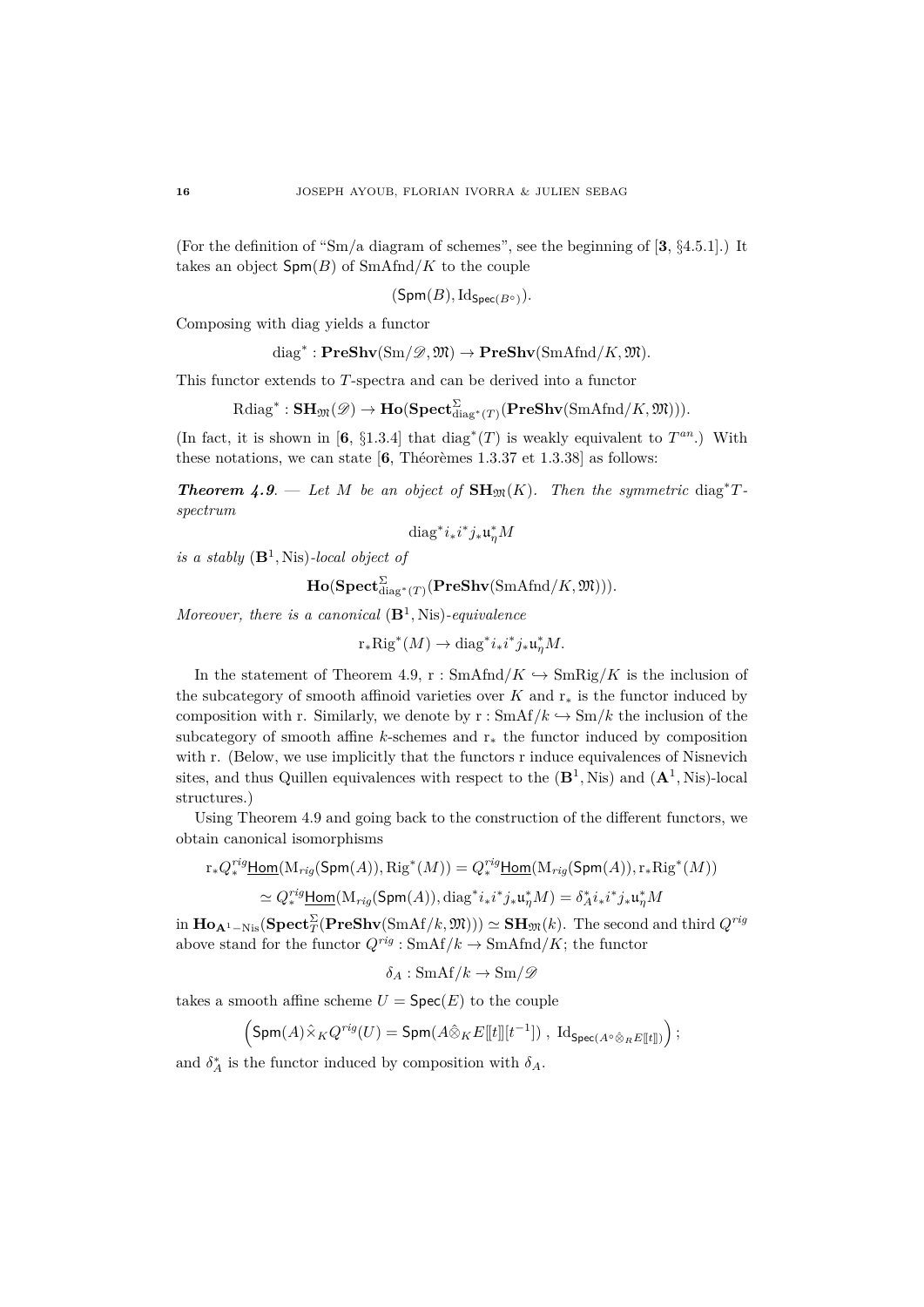(For the definition of "Sm/a diagram of schemes", see the beginning of [**3**, §4.5.1].) It takes an object $\mathsf{Spm}(B)$ of $\mathrm{SmAfnd}/K$ to the couple

$$(\mathsf{Spm}(B), \mathrm{Id}_{\mathsf{Spec}(B^\circ)}).$$

Composing with diag yields a functor

$$\mathrm{diag}^* : \mathbf{PreShv}(\mathrm{Sm}/\mathscr{D}, \mathfrak{M}) \to \mathbf{PreShv}(\mathrm{SmAfnd}/K, \mathfrak{M}).$$

This functor extends to $T$-spectra and can be derived into a functor

$$\mathrm{Rdiag}^* : \mathbf{SH}_{\mathfrak{M}}(\mathscr{D}) \to \mathbf{Ho}(\mathbf{Spect}^{\Sigma}_{\mathrm{diag}^*(T)}(\mathbf{PreShv}(\mathrm{SmAfnd}/K, \mathfrak{M}))).$$

(In fact, it is shown in [**6**, §1.3.4] that $\mathrm{diag}^*(T)$ is weakly equivalent to $T^{an}$.) With these notations, we can state [**6**, Théorèmes 1.3.37 et 1.3.38] as follows:

***Theorem 4.9***. — *Let $M$ be an object of $\mathbf{SH}_{\mathfrak{M}}(K)$. Then the symmetric $\mathrm{diag}^*T$-spectrum*

$$\mathrm{diag}^* i_* i^* j_* \mathfrak{u}_\eta^* M$$

*is a stably $(\mathbf{B}^1, \mathrm{Nis})$-local object of*

$$\mathbf{Ho}(\mathbf{Spect}^{\Sigma}_{\mathrm{diag}^*(T)}(\mathbf{PreShv}(\mathrm{SmAfnd}/K, \mathfrak{M}))).$$

*Moreover, there is a canonical $(\mathbf{B}^1, \mathrm{Nis})$-equivalence*

$$\mathrm{r}_* \mathrm{Rig}^*(M) \to \mathrm{diag}^* i_* i^* j_* \mathfrak{u}_\eta^* M.$$

In the statement of Theorem 4.9, $\mathrm{r} : \mathrm{SmAfnd}/K \hookrightarrow \mathrm{SmRig}/K$ is the inclusion of the subcategory of smooth affinoid varieties over $K$ and $\mathrm{r}_*$ is the functor induced by composition with r. Similarly, we denote by $\mathrm{r} : \mathrm{SmAf}/k \hookrightarrow \mathrm{Sm}/k$ the inclusion of the subcategory of smooth affine $k$-schemes and $\mathrm{r}_*$ the functor induced by composition with r. (Below, we use implicitly that the functors r induce equivalences of Nisnevich sites, and thus Quillen equivalences with respect to the $(\mathbf{B}^1, \mathrm{Nis})$ and $(\mathbf{A}^1, \mathrm{Nis})$-local structures.)

Using Theorem 4.9 and going back to the construction of the different functors, we obtain canonical isomorphisms

$$\mathrm{r}_* Q^{rig}_* \underline{\mathsf{Hom}}(\mathrm{M}_{rig}(\mathsf{Spm}(A)), \mathrm{Rig}^*(M)) = Q^{rig}_* \underline{\mathsf{Hom}}(\mathrm{M}_{rig}(\mathsf{Spm}(A)), \mathrm{r}_* \mathrm{Rig}^*(M))$$
$$\simeq Q^{rig}_* \underline{\mathsf{Hom}}(\mathrm{M}_{rig}(\mathsf{Spm}(A)), \mathrm{diag}^* i_* i^* j_* \mathfrak{u}_\eta^* M) = \delta_A^* i_* i^* j_* \mathfrak{u}_\eta^* M$$

in $\mathbf{Ho}_{\mathbf{A}^1-\mathrm{Nis}}(\mathbf{Spect}^{\Sigma}_T(\mathbf{PreShv}(\mathrm{SmAf}/k, \mathfrak{M}))) \simeq \mathbf{SH}_{\mathfrak{M}}(k)$. The second and third $Q^{rig}$ above stand for the functor $Q^{rig} : \mathrm{SmAf}/k \to \mathrm{SmAfnd}/K$; the functor

$$\delta_A : \mathrm{SmAf}/k \to \mathrm{Sm}/\mathscr{D}$$

takes a smooth affine scheme $U = \mathsf{Spec}(E)$ to the couple

$$\left(\mathsf{Spm}(A) \hat{\times}_K Q^{rig}(U) = \mathsf{Spm}(A \hat{\otimes}_K E[\![t]\!][t^{-1}])\ ,\ \mathrm{Id}_{\mathsf{Spec}(A^\circ \hat{\otimes}_R E[\![t]\!])}\right);$$

and $\delta_A^*$ is the functor induced by composition with $\delta_A$.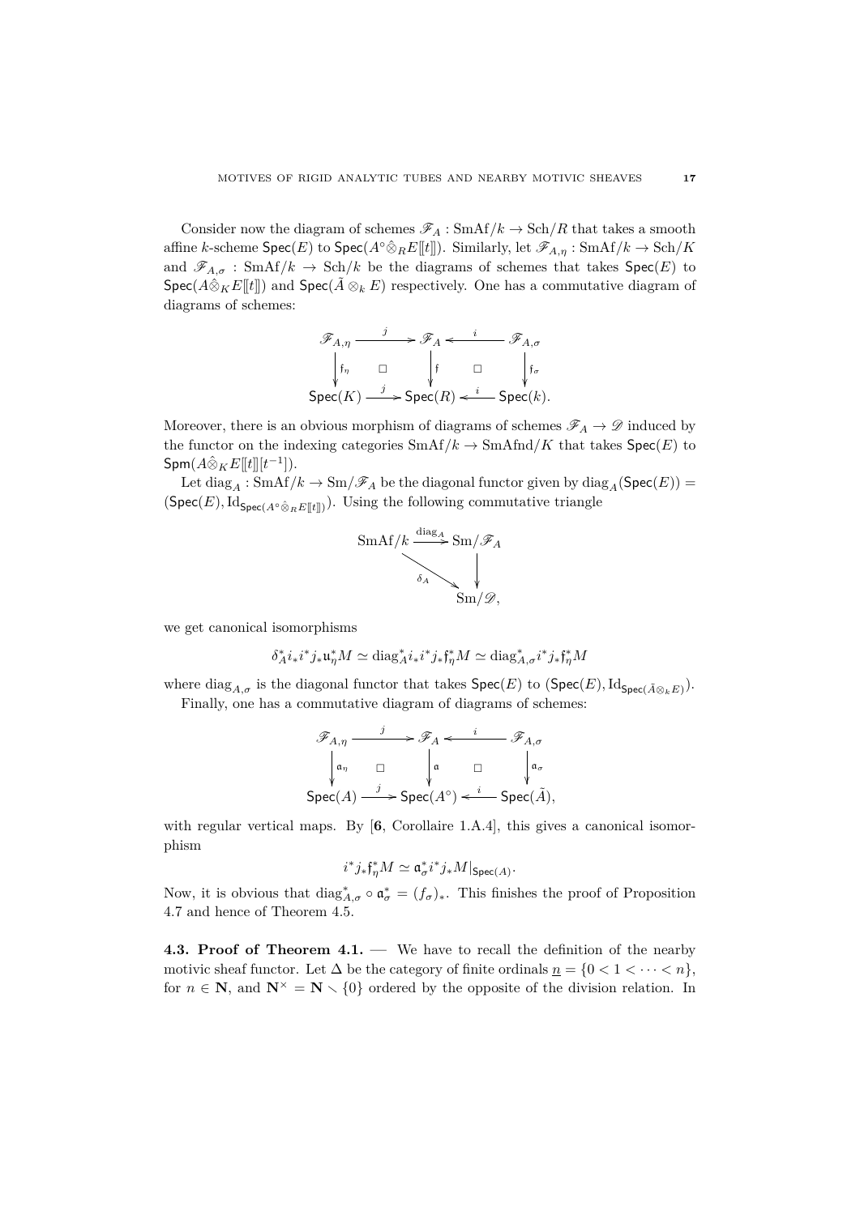Consider now the diagram of schemes $\mathscr{F}_A : \mathrm{SmAf}/k \to \mathrm{Sch}/R$ that takes a smooth affine $k$-scheme $\mathsf{Spec}(E)$ to $\mathsf{Spec}(A^\circ \hat{\otimes}_R E[\![t]\!])$. Similarly, let $\mathscr{F}_{A,\eta} : \mathrm{SmAf}/k \to \mathrm{Sch}/K$ and $\mathscr{F}_{A,\sigma} : \mathrm{SmAf}/k \to \mathrm{Sch}/k$ be the diagrams of schemes that takes $\mathsf{Spec}(E)$ to $\mathsf{Spec}(A \hat{\otimes}_K E[\![t]\!])$ and $\mathsf{Spec}(\tilde{A} \otimes_k E)$ respectively. One has a commutative diagram of diagrams of schemes:

$$\begin{array}{ccccc}
\mathscr{F}_{A,\eta} & \xrightarrow{\ j\ } & \mathscr{F}_A & \xleftarrow{\ i\ } & \mathscr{F}_{A,\sigma} \\
\downarrow{\scriptstyle \mathfrak{f}_\eta} & \square & \downarrow{\scriptstyle \mathfrak{f}} & \square & \downarrow{\scriptstyle \mathfrak{f}_\sigma} \\
\mathsf{Spec}(K) & \xrightarrow{\ j\ } & \mathsf{Spec}(R) & \xleftarrow{\ i\ } & \mathsf{Spec}(k).
\end{array}$$

Moreover, there is an obvious morphism of diagrams of schemes $\mathscr{F}_A \to \mathscr{D}$ induced by the functor on the indexing categories $\mathrm{SmAf}/k \to \mathrm{SmAfnd}/K$ that takes $\mathsf{Spec}(E)$ to $\mathsf{Spm}(A \hat{\otimes}_K E[\![t]\!][t^{-1}])$.

Let $\mathrm{diag}_A : \mathrm{SmAf}/k \to \mathrm{Sm}/\mathscr{F}_A$ be the diagonal functor given by $\mathrm{diag}_A(\mathsf{Spec}(E)) = (\mathsf{Spec}(E), \mathrm{Id}_{\mathsf{Spec}(A^\circ \hat{\otimes}_R E[\![t]\!])})$. Using the following commutative triangle

$$\begin{array}{ccc}
\mathrm{SmAf}/k & \xrightarrow{\ \mathrm{diag}_A\ } & \mathrm{Sm}/\mathscr{F}_A \\
 & \searrow^{\delta_A} & \downarrow \\
 & & \mathrm{Sm}/\mathscr{D},
\end{array}$$

we get canonical isomorphisms

$$\delta_A^* i_* i^* j_* \mathfrak{u}_\eta^* M \simeq \mathrm{diag}_A^* i_* i^* j_* \mathfrak{f}_\eta^* M \simeq \mathrm{diag}_{A,\sigma}^* i^* j_* \mathfrak{f}_\eta^* M$$

where $\mathrm{diag}_{A,\sigma}$ is the diagonal functor that takes $\mathsf{Spec}(E)$ to $(\mathsf{Spec}(E), \mathrm{Id}_{\mathsf{Spec}(\tilde{A} \otimes_k E)})$.

Finally, one has a commutative diagram of diagrams of schemes:

$$\begin{array}{ccccc}
\mathscr{F}_{A,\eta} & \xrightarrow{\ j\ } & \mathscr{F}_A & \xleftarrow{\ i\ } & \mathscr{F}_{A,\sigma} \\
\downarrow{\scriptstyle \mathfrak{a}_\eta} & \square & \downarrow{\scriptstyle \mathfrak{a}} & \square & \downarrow{\scriptstyle \mathfrak{a}_\sigma} \\
\mathsf{Spec}(A) & \xrightarrow{\ j\ } & \mathsf{Spec}(A^\circ) & \xleftarrow{\ i\ } & \mathsf{Spec}(\tilde{A}),
\end{array}$$

with regular vertical maps. By [**6**, Corollaire 1.A.4], this gives a canonical isomorphism

$$i^* j_* \mathfrak{f}_\eta^* M \simeq \mathfrak{a}_\sigma^* i^* j_* M|_{\mathsf{Spec}(A)}.$$

Now, it is obvious that $\mathrm{diag}_{A,\sigma}^* \circ \mathfrak{a}_\sigma^* = (f_\sigma)_*$. This finishes the proof of Proposition 4.7 and hence of Theorem 4.5.

**4.3. Proof of Theorem 4.1.** — We have to recall the definition of the nearby motivic sheaf functor. Let $\Delta$ be the category of finite ordinals $\underline{n} = \{0 < 1 < \cdots < n\}$, for $n \in \mathbf{N}$, and $\mathbf{N}^\times = \mathbf{N} \smallsetminus \{0\}$ ordered by the opposite of the division relation. In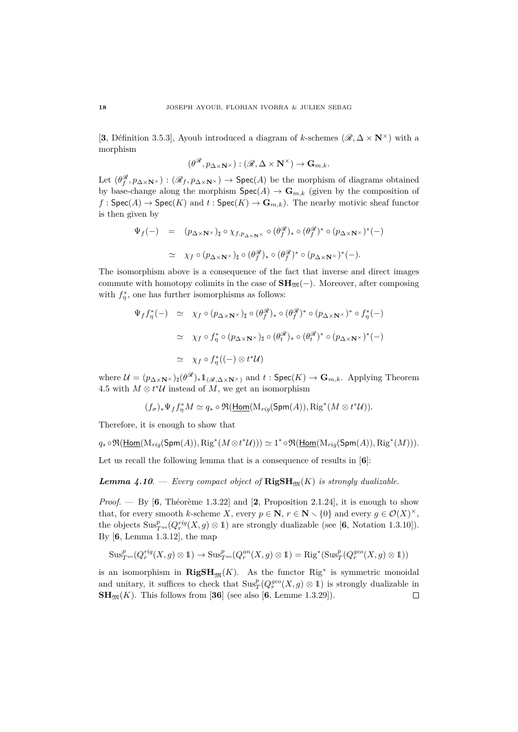[**3**, Définition 3.5.3], Ayoub introduced a diagram of $k$-schemes $(\mathscr{R}, \Delta \times \mathbf{N}^{\times})$ with a morphism

$$(\theta^{\mathscr{R}}, p_{\Delta\times\mathbf{N}^{\times}}) : (\mathscr{R}, \Delta \times \mathbf{N}^{\times}) \to \mathbf{G}_{m,k}.$$

Let $(\theta^{\mathscr{R}}_f, p_{\Delta\times\mathbf{N}^{\times}}) : (\mathscr{R}_f, p_{\Delta\times\mathbf{N}^{\times}}) \to \mathsf{Spec}(A)$ be the morphism of diagrams obtained by base-change along the morphism $\mathsf{Spec}(A) \to \mathbf{G}_{m,k}$ (given by the composition of $f : \mathsf{Spec}(A) \to \mathsf{Spec}(K)$ and $t : \mathsf{Spec}(K) \to \mathbf{G}_{m,k}$). The nearby motivic sheaf functor is then given by

$$\begin{aligned}
\Psi_f(-) &= (p_{\Delta\times\mathbf{N}^{\times}})_\sharp \circ \chi_{f,p_{\Delta\times\mathbf{N}^{\times}}} \circ (\theta^{\mathscr{R}}_f)_* \circ (\theta^{\mathscr{R}}_f)^* \circ (p_{\Delta\times\mathbf{N}^{\times}})^*(-) \\
&\simeq \chi_f \circ (p_{\Delta\times\mathbf{N}^{\times}})_\sharp \circ (\theta^{\mathscr{R}}_f)_* \circ (\theta^{\mathscr{R}}_f)^* \circ (p_{\Delta\times\mathbf{N}^{\times}})^*(-).
\end{aligned}$$

The isomorphism above is a consequence of the fact that inverse and direct images commute with homotopy colimits in the case of $\mathbf{SH}_{\mathfrak{M}}(-)$. Moreover, after composing with $f^*_\eta$, one has further isomorphisms as follows:

$$\begin{aligned}
\Psi_f f^*_\eta(-) &\simeq \chi_f \circ (p_{\Delta\times\mathbf{N}^{\times}})_\sharp \circ (\theta^{\mathscr{R}}_f)_* \circ (\theta^{\mathscr{R}}_f)^* \circ (p_{\Delta\times\mathbf{N}^{\times}})^* \circ f^*_\eta(-) \\
&\simeq \chi_f \circ f^*_\eta \circ (p_{\Delta\times\mathbf{N}^{\times}})_\sharp \circ (\theta^{\mathscr{R}}_t)_* \circ (\theta^{\mathscr{R}}_t)^* \circ (p_{\Delta\times\mathbf{N}^{\times}})^*(-) \\
&\simeq \chi_f \circ f^*_\eta((-) \otimes t^*\mathcal{U})
\end{aligned}$$

where $\mathcal{U} = (p_{\Delta\times\mathbf{N}^{\times}})_\sharp(\theta^{\mathscr{R}})_*\mathbb{1}_{(\mathscr{R},\Delta\times\mathbf{N}^{\times})}$ and $t : \mathsf{Spec}(K) \to \mathbf{G}_{m,k}$. Applying Theorem 4.5 with $M \otimes t^*\mathcal{U}$ instead of $M$, we get an isomorphism

$$(f_\sigma)_*\Psi_f f^*_\eta M \simeq q_* \circ \mathfrak{R}(\underline{\mathsf{Hom}}(\mathrm{M}_{rig}(\mathsf{Spm}(A)), \mathrm{Rig}^*(M \otimes t^*\mathcal{U})).$$

Therefore, it is enough to show that

$$q_* \circ \mathfrak{R}(\underline{\mathsf{Hom}}(\mathrm{M}_{rig}(\mathsf{Spm}(A)), \mathrm{Rig}^*(M \otimes t^*\mathcal{U}))) \simeq 1^* \circ \mathfrak{R}(\underline{\mathsf{Hom}}(\mathrm{M}_{rig}(\mathsf{Spm}(A)), \mathrm{Rig}^*(M))).$$

Let us recall the following lemma that is a consequence of results in [**6**]:

***Lemma 4.10***. — *Every compact object of $\mathbf{RigSH}_{\mathfrak{M}}(K)$ is strongly dualizable.*

*Proof*. — By [**6**, Théorème 1.3.22] and [**2**, Proposition 2.1.24], it is enough to show that, for every smooth $k$-scheme $X$, every $p \in \mathbf{N}$, $r \in \mathbf{N} \smallsetminus \{0\}$ and every $g \in \mathcal{O}(X)^\times$, the objects $\mathrm{Sus}^p_{T^{an}}(Q^{rig}_r(X, g) \otimes \mathbb{1})$ are strongly dualizable (see [**6**, Notation 1.3.10]). By [**6**, Lemma 1.3.12], the map

$$\mathrm{Sus}^p_{T^{an}}(Q^{rig}_r(X, g) \otimes \mathbb{1}) \to \mathrm{Sus}^p_{T^{an}}(Q^{an}_r(X, g) \otimes \mathbb{1}) = \mathrm{Rig}^*(\mathrm{Sus}^p_T(Q^{geo}_r(X, g) \otimes \mathbb{1}))$$

is an isomorphism in $\mathbf{RigSH}_{\mathfrak{M}}(K)$. As the functor $\mathrm{Rig}^*$ is symmetric monoidal and unitary, it suffices to check that $\mathrm{Sus}^p_T(Q^{geo}_r(X, g) \otimes \mathbb{1})$ is strongly dualizable in $\mathbf{SH}_{\mathfrak{M}}(K)$. This follows from [**36**] (see also [**6**, Lemme 1.3.29]). $\square$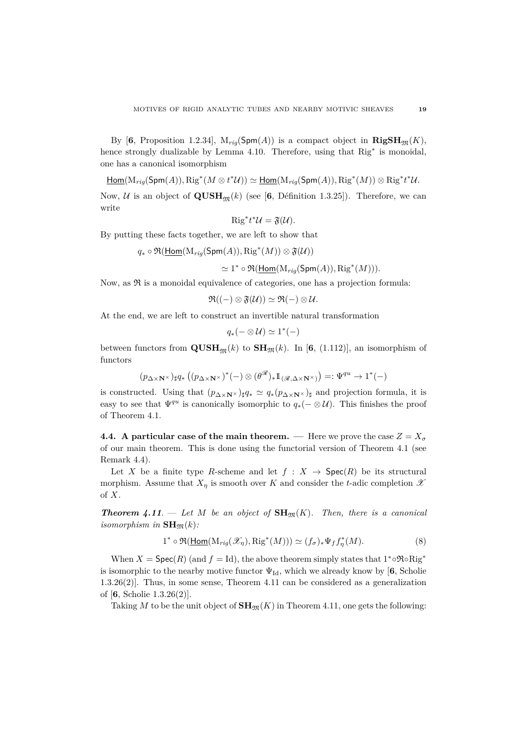By [**6**, Proposition 1.2.34], $\mathrm{M}_{rig}(\mathsf{Spm}(A))$ is a compact object in $\mathbf{RigSH}_{\mathfrak{M}}(K)$, hence strongly dualizable by Lemma 4.10. Therefore, using that $\mathrm{Rig}^*$ is monoidal, one has a canonical isomorphism

$$\underline{\mathsf{Hom}}(\mathrm{M}_{rig}(\mathsf{Spm}(A)), \mathrm{Rig}^*(M \otimes t^*\mathcal{U})) \simeq \underline{\mathsf{Hom}}(\mathrm{M}_{rig}(\mathsf{Spm}(A)), \mathrm{Rig}^*(M)) \otimes \mathrm{Rig}^* t^* \mathcal{U}.$$

Now, $\mathcal{U}$ is an object of $\mathbf{QUSH}_{\mathfrak{M}}(k)$ (see [**6**, Définition 1.3.25]). Therefore, we can write

$$\mathrm{Rig}^* t^* \mathcal{U} = \mathfrak{F}(\mathcal{U}).$$

By putting these facts together, we are left to show that

$$q_* \circ \mathfrak{R}(\underline{\mathsf{Hom}}(\mathrm{M}_{rig}(\mathsf{Spm}(A)), \mathrm{Rig}^*(M)) \otimes \mathfrak{F}(\mathcal{U}))$$
$$\simeq 1^* \circ \mathfrak{R}(\underline{\mathsf{Hom}}(\mathrm{M}_{rig}(\mathsf{Spm}(A)), \mathrm{Rig}^*(M))).$$

Now, as $\mathfrak{R}$ is a monoidal equivalence of categories, one has a projection formula:

$$\mathfrak{R}((-) \otimes \mathfrak{F}(\mathcal{U})) \simeq \mathfrak{R}(-) \otimes \mathcal{U}.$$

At the end, we are left to construct an invertible natural transformation

$$q_*(- \otimes \mathcal{U}) \simeq 1^*(-)$$

between functors from $\mathbf{QUSH}_{\mathfrak{M}}(k)$ to $\mathbf{SH}_{\mathfrak{M}}(k)$. In [**6**, (1.112)], an isomorphism of functors

$$(p_{\Delta \times \mathbf{N}^\times})_\sharp q_* \left( (p_{\Delta \times \mathbf{N}^\times})^*(-) \otimes (\theta^{\mathscr{R}})_* \mathbb{1}_{(\mathscr{R}, \Delta \times \mathbf{N}^\times)} \right) =: \Psi^{qu} \to 1^*(-)$$

is constructed. Using that $(p_{\Delta \times \mathbf{N}^\times})_\sharp q_* \simeq q_* (p_{\Delta \times \mathbf{N}^\times})_\sharp$ and projection formula, it is easy to see that $\Psi^{qu}$ is canonically isomorphic to $q_*(- \otimes \mathcal{U})$. This finishes the proof of Theorem 4.1.

**4.4. A particular case of the main theorem.** — Here we prove the case $Z = X_\sigma$ of our main theorem. This is done using the functorial version of Theorem 4.1 (see Remark 4.4).

Let $X$ be a finite type $R$-scheme and let $f : X \to \mathsf{Spec}(R)$ be its structural morphism. Assume that $X_\eta$ is smooth over $K$ and consider the $t$-adic completion $\mathscr{X}$ of $X$.

***Theorem 4.11***. — *Let $M$ be an object of $\mathbf{SH}_{\mathfrak{M}}(K)$. Then, there is a canonical isomorphism in $\mathbf{SH}_{\mathfrak{M}}(k)$:*

$$1^* \circ \mathfrak{R}(\underline{\mathsf{Hom}}(\mathrm{M}_{rig}(\mathscr{X}_\eta), \mathrm{Rig}^*(M))) \simeq (f_\sigma)_* \Psi_f f_\eta^*(M). \tag{8}$$

When $X = \mathsf{Spec}(R)$ (and $f = \mathrm{Id}$), the above theorem simply states that $1^* \circ \mathfrak{R} \circ \mathrm{Rig}^*$ is isomorphic to the nearby motive functor $\Psi_{\mathrm{Id}}$, which we already know by [**6**, Scholie 1.3.26(2)]. Thus, in some sense, Theorem 4.11 can be considered as a generalization of [**6**, Scholie 1.3.26(2)].

Taking $M$ to be the unit object of $\mathbf{SH}_{\mathfrak{M}}(K)$ in Theorem 4.11, one gets the following: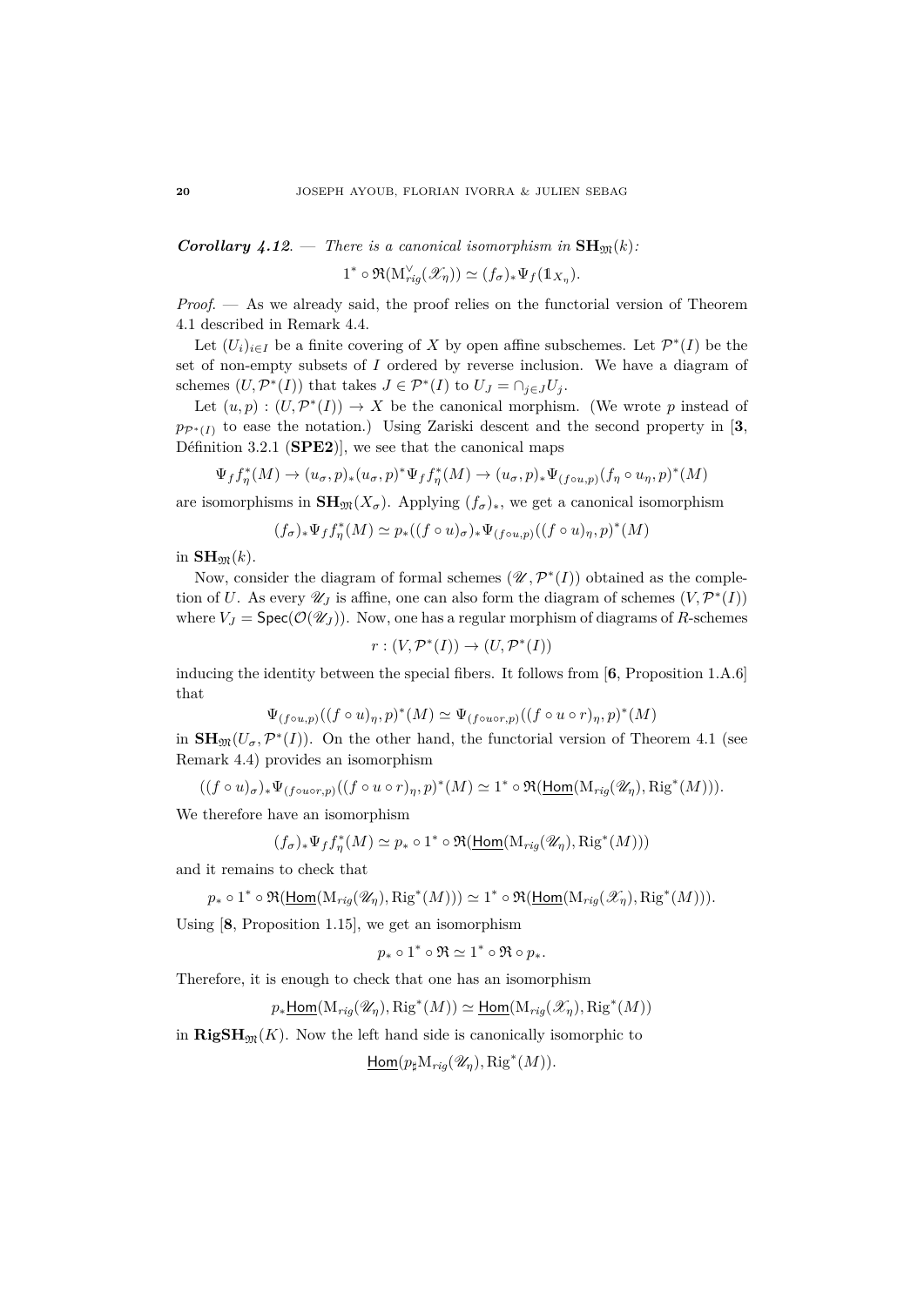***Corollary 4.12***. — *There is a canonical isomorphism in* $\mathbf{SH}_{\mathfrak{M}}(k)$*:*

$$1^* \circ \mathfrak{R}(\mathrm{M}^{\vee}_{rig}(\mathscr{X}_\eta)) \simeq (f_\sigma)_* \Psi_f(\mathbb{1}_{X_\eta}).$$

*Proof.* — As we already said, the proof relies on the functorial version of Theorem 4.1 described in Remark 4.4.

Let $(U_i)_{i\in I}$ be a finite covering of $X$ by open affine subschemes. Let $\mathcal{P}^*(I)$ be the set of non-empty subsets of $I$ ordered by reverse inclusion. We have a diagram of schemes $(U, \mathcal{P}^*(I))$ that takes $J \in \mathcal{P}^*(I)$ to $U_J = \cap_{j\in J} U_j$.

Let $(u,p) : (U, \mathcal{P}^*(I)) \to X$ be the canonical morphism. (We wrote $p$ instead of $p_{\mathcal{P}^*(I)}$ to ease the notation.) Using Zariski descent and the second property in [**3**, Définition 3.2.1 (**SPE2**)], we see that the canonical maps

$$\Psi_f f_\eta^*(M) \to (u_\sigma, p)_*(u_\sigma,p)^*\Psi_f f_\eta^*(M) \to (u_\sigma,p)_*\Psi_{(f\circ u,p)}(f_\eta \circ u_\eta, p)^*(M)$$

are isomorphisms in $\mathbf{SH}_{\mathfrak{M}}(X_\sigma)$. Applying $(f_\sigma)_*$, we get a canonical isomorphism

$$(f_\sigma)_*\Psi_f f_\eta^*(M) \simeq p_*((f\circ u)_\sigma)_*\Psi_{(f\circ u,p)}((f\circ u)_\eta, p)^*(M)$$

in $\mathbf{SH}_{\mathfrak{M}}(k)$.

Now, consider the diagram of formal schemes $(\mathscr{U}, \mathcal{P}^*(I))$ obtained as the completion of $U$. As every $\mathscr{U}_J$ is affine, one can also form the diagram of schemes $(V, \mathcal{P}^*(I))$ where $V_J = \mathsf{Spec}(\mathcal{O}(\mathscr{U}_J))$. Now, one has a regular morphism of diagrams of $R$-schemes

$$r : (V, \mathcal{P}^*(I)) \to (U, \mathcal{P}^*(I))$$

inducing the identity between the special fibers. It follows from [**6**, Proposition 1.A.6] that

$$\Psi_{(f\circ u,p)}((f\circ u)_\eta, p)^*(M) \simeq \Psi_{(f\circ u\circ r,p)}((f\circ u\circ r)_\eta, p)^*(M)$$

in $\mathbf{SH}_{\mathfrak{M}}(U_\sigma, \mathcal{P}^*(I))$. On the other hand, the functorial version of Theorem 4.1 (see Remark 4.4) provides an isomorphism

$$((f\circ u)_\sigma)_*\Psi_{(f\circ u\circ r,p)}((f\circ u\circ r)_\eta, p)^*(M) \simeq 1^*\circ \mathfrak{R}(\underline{\mathsf{Hom}}(\mathrm{M}_{rig}(\mathscr{U}_\eta), \mathrm{Rig}^*(M))).$$

We therefore have an isomorphism

$$(f_\sigma)_*\Psi_f f_\eta^*(M) \simeq p_*\circ 1^*\circ \mathfrak{R}(\underline{\mathsf{Hom}}(\mathrm{M}_{rig}(\mathscr{U}_\eta), \mathrm{Rig}^*(M)))$$

and it remains to check that

$$p_*\circ 1^*\circ \mathfrak{R}(\underline{\mathsf{Hom}}(\mathrm{M}_{rig}(\mathscr{U}_\eta), \mathrm{Rig}^*(M))) \simeq 1^*\circ \mathfrak{R}(\underline{\mathsf{Hom}}(\mathrm{M}_{rig}(\mathscr{X}_\eta), \mathrm{Rig}^*(M))).$$

Using [**8**, Proposition 1.15], we get an isomorphism

$$p_*\circ 1^*\circ \mathfrak{R} \simeq 1^*\circ \mathfrak{R}\circ p_*.$$

Therefore, it is enough to check that one has an isomorphism

$$p_*\underline{\mathsf{Hom}}(\mathrm{M}_{rig}(\mathscr{U}_\eta), \mathrm{Rig}^*(M)) \simeq \underline{\mathsf{Hom}}(\mathrm{M}_{rig}(\mathscr{X}_\eta), \mathrm{Rig}^*(M))$$

in $\mathbf{RigSH}_{\mathfrak{M}}(K)$. Now the left hand side is canonically isomorphic to

$$\underline{\mathsf{Hom}}(p_\sharp \mathrm{M}_{rig}(\mathscr{U}_\eta), \mathrm{Rig}^*(M)).$$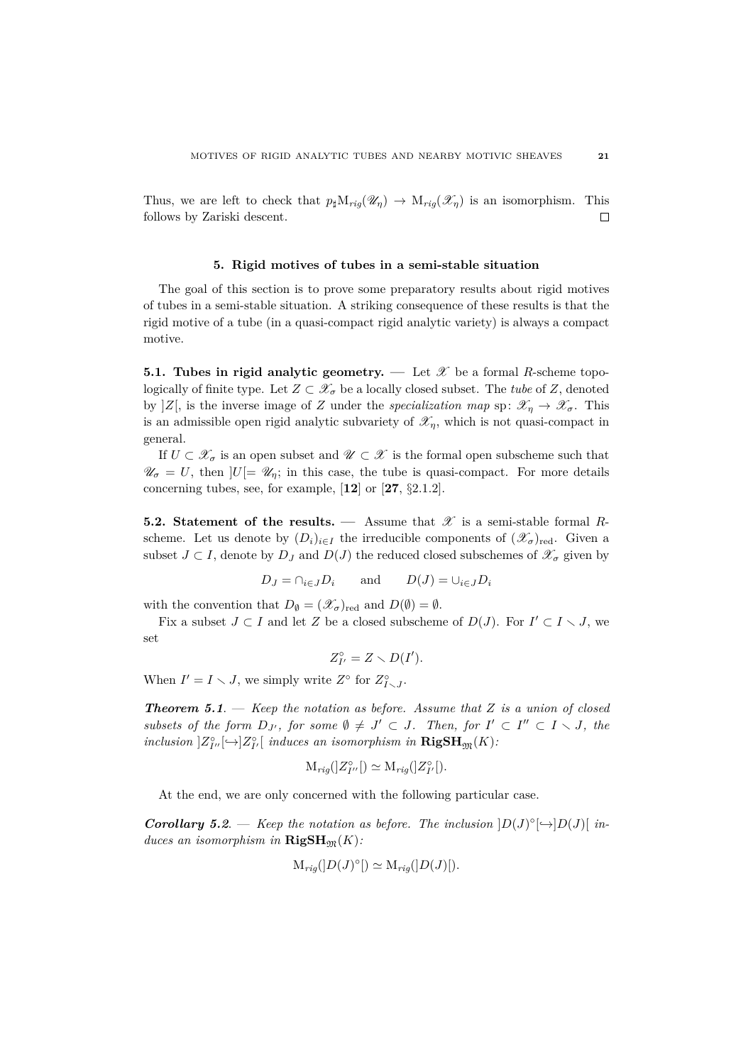Thus, we are left to check that $p_\sharp \mathrm{M}_{rig}(\mathscr{U}_\eta) \to \mathrm{M}_{rig}(\mathscr{X}_\eta)$ is an isomorphism. This follows by Zariski descent. $\square$

## 5. Rigid motives of tubes in a semi-stable situation

The goal of this section is to prove some preparatory results about rigid motives of tubes in a semi-stable situation. A striking consequence of these results is that the rigid motive of a tube (in a quasi-compact rigid analytic variety) is always a compact motive.

**5.1. Tubes in rigid analytic geometry.** — Let $\mathscr{X}$ be a formal $R$-scheme topologically of finite type. Let $Z \subset \mathscr{X}_\sigma$ be a locally closed subset. The *tube* of $Z$, denoted by $]Z[$, is the inverse image of $Z$ under the *specialization map* $\mathrm{sp}\colon \mathscr{X}_\eta \to \mathscr{X}_\sigma$. This is an admissible open rigid analytic subvariety of $\mathscr{X}_\eta$, which is not quasi-compact in general.

If $U \subset \mathscr{X}_\sigma$ is an open subset and $\mathscr{U} \subset \mathscr{X}$ is the formal open subscheme such that $\mathscr{U}_\sigma = U$, then $]U[ = \mathscr{U}_\eta$; in this case, the tube is quasi-compact. For more details concerning tubes, see, for example, [**12**] or [**27**, §2.1.2].

**5.2. Statement of the results.** — Assume that $\mathscr{X}$ is a semi-stable formal $R$-scheme. Let us denote by $(D_i)_{i\in I}$ the irreducible components of $(\mathscr{X}_\sigma)_{\mathrm{red}}$. Given a subset $J \subset I$, denote by $D_J$ and $D(J)$ the reduced closed subschemes of $\mathscr{X}_\sigma$ given by

$$D_J = \cap_{i\in J} D_i \qquad \text{and} \qquad D(J) = \cup_{i \in J} D_i$$

with the convention that $D_\emptyset = (\mathscr{X}_\sigma)_{\mathrm{red}}$ and $D(\emptyset) = \emptyset$.

Fix a subset $J \subset I$ and let $Z$ be a closed subscheme of $D(J)$. For $I' \subset I \smallsetminus J$, we set

$$Z^\circ_{I'} = Z \smallsetminus D(I').$$

When $I' = I \smallsetminus J$, we simply write $Z^\circ$ for $Z^\circ_{I\smallsetminus J}$.

***Theorem 5.1***. — *Keep the notation as before. Assume that $Z$ is a union of closed subsets of the form $D_{J'}$, for some $\emptyset \neq J' \subset J$. Then, for $I' \subset I'' \subset I \smallsetminus J$, the inclusion $]Z^\circ_{I''}[ \hookrightarrow ]Z^\circ_{I'}[$ induces an isomorphism in $\mathbf{RigSH}_{\mathfrak{M}}(K)$:*

$$\mathrm{M}_{rig}(]Z^\circ_{I''}[) \simeq \mathrm{M}_{rig}(]Z^\circ_{I'}[).$$

At the end, we are only concerned with the following particular case.

***Corollary 5.2***. — *Keep the notation as before. The inclusion $]D(J)^\circ[ \hookrightarrow ]D(J)[$ induces an isomorphism in $\mathbf{RigSH}_{\mathfrak{M}}(K)$:*

$$\mathrm{M}_{rig}(]D(J)^\circ[) \simeq \mathrm{M}_{rig}(]D(J)[).$$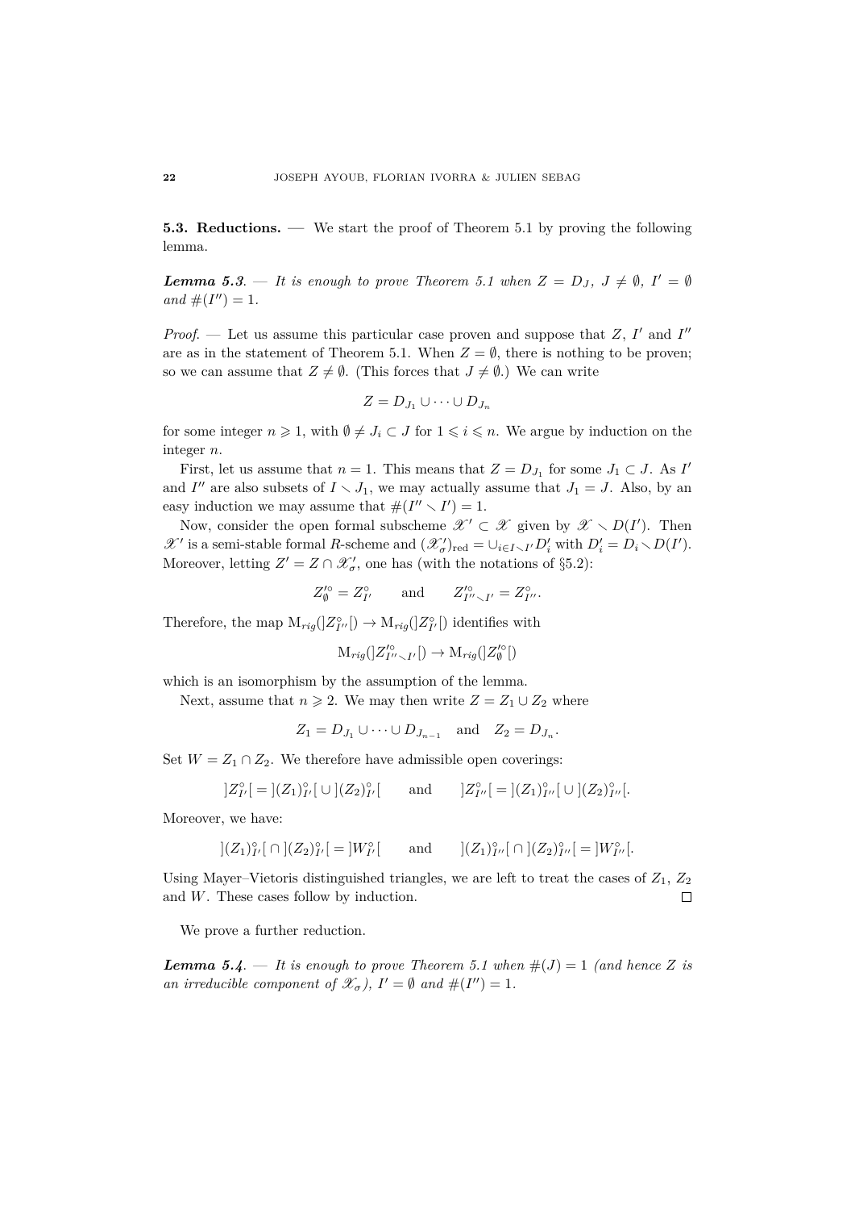**5.3. Reductions.** — We start the proof of Theorem 5.1 by proving the following lemma.

***Lemma 5.3.*** — *It is enough to prove Theorem 5.1 when $Z = D_J$, $J \neq \emptyset$, $I' = \emptyset$ and $\#(I'') = 1$.*

*Proof.* — Let us assume this particular case proven and suppose that $Z$, $I'$ and $I''$ are as in the statement of Theorem 5.1. When $Z = \emptyset$, there is nothing to be proven; so we can assume that $Z \neq \emptyset$. (This forces that $J \neq \emptyset$.) We can write

$$Z = D_{J_1} \cup \cdots \cup D_{J_n}$$

for some integer $n \geqslant 1$, with $\emptyset \neq J_i \subset J$ for $1 \leqslant i \leqslant n$. We argue by induction on the integer $n$.

First, let us assume that $n = 1$. This means that $Z = D_{J_1}$ for some $J_1 \subset J$. As $I'$ and $I''$ are also subsets of $I \smallsetminus J_1$, we may actually assume that $J_1 = J$. Also, by an easy induction we may assume that $\#(I'' \smallsetminus I') = 1$.

Now, consider the open formal subscheme $\mathscr{X}' \subset \mathscr{X}$ given by $\mathscr{X} \smallsetminus D(I')$. Then $\mathscr{X}'$ is a semi-stable formal $R$-scheme and $(\mathscr{X}'_\sigma)_{\mathrm{red}} = \cup_{i \in I \smallsetminus I'} D'_i$ with $D'_i = D_i \smallsetminus D(I')$. Moreover, letting $Z' = Z \cap \mathscr{X}'_\sigma$, one has (with the notations of §5.2):

$$Z'^{\circ}_{\emptyset} = Z^{\circ}_{I'} \qquad \text{and} \qquad Z'^{\circ}_{I'' \smallsetminus I'} = Z^{\circ}_{I''}.$$

Therefore, the map $\mathrm{M}_{rig}(]Z^{\circ}_{I''}[) \to \mathrm{M}_{rig}(]Z^{\circ}_{I'}[)$ identifies with

$$\mathrm{M}_{rig}(]Z'^{\circ}_{I'' \smallsetminus I'}[) \to \mathrm{M}_{rig}(]Z'^{\circ}_{\emptyset}[)$$

which is an isomorphism by the assumption of the lemma.

Next, assume that $n \geqslant 2$. We may then write $Z = Z_1 \cup Z_2$ where

$$Z_1 = D_{J_1} \cup \cdots \cup D_{J_{n-1}} \quad \text{and} \quad Z_2 = D_{J_n}.$$

Set $W = Z_1 \cap Z_2$. We therefore have admissible open coverings:

$$]Z^{\circ}_{I'}[ = ](Z_1)^{\circ}_{I'}[ \cup ](Z_2)^{\circ}_{I'}[ \qquad \text{and} \qquad ]Z^{\circ}_{I''}[ = ](Z_1)^{\circ}_{I''}[ \cup ](Z_2)^{\circ}_{I''}[.$$

Moreover, we have:

$$](Z_1)^{\circ}_{I'}[ \cap ](Z_2)^{\circ}_{I'}[ = ]W^{\circ}_{I'}[ \qquad \text{and} \qquad ](Z_1)^{\circ}_{I''}[ \cap ](Z_2)^{\circ}_{I''}[ = ]W^{\circ}_{I''}[.$$

Using Mayer–Vietoris distinguished triangles, we are left to treat the cases of $Z_1$, $Z_2$ and $W$. These cases follow by induction. □

We prove a further reduction.

***Lemma 5.4.*** — *It is enough to prove Theorem 5.1 when $\#(J) = 1$ (and hence $Z$ is an irreducible component of $\mathscr{X}_\sigma$), $I' = \emptyset$ and $\#(I'') = 1$.*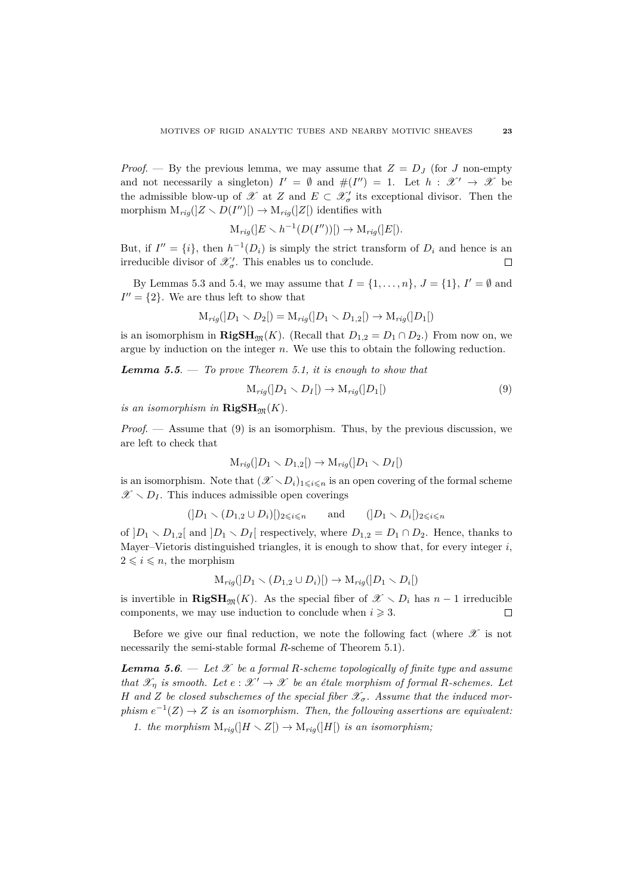*Proof*. — By the previous lemma, we may assume that $Z = D_J$ (for $J$ non-empty and not necessarily a singleton) $I' = \emptyset$ and $\#(I'') = 1$. Let $h : \mathscr{X}' \to \mathscr{X}$ be the admissible blow-up of $\mathscr{X}$ at $Z$ and $E \subset \mathscr{X}'_\sigma$ its exceptional divisor. Then the morphism $\mathrm{M}_{rig}(]Z \smallsetminus D(I'')[) \to \mathrm{M}_{rig}(]Z[)$ identifies with

$$\mathrm{M}_{rig}(]E \smallsetminus h^{-1}(D(I''))[) \to \mathrm{M}_{rig}(]E[).$$

But, if $I'' = \{i\}$, then $h^{-1}(D_i)$ is simply the strict transform of $D_i$ and hence is an irreducible divisor of $\mathscr{X}'_\sigma$. This enables us to conclude. □

By Lemmas 5.3 and 5.4, we may assume that $I = \{1, \ldots, n\}$, $J = \{1\}$, $I' = \emptyset$ and $I'' = \{2\}$. We are thus left to show that

$$\mathrm{M}_{rig}(]D_1 \smallsetminus D_2[) = \mathrm{M}_{rig}(]D_1 \smallsetminus D_{1,2}[) \to \mathrm{M}_{rig}(]D_1[)$$

is an isomorphism in $\mathbf{RigSH}_{\mathfrak{M}}(K)$. (Recall that $D_{1,2} = D_1 \cap D_2$.) From now on, we argue by induction on the integer $n$. We use this to obtain the following reduction.

***Lemma 5.5***. — *To prove Theorem 5.1, it is enough to show that*

$$\mathrm{M}_{rig}(]D_1 \smallsetminus D_I[) \to \mathrm{M}_{rig}(]D_1[) \tag{9}$$

*is an isomorphism in* $\mathbf{RigSH}_{\mathfrak{M}}(K)$.

*Proof*. — Assume that (9) is an isomorphism. Thus, by the previous discussion, we are left to check that

$$\mathrm{M}_{rig}(]D_1 \smallsetminus D_{1,2}[) \to \mathrm{M}_{rig}(]D_1 \smallsetminus D_I[)$$

is an isomorphism. Note that $(\mathscr{X} \smallsetminus D_i)_{1 \leqslant i \leqslant n}$ is an open covering of the formal scheme $\mathscr{X} \smallsetminus D_I$. This induces admissible open coverings

$$(]D_1 \smallsetminus (D_{1,2} \cup D_i)[)_{2 \leqslant i \leqslant n} \qquad \text{and} \qquad (]D_1 \smallsetminus D_i[)_{2 \leqslant i \leqslant n}$$

of $]D_1 \smallsetminus D_{1,2}[$ and $]D_1 \smallsetminus D_I[$ respectively, where $D_{1,2} = D_1 \cap D_2$. Hence, thanks to Mayer–Vietoris distinguished triangles, it is enough to show that, for every integer $i$, $2 \leqslant i \leqslant n$, the morphism

$$\mathrm{M}_{rig}(]D_1 \smallsetminus (D_{1,2} \cup D_i)[) \to \mathrm{M}_{rig}(]D_1 \smallsetminus D_i[)$$

is invertible in $\mathbf{RigSH}_{\mathfrak{M}}(K)$. As the special fiber of $\mathscr{X} \smallsetminus D_i$ has $n-1$ irreducible components, we may use induction to conclude when $i \geqslant 3$. □

Before we give our final reduction, we note the following fact (where $\mathscr{X}$ is not necessarily the semi-stable formal $R$-scheme of Theorem 5.1).

***Lemma 5.6***. — *Let $\mathscr{X}$ be a formal $R$-scheme topologically of finite type and assume that $\mathscr{X}_\eta$ is smooth. Let $e : \mathscr{X}' \to \mathscr{X}$ be an étale morphism of formal $R$-schemes. Let $H$ and $Z$ be closed subschemes of the special fiber $\mathscr{X}_\sigma$. Assume that the induced morphism $e^{-1}(Z) \to Z$ is an isomorphism. Then, the following assertions are equivalent:*

1. *the morphism $\mathrm{M}_{rig}(]H \smallsetminus Z[) \to \mathrm{M}_{rig}(]H[)$ is an isomorphism;*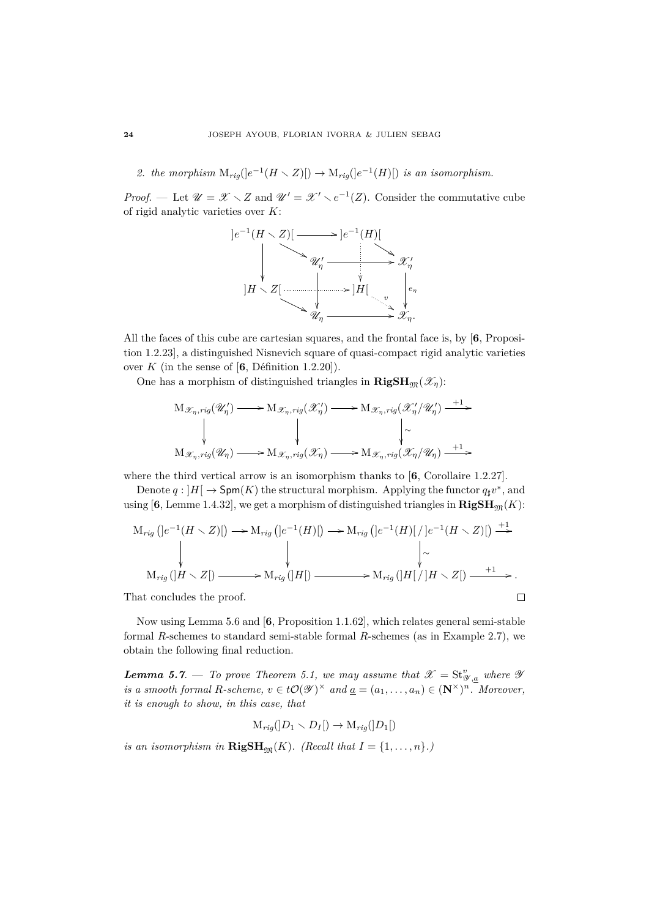2. *the morphism* $\mathrm{M}_{rig}(]e^{-1}(H \smallsetminus Z)[) \to \mathrm{M}_{rig}(]e^{-1}(H)[)$ *is an isomorphism.*

*Proof.* — Let $\mathscr{U} = \mathscr{X} \smallsetminus Z$ and $\mathscr{U}' = \mathscr{X}' \smallsetminus e^{-1}(Z)$. Consider the commutative cube of rigid analytic varieties over $K$:

$$\begin{array}{ccccccc}
]e^{-1}(H \smallsetminus Z)[ & \longrightarrow & ]e^{-1}(H)[ & & & & \\
 & \searrow & & \searrow & & & \\
\downarrow & & \mathscr{U}'_\eta & \longrightarrow & \mathscr{X}'_\eta & & \\
 & & & \vdots & & & \\
]H \smallsetminus Z[ & \cdots\cdots\to & ]H[ & & \downarrow e_\eta & & \\
 & \searrow & \downarrow & \overset{v}{\searrow} & & & \\
 & & \mathscr{U}_\eta & \longrightarrow & \mathscr{X}_\eta. & &
\end{array}$$

All the faces of this cube are cartesian squares, and the frontal face is, by [**6**, Proposition 1.2.23], a distinguished Nisnevich square of quasi-compact rigid analytic varieties over $K$ (in the sense of [**6**, Définition 1.2.20]).

One has a morphism of distinguished triangles in $\mathbf{RigSH}_{\mathfrak{M}}(\mathscr{X}_\eta)$:

$$\begin{array}{ccccccc}
\mathrm{M}_{\mathscr{X}_\eta,rig}(\mathscr{U}'_\eta) & \longrightarrow & \mathrm{M}_{\mathscr{X}_\eta,rig}(\mathscr{X}'_\eta) & \longrightarrow & \mathrm{M}_{\mathscr{X}_\eta,rig}(\mathscr{X}'_\eta/\mathscr{U}'_\eta) & \xrightarrow{+1} & \\
\downarrow & & \downarrow & & \downarrow \wr & & \\
\mathrm{M}_{\mathscr{X}_\eta,rig}(\mathscr{U}_\eta) & \longrightarrow & \mathrm{M}_{\mathscr{X}_\eta,rig}(\mathscr{X}_\eta) & \longrightarrow & \mathrm{M}_{\mathscr{X}_\eta,rig}(\mathscr{X}_\eta/\mathscr{U}_\eta) & \xrightarrow{+1} &
\end{array}$$

where the third vertical arrow is an isomorphism thanks to [**6**, Corollaire 1.2.27].

Denote $q : ]H[ \to \mathsf{Spm}(K)$ the structural morphism. Applying the functor $q_\sharp v^*$, and using [**6**, Lemme 1.4.32], we get a morphism of distinguished triangles in $\mathbf{RigSH}_{\mathfrak{M}}(K)$:

$$\begin{array}{ccccccc}
\mathrm{M}_{rig}\left(]e^{-1}(H \smallsetminus Z)[\right) & \longrightarrow & \mathrm{M}_{rig}\left(]e^{-1}(H)[\right) & \longrightarrow & \mathrm{M}_{rig}\left(]e^{-1}(H)[\,/\,]e^{-1}(H \smallsetminus Z)[\right) & \xrightarrow{+1} & \\
\downarrow & & \downarrow & & \downarrow \wr & & \\
\mathrm{M}_{rig}\left(]H \smallsetminus Z[\right) & \longrightarrow & \mathrm{M}_{rig}\left(]H[\right) & \longrightarrow & \mathrm{M}_{rig}\left(]H[\,/\,]H \smallsetminus Z[\right) & \xrightarrow{+1} & .
\end{array}$$

That concludes the proof. □

Now using Lemma 5.6 and [**6**, Proposition 1.1.62], which relates general semi-stable formal $R$-schemes to standard semi-stable formal $R$-schemes (as in Example 2.7), we obtain the following final reduction.

***Lemma 5.7.*** — *To prove Theorem 5.1, we may assume that $\mathscr{X} = \mathrm{St}^v_{\mathscr{Y},\underline{a}}$ where $\mathscr{Y}$ is a smooth formal $R$-scheme, $v \in t\mathcal{O}(\mathscr{Y})^\times$ and $\underline{a} = (a_1, \ldots, a_n) \in (\mathbf{N}^\times)^n$. Moreover, it is enough to show, in this case, that*

$$\mathrm{M}_{rig}(]D_1 \smallsetminus D_I[) \to \mathrm{M}_{rig}(]D_1[)$$

*is an isomorphism in $\mathbf{RigSH}_{\mathfrak{M}}(K)$. (Recall that $I = \{1, \ldots, n\}$.)*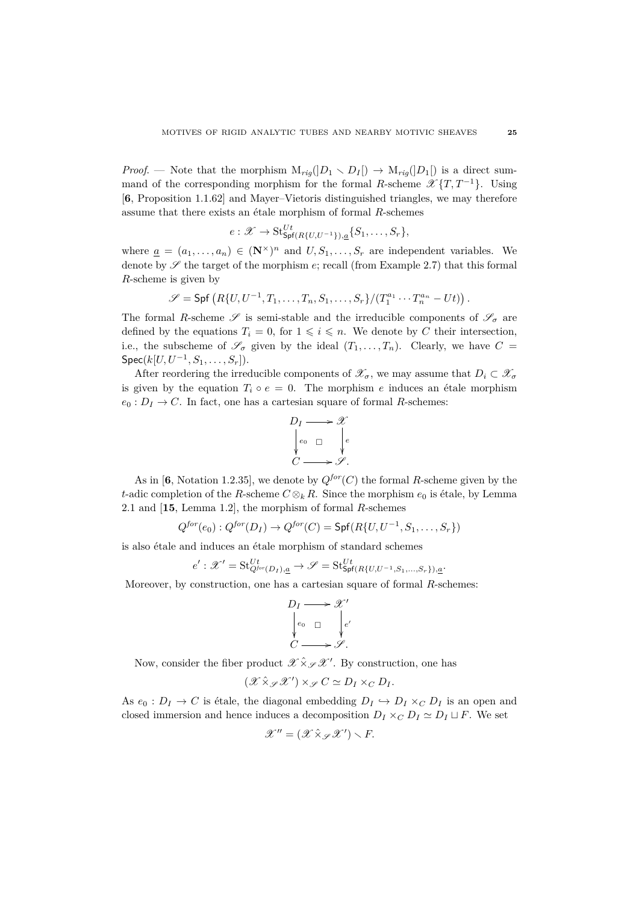*Proof.* — Note that the morphism $\mathrm{M}_{rig}(]D_1 \smallsetminus D_I[) \to \mathrm{M}_{rig}(]D_1[)$ is a direct summand of the corresponding morphism for the formal $R$-scheme $\mathscr{X}\{T, T^{-1}\}$. Using [**6**, Proposition 1.1.62] and Mayer–Vietoris distinguished triangles, we may therefore assume that there exists an étale morphism of formal $R$-schemes

$$e : \mathscr{X} \to \mathrm{St}^{Ut}_{\mathsf{Spf}(R\{U,U^{-1}\}),\underline{a}}\{S_1, \ldots, S_r\},$$

where $\underline{a} = (a_1, \ldots, a_n) \in (\mathbf{N}^\times)^n$ and $U, S_1, \ldots, S_r$ are independent variables. We denote by $\mathscr{S}$ the target of the morphism $e$; recall (from Example 2.7) that this formal $R$-scheme is given by

$$\mathscr{S} = \mathsf{Spf}\left(R\{U, U^{-1}, T_1, \ldots, T_n, S_1, \ldots, S_r\}/(T_1^{a_1} \cdots T_n^{a_n} - Ut)\right).$$

The formal $R$-scheme $\mathscr{S}$ is semi-stable and the irreducible components of $\mathscr{S}_\sigma$ are defined by the equations $T_i = 0$, for $1 \leqslant i \leqslant n$. We denote by $C$ their intersection, i.e., the subscheme of $\mathscr{S}_\sigma$ given by the ideal $(T_1, \ldots, T_n)$. Clearly, we have $C = \mathsf{Spec}(k[U, U^{-1}, S_1, \ldots, S_r])$.

After reordering the irreducible components of $\mathscr{X}_\sigma$, we may assume that $D_i \subset \mathscr{X}_\sigma$ is given by the equation $T_i \circ e = 0$. The morphism $e$ induces an étale morphism $e_0 : D_I \to C$. In fact, one has a cartesian square of formal $R$-schemes:

$$\begin{array}{ccc} D_I & \longrightarrow & \mathscr{X} \\ \big\downarrow{\scriptstyle e_0} & \square & \big\downarrow{\scriptstyle e} \\ C & \longrightarrow & \mathscr{S}. \end{array}$$

As in [**6**, Notation 1.2.35], we denote by $Q^{for}(C)$ the formal $R$-scheme given by the $t$-adic completion of the $R$-scheme $C \otimes_k R$. Since the morphism $e_0$ is étale, by Lemma 2.1 and [**15**, Lemma 1.2], the morphism of formal $R$-schemes

$$Q^{for}(e_0) : Q^{for}(D_I) \to Q^{for}(C) = \mathsf{Spf}(R\{U, U^{-1}, S_1, \ldots, S_r\})$$

is also étale and induces an étale morphism of standard schemes

$$e' : \mathscr{X}' = \mathrm{St}^{Ut}_{Q^{for}(D_I),\underline{a}} \to \mathscr{S} = \mathrm{St}^{Ut}_{\mathsf{Spf}(R\{U,U^{-1},S_1,\ldots,S_r\}),\underline{a}}.$$

Moreover, by construction, one has a cartesian square of formal $R$-schemes:

$$\begin{array}{ccc} D_I & \longrightarrow & \mathscr{X}' \\ \big\downarrow{\scriptstyle e_0} & \square & \big\downarrow{\scriptstyle e'} \\ C & \longrightarrow & \mathscr{S}. \end{array}$$

Now, consider the fiber product $\mathscr{X} \hat{\times}_{\mathscr{S}} \mathscr{X}'$. By construction, one has

$$(\mathscr{X} \hat{\times}_{\mathscr{S}} \mathscr{X}') \times_{\mathscr{S}} C \simeq D_I \times_C D_I.$$

As $e_0 : D_I \to C$ is étale, the diagonal embedding $D_I \hookrightarrow D_I \times_C D_I$ is an open and closed immersion and hence induces a decomposition $D_I \times_C D_I \simeq D_I \sqcup F$. We set

$$\mathscr{X}'' = (\mathscr{X} \hat{\times}_{\mathscr{S}} \mathscr{X}') \smallsetminus F.$$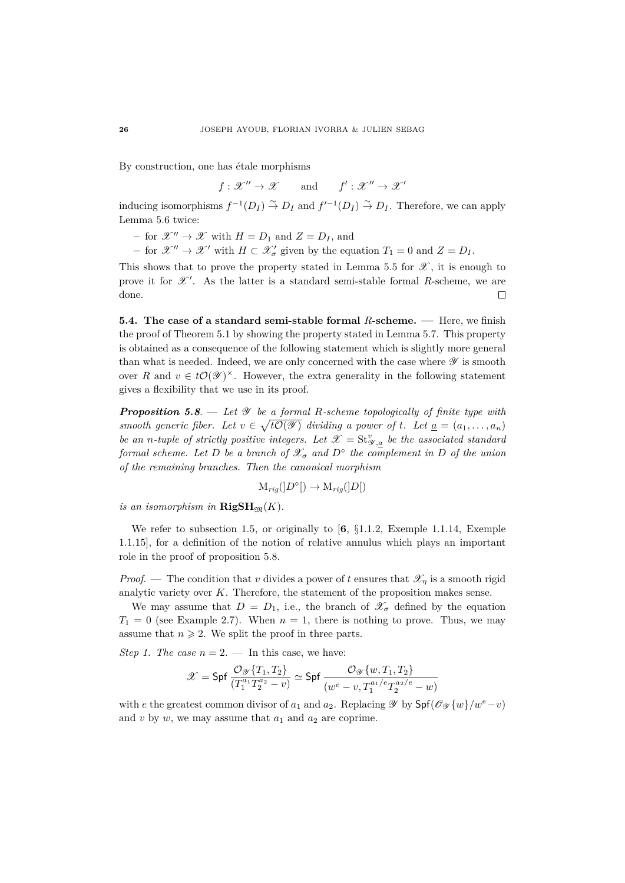By construction, one has étale morphisms

$$f : \mathscr{X}'' \to \mathscr{X} \qquad \text{and} \qquad f' : \mathscr{X}'' \to \mathscr{X}'$$

inducing isomorphisms $f^{-1}(D_I) \xrightarrow{\sim} D_I$ and $f'^{-1}(D_I) \xrightarrow{\sim} D_I$. Therefore, we can apply Lemma 5.6 twice:

– for $\mathscr{X}'' \to \mathscr{X}$ with $H = D_1$ and $Z = D_I$, and
– for $\mathscr{X}'' \to \mathscr{X}'$ with $H \subset \mathscr{X}'_\sigma$ given by the equation $T_1 = 0$ and $Z = D_I$.

This shows that to prove the property stated in Lemma 5.5 for $\mathscr{X}$, it is enough to prove it for $\mathscr{X}'$. As the latter is a standard semi-stable formal $R$-scheme, we are done. □

**5.4. The case of a standard semi-stable formal $R$-scheme.** — Here, we finish the proof of Theorem 5.1 by showing the property stated in Lemma 5.7. This property is obtained as a consequence of the following statement which is slightly more general than what is needed. Indeed, we are only concerned with the case where $\mathscr{Y}$ is smooth over $R$ and $v \in t\mathcal{O}(\mathscr{Y})^\times$. However, the extra generality in the following statement gives a flexibility that we use in its proof.

***Proposition 5.8.*** — *Let $\mathscr{Y}$ be a formal $R$-scheme topologically of finite type with smooth generic fiber. Let $v \in \sqrt{t\mathcal{O}(\mathscr{Y})}$ dividing a power of $t$. Let $\underline{a} = (a_1, \ldots, a_n)$ be an $n$-tuple of strictly positive integers. Let $\mathscr{X} = \mathrm{St}^v_{\mathscr{Y},\underline{a}}$ be the associated standard formal scheme. Let $D$ be a branch of $\mathscr{X}_\sigma$ and $D^\circ$ the complement in $D$ of the union of the remaining branches. Then the canonical morphism*

$$\mathrm{M}_{rig}(]D^\circ[) \to \mathrm{M}_{rig}(]D[)$$

*is an isomorphism in $\mathbf{RigSH}_{\mathfrak{M}}(K)$.*

We refer to subsection 1.5, or originally to [**6**, §1.1.2, Exemple 1.1.14, Exemple 1.1.15], for a definition of the notion of relative annulus which plays an important role in the proof of proposition 5.8.

*Proof.* — The condition that $v$ divides a power of $t$ ensures that $\mathscr{X}_\eta$ is a smooth rigid analytic variety over $K$. Therefore, the statement of the proposition makes sense.

We may assume that $D = D_1$, i.e., the branch of $\mathscr{X}_\sigma$ defined by the equation $T_1 = 0$ (see Example 2.7). When $n = 1$, there is nothing to prove. Thus, we may assume that $n \geqslant 2$. We split the proof in three parts.

*Step 1. The case $n = 2$.* — In this case, we have:

$$\mathscr{X} = \mathsf{Spf}\ \frac{\mathcal{O}_{\mathscr{Y}}\{T_1, T_2\}}{(T_1^{a_1}T_2^{a_2} - v)} \simeq \mathsf{Spf}\ \frac{\mathcal{O}_{\mathscr{Y}}\{w, T_1, T_2\}}{(w^e - v, T_1^{a_1/e}T_2^{a_2/e} - w)}$$

with $e$ the greatest common divisor of $a_1$ and $a_2$. Replacing $\mathscr{Y}$ by $\mathsf{Spf}(\mathscr{O}_{\mathscr{Y}}\{w\}/w^e - v)$ and $v$ by $w$, we may assume that $a_1$ and $a_2$ are coprime.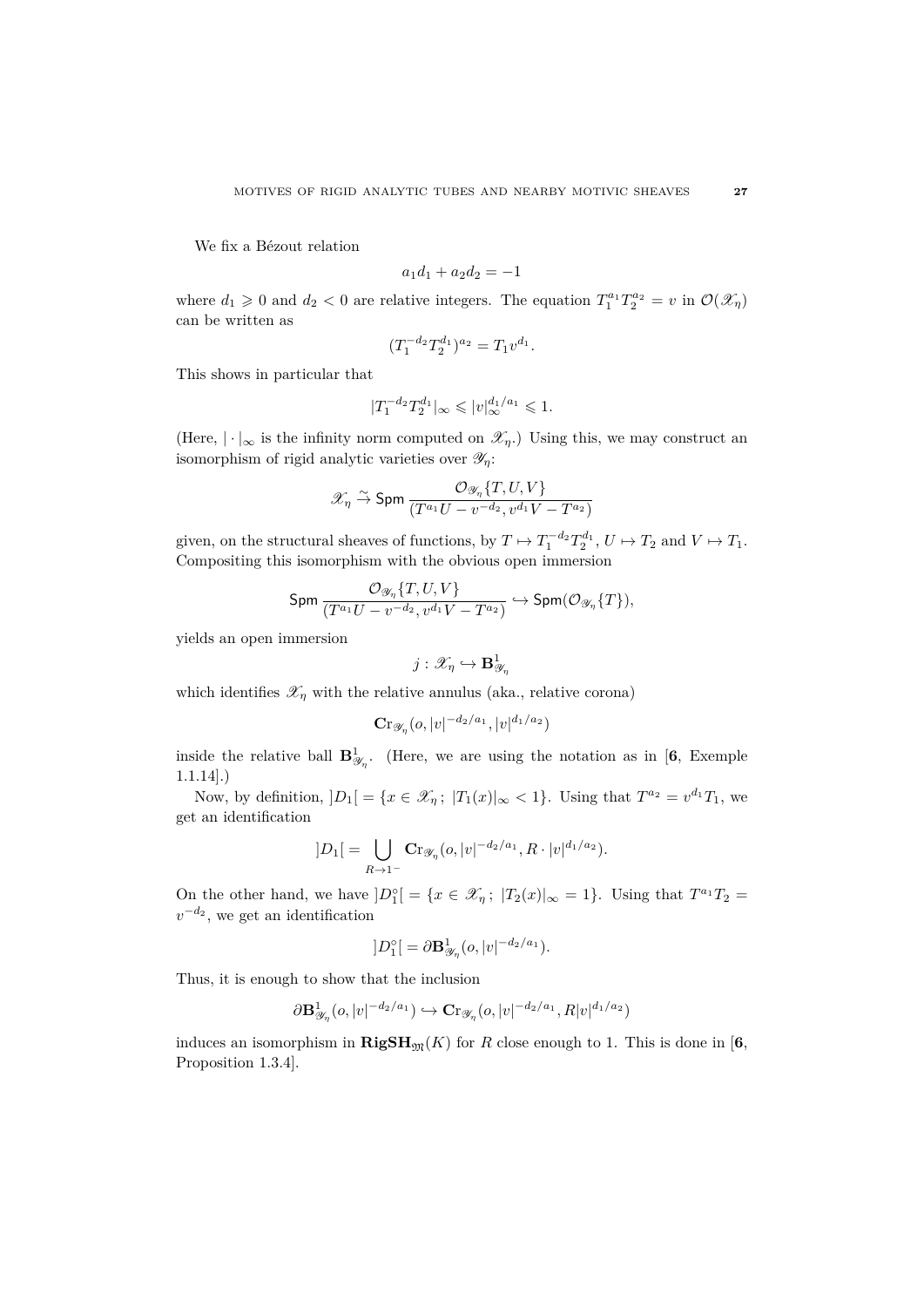We fix a Bézout relation

$$a_1 d_1 + a_2 d_2 = -1$$

where $d_1 \geqslant 0$ and $d_2 < 0$ are relative integers. The equation $T_1^{a_1} T_2^{a_2} = v$ in $\mathcal{O}(\mathscr{X}_\eta)$ can be written as

$$(T_1^{-d_2} T_2^{d_1})^{a_2} = T_1 v^{d_1}.$$

This shows in particular that

$$|T_1^{-d_2} T_2^{d_1}|_\infty \leqslant |v|_\infty^{d_1/a_1} \leqslant 1.$$

(Here, $|\cdot|_\infty$ is the infinity norm computed on $\mathscr{X}_\eta$.) Using this, we may construct an isomorphism of rigid analytic varieties over $\mathscr{Y}_\eta$:

$$\mathscr{X}_\eta \xrightarrow{\sim} \mathsf{Spm}\, \frac{\mathcal{O}_{\mathscr{Y}_\eta}\{T, U, V\}}{(T^{a_1} U - v^{-d_2}, v^{d_1} V - T^{a_2})}$$

given, on the structural sheaves of functions, by $T \mapsto T_1^{-d_2} T_2^{d_1}$, $U \mapsto T_2$ and $V \mapsto T_1$. Compositing this isomorphism with the obvious open immersion

$$\mathsf{Spm}\, \frac{\mathcal{O}_{\mathscr{Y}_\eta}\{T, U, V\}}{(T^{a_1} U - v^{-d_2}, v^{d_1} V - T^{a_2})} \hookrightarrow \mathsf{Spm}(\mathcal{O}_{\mathscr{Y}_\eta}\{T\}),$$

yields an open immersion

$$j : \mathscr{X}_\eta \hookrightarrow \mathbf{B}^1_{\mathscr{Y}_\eta}$$

which identifies $\mathscr{X}_\eta$ with the relative annulus (aka., relative corona)

$$\mathbf{Cr}_{\mathscr{Y}_\eta}(o, |v|^{-d_2/a_1}, |v|^{d_1/a_2})$$

inside the relative ball $\mathbf{B}^1_{\mathscr{Y}_\eta}$. (Here, we are using the notation as in [**6**, Exemple 1.1.14].)

Now, by definition, $]D_1[\, = \{x \in \mathscr{X}_\eta\,;\ |T_1(x)|_\infty < 1\}$. Using that $T^{a_2} = v^{d_1} T_1$, we get an identification

$$]D_1[\, = \bigcup_{R \to 1^-} \mathbf{Cr}_{\mathscr{Y}_\eta}(o, |v|^{-d_2/a_1}, R \cdot |v|^{d_1/a_2}).$$

On the other hand, we have $]D_1^\circ[\, = \{x \in \mathscr{X}_\eta\,;\ |T_2(x)|_\infty = 1\}$. Using that $T^{a_1} T_2 = v^{-d_2}$, we get an identification

$$]D_1^\circ[\, = \partial \mathbf{B}^1_{\mathscr{Y}_\eta}(o, |v|^{-d_2/a_1}).$$

Thus, it is enough to show that the inclusion

$$\partial \mathbf{B}^1_{\mathscr{Y}_\eta}(o, |v|^{-d_2/a_1}) \hookrightarrow \mathbf{Cr}_{\mathscr{Y}_\eta}(o, |v|^{-d_2/a_1}, R|v|^{d_1/a_2})$$

induces an isomorphism in $\mathbf{RigSH}_{\mathfrak{M}}(K)$ for $R$ close enough to 1. This is done in [**6**, Proposition 1.3.4].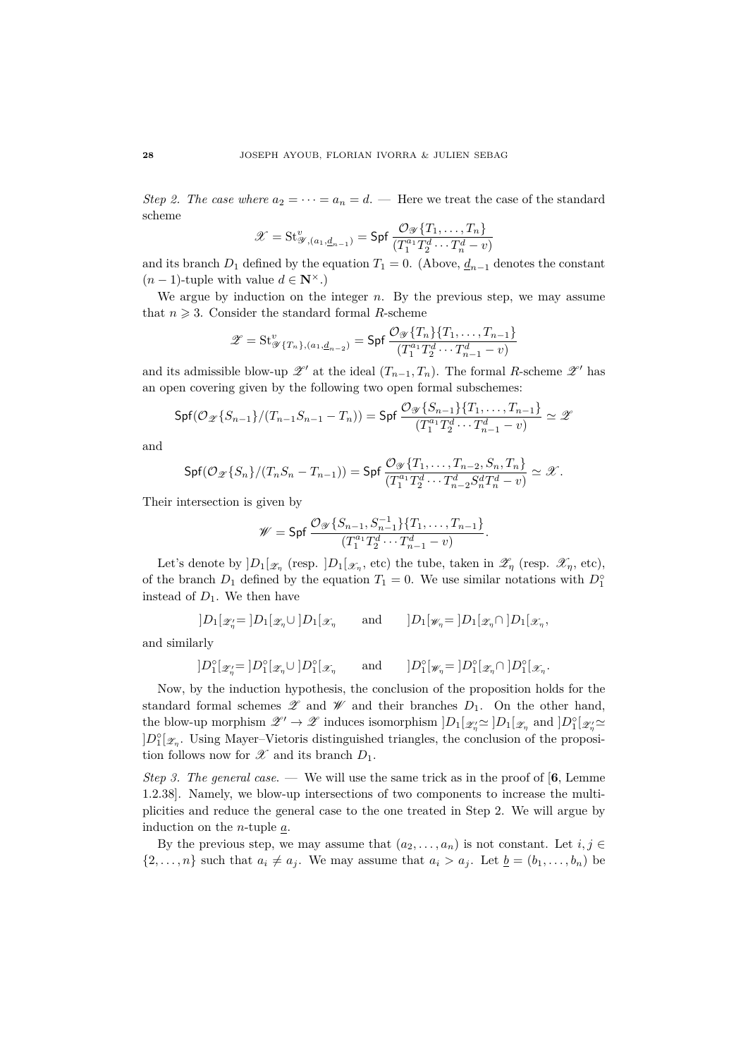*Step 2. The case where $a_2 = \cdots = a_n = d$.* — Here we treat the case of the standard scheme

$$\mathscr{X} = \mathrm{St}^v_{\mathscr{Y},(a_1,\underline{d}_{n-1})} = \mathsf{Spf}\,\frac{\mathcal{O}_{\mathscr{Y}}\{T_1,\ldots,T_n\}}{(T_1^{a_1}T_2^d\cdots T_n^d - v)}$$

and its branch $D_1$ defined by the equation $T_1 = 0$. (Above, $\underline{d}_{n-1}$ denotes the constant $(n-1)$-tuple with value $d \in \mathbf{N}^\times$.)

We argue by induction on the integer $n$. By the previous step, we may assume that $n \geqslant 3$. Consider the standard formal $R$-scheme

$$\mathscr{Z} = \mathrm{St}^v_{\mathscr{Y}\{T_n\},(a_1,\underline{d}_{n-2})} = \mathsf{Spf}\,\frac{\mathcal{O}_{\mathscr{Y}}\{T_n\}\{T_1,\ldots,T_{n-1}\}}{(T_1^{a_1}T_2^d\cdots T_{n-1}^d - v)}$$

and its admissible blow-up $\mathscr{Z}'$ at the ideal $(T_{n-1},T_n)$. The formal $R$-scheme $\mathscr{Z}'$ has an open covering given by the following two open formal subschemes:

$$\mathsf{Spf}(\mathcal{O}_{\mathscr{Z}}\{S_{n-1}\}/(T_{n-1}S_{n-1} - T_n)) = \mathsf{Spf}\,\frac{\mathcal{O}_{\mathscr{Y}}\{S_{n-1}\}\{T_1,\ldots,T_{n-1}\}}{(T_1^{a_1}T_2^d\cdots T_{n-1}^d - v)} \simeq \mathscr{Z}$$

and

$$\mathsf{Spf}(\mathcal{O}_{\mathscr{Z}}\{S_n\}/(T_nS_n - T_{n-1})) = \mathsf{Spf}\,\frac{\mathcal{O}_{\mathscr{Y}}\{T_1,\ldots,T_{n-2},S_n,T_n\}}{(T_1^{a_1}T_2^d\cdots T_{n-2}^dS_n^dT_n^d - v)} \simeq \mathscr{X}.$$

Their intersection is given by

$$\mathscr{W} = \mathsf{Spf}\,\frac{\mathcal{O}_{\mathscr{Y}}\{S_{n-1},S_{n-1}^{-1}\}\{T_1,\ldots,T_{n-1}\}}{(T_1^{a_1}T_2^d\cdots T_{n-1}^d - v)}.$$

Let's denote by $]D_1[_{\mathscr{Z}_\eta}$ (resp. $]D_1[_{\mathscr{X}_\eta}$, etc) the tube, taken in $\mathscr{Z}_\eta$ (resp. $\mathscr{X}_\eta$, etc), of the branch $D_1$ defined by the equation $T_1 = 0$. We use similar notations with $D_1^\circ$ instead of $D_1$. We then have

$$]D_1[_{\mathscr{Z}'_\eta} = ]D_1[_{\mathscr{Z}_\eta} \cup ]D_1[_{\mathscr{X}_\eta} \qquad \text{and} \qquad ]D_1[_{\mathscr{W}_\eta} = ]D_1[_{\mathscr{Z}_\eta} \cap ]D_1[_{\mathscr{X}_\eta},$$

and similarly

$$]D_1^\circ[_{\mathscr{Z}'_\eta} = ]D_1^\circ[_{\mathscr{Z}_\eta} \cup ]D_1^\circ[_{\mathscr{X}_\eta} \qquad \text{and} \qquad ]D_1^\circ[_{\mathscr{W}_\eta} = ]D_1^\circ[_{\mathscr{Z}_\eta} \cap ]D_1^\circ[_{\mathscr{X}_\eta}.$$

Now, by the induction hypothesis, the conclusion of the proposition holds for the standard formal schemes $\mathscr{Z}$ and $\mathscr{W}$ and their branches $D_1$. On the other hand, the blow-up morphism $\mathscr{Z}' \to \mathscr{Z}$ induces isomorphism $]D_1[_{\mathscr{Z}'_\eta} \simeq ]D_1[_{\mathscr{Z}_\eta}$ and $]D_1^\circ[_{\mathscr{Z}'_\eta} \simeq ]D_1^\circ[_{\mathscr{Z}_\eta}$. Using Mayer–Vietoris distinguished triangles, the conclusion of the proposition follows now for $\mathscr{X}$ and its branch $D_1$.

*Step 3. The general case.* — We will use the same trick as in the proof of [**6**, Lemme 1.2.38]. Namely, we blow-up intersections of two components to increase the multiplicities and reduce the general case to the one treated in Step 2. We will argue by induction on the $n$-tuple $\underline{a}$.

By the previous step, we may assume that $(a_2,\ldots,a_n)$ is not constant. Let $i,j \in \{2,\ldots,n\}$ such that $a_i \neq a_j$. We may assume that $a_i > a_j$. Let $\underline{b} = (b_1,\ldots,b_n)$ be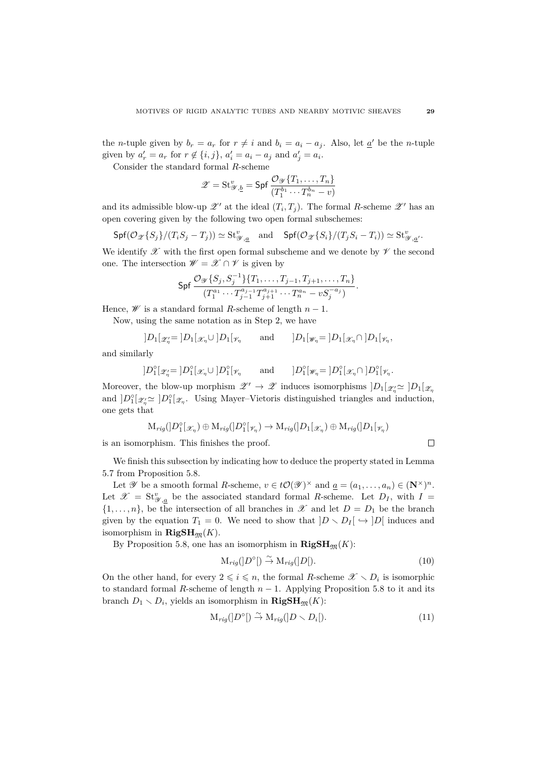the $n$-tuple given by $b_r = a_r$ for $r \neq i$ and $b_i = a_i - a_j$. Also, let $\underline{a}'$ be the $n$-tuple given by $a'_r = a_r$ for $r \notin \{i, j\}$, $a'_i = a_i - a_j$ and $a'_j = a_i$.

Consider the standard formal $R$-scheme

$$\mathscr{X} = \mathrm{St}^v_{\mathscr{Y},\underline{b}} = \mathsf{Spf}\, \frac{\mathcal{O}_{\mathscr{Y}}\{T_1, \dots, T_n\}}{(T_1^{b_1} \cdots T_n^{b_n} - v)}$$

and its admissible blow-up $\mathscr{X}'$ at the ideal $(T_i, T_j)$. The formal $R$-scheme $\mathscr{X}'$ has an open covering given by the following two open formal subschemes:

$$\mathsf{Spf}(\mathcal{O}_{\mathscr{X}}\{S_j\}/(T_i S_j - T_j)) \simeq \mathrm{St}^v_{\mathscr{Y},\underline{a}} \quad \text{and} \quad \mathsf{Spf}(\mathcal{O}_{\mathscr{X}}\{S_i\}/(T_j S_i - T_i)) \simeq \mathrm{St}^v_{\mathscr{Y},\underline{a}'}.$$

We identify $\mathscr{X}$ with the first open formal subscheme and we denote by $\mathscr{V}$ the second one. The intersection $\mathscr{W} = \mathscr{X} \cap \mathscr{V}$ is given by

$$\mathsf{Spf}\, \frac{\mathcal{O}_{\mathscr{Y}}\{S_j, S_j^{-1}\}\{T_1, \dots, T_{j-1}, T_{j+1}, \dots, T_n\}}{(T_1^{a_1} \cdots T_{j-1}^{a_{j-1}} T_{j+1}^{a_{j+1}} \cdots T_n^{a_n} - v S_j^{-a_j})}.$$

Hence, $\mathscr{W}$ is a standard formal $R$-scheme of length $n-1$.

Now, using the same notation as in Step 2, we have

$$]D_1[_{\mathscr{X}'_\eta} = ]D_1[_{\mathscr{X}_\eta} \cup ]D_1[_{\mathscr{V}_\eta} \qquad \text{and} \qquad ]D_1[_{\mathscr{W}_\eta} = ]D_1[_{\mathscr{X}_\eta} \cap ]D_1[_{\mathscr{V}_\eta},$$

and similarly

$$]D_1^\circ[_{\mathscr{X}'_\eta} = ]D_1^\circ[_{\mathscr{X}_\eta} \cup ]D_1^\circ[_{\mathscr{V}_\eta} \qquad \text{and} \qquad ]D_1^\circ[_{\mathscr{W}_\eta} = ]D_1^\circ[_{\mathscr{X}_\eta} \cap ]D_1^\circ[_{\mathscr{V}_\eta}.$$

Moreover, the blow-up morphism $\mathscr{X}' \to \mathscr{X}$ induces isomorphisms $]D_1[_{\mathscr{X}'_\eta} \simeq ]D_1[_{\mathscr{X}_\eta}$ and $]D_1^\circ[_{\mathscr{X}'_\eta} \simeq ]D_1^\circ[_{\mathscr{X}_\eta}$. Using Mayer–Vietoris distinguished triangles and induction, one gets that

$$\mathrm{M}_{rig}(]D_1^\circ[_{\mathscr{X}_\eta}) \oplus \mathrm{M}_{rig}(]D_1^\circ[_{\mathscr{V}_\eta}) \to \mathrm{M}_{rig}(]D_1[_{\mathscr{X}_\eta}) \oplus \mathrm{M}_{rig}(]D_1[_{\mathscr{V}_\eta})$$

is an isomorphism. This finishes the proof. $\square$

We finish this subsection by indicating how to deduce the property stated in Lemma 5.7 from Proposition 5.8.

Let $\mathscr{Y}$ be a smooth formal $R$-scheme, $v \in t\mathcal{O}(\mathscr{Y})^\times$ and $\underline{a} = (a_1, \dots, a_n) \in (\mathbf{N}^\times)^n$. Let $\mathscr{X} = \mathrm{St}^v_{\mathscr{Y},\underline{a}}$ be the associated standard formal $R$-scheme. Let $D_I$, with $I = \{1, \dots, n\}$, be the intersection of all branches in $\mathscr{X}$ and let $D = D_1$ be the branch given by the equation $T_1 = 0$. We need to show that $]D \smallsetminus D_I[ \hookrightarrow ]D[$ induces and isomorphism in $\mathbf{RigSH}_{\mathfrak{M}}(K)$.

By Proposition 5.8, one has an isomorphism in $\mathbf{RigSH}_{\mathfrak{M}}(K)$:

$$\mathrm{M}_{rig}(]D^\circ[) \xrightarrow{\sim} \mathrm{M}_{rig}(]D[). \tag{10}$$

On the other hand, for every $2 \leqslant i \leqslant n$, the formal $R$-scheme $\mathscr{X} \smallsetminus D_i$ is isomorphic to standard formal $R$-scheme of length $n-1$. Applying Proposition 5.8 to it and its branch $D_1 \smallsetminus D_i$, yields an isomorphism in $\mathbf{RigSH}_{\mathfrak{M}}(K)$:

$$\mathrm{M}_{rig}(]D^\circ[) \xrightarrow{\sim} \mathrm{M}_{rig}(]D \smallsetminus D_i[). \tag{11}$$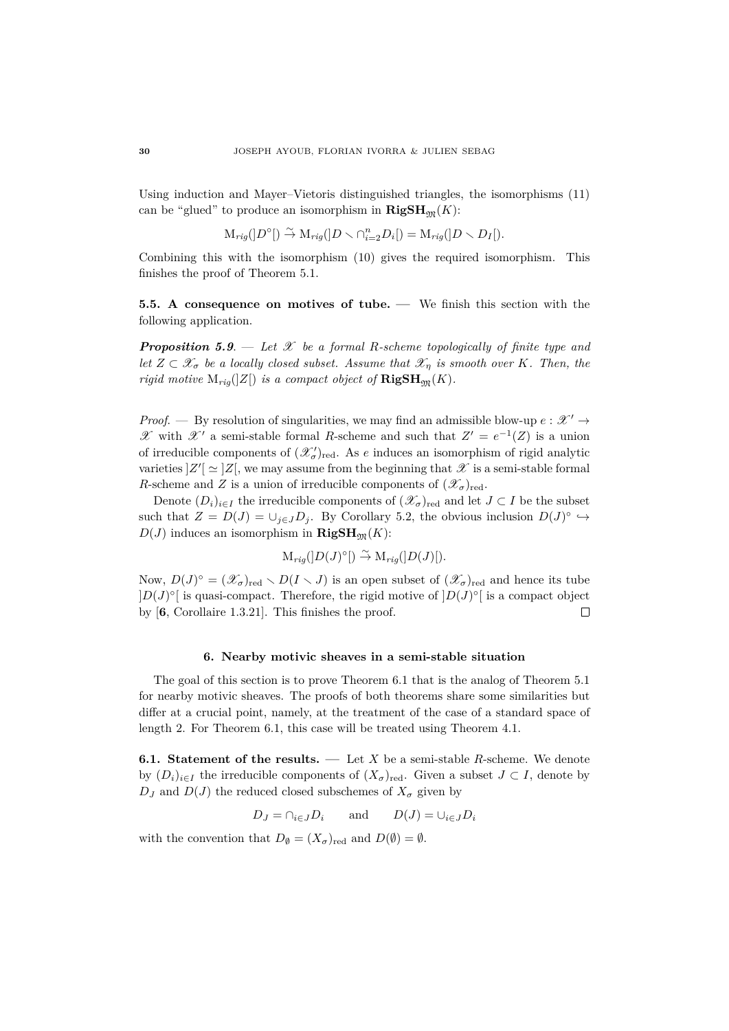Using induction and Mayer–Vietoris distinguished triangles, the isomorphisms (11) can be "glued" to produce an isomorphism in $\mathbf{RigSH}_{\mathfrak{M}}(K)$:

$$\mathrm{M}_{rig}(]D^{\circ}[) \xrightarrow{\sim} \mathrm{M}_{rig}(]D \smallsetminus \cap_{i=2}^{n} D_i[) = \mathrm{M}_{rig}(]D \smallsetminus D_I[).$$

Combining this with the isomorphism (10) gives the required isomorphism. This finishes the proof of Theorem 5.1.

**5.5. A consequence on motives of tube.** — We finish this section with the following application.

***Proposition 5.9.*** — *Let $\mathscr{X}$ be a formal $R$-scheme topologically of finite type and let $Z \subset \mathscr{X}_{\sigma}$ be a locally closed subset. Assume that $\mathscr{X}_{\eta}$ is smooth over $K$. Then, the rigid motive $\mathrm{M}_{rig}(]Z[)$ is a compact object of $\mathbf{RigSH}_{\mathfrak{M}}(K)$.*

*Proof.* — By resolution of singularities, we may find an admissible blow-up $e : \mathscr{X}' \to \mathscr{X}$ with $\mathscr{X}'$ a semi-stable formal $R$-scheme and such that $Z' = e^{-1}(Z)$ is a union of irreducible components of $(\mathscr{X}'_{\sigma})_{\mathrm{red}}$. As $e$ induces an isomorphism of rigid analytic varieties $]Z'[ \simeq ]Z[$, we may assume from the beginning that $\mathscr{X}$ is a semi-stable formal $R$-scheme and $Z$ is a union of irreducible components of $(\mathscr{X}_{\sigma})_{\mathrm{red}}$.

Denote $(D_i)_{i \in I}$ the irreducible components of $(\mathscr{X}_{\sigma})_{\mathrm{red}}$ and let $J \subset I$ be the subset such that $Z = D(J) = \cup_{j \in J} D_j$. By Corollary 5.2, the obvious inclusion $D(J)^{\circ} \hookrightarrow D(J)$ induces an isomorphism in $\mathbf{RigSH}_{\mathfrak{M}}(K)$:

$$\mathrm{M}_{rig}(]D(J)^{\circ}[) \xrightarrow{\sim} \mathrm{M}_{rig}(]D(J)[).$$

Now, $D(J)^{\circ} = (\mathscr{X}_{\sigma})_{\mathrm{red}} \smallsetminus D(I \smallsetminus J)$ is an open subset of $(\mathscr{X}_{\sigma})_{\mathrm{red}}$ and hence its tube $]D(J)^{\circ}[$ is quasi-compact. Therefore, the rigid motive of $]D(J)^{\circ}[$ is a compact object by [**6**, Corollaire 1.3.21]. This finishes the proof. $\square$

## 6. Nearby motivic sheaves in a semi-stable situation

The goal of this section is to prove Theorem 6.1 that is the analog of Theorem 5.1 for nearby motivic sheaves. The proofs of both theorems share some similarities but differ at a crucial point, namely, at the treatment of the case of a standard space of length 2. For Theorem 6.1, this case will be treated using Theorem 4.1.

**6.1. Statement of the results.** — Let $X$ be a semi-stable $R$-scheme. We denote by $(D_i)_{i \in I}$ the irreducible components of $(X_{\sigma})_{\mathrm{red}}$. Given a subset $J \subset I$, denote by $D_J$ and $D(J)$ the reduced closed subschemes of $X_{\sigma}$ given by

$$D_J = \cap_{i \in J} D_i \qquad \text{and} \qquad D(J) = \cup_{i \in J} D_i$$

with the convention that $D_{\emptyset} = (X_{\sigma})_{\mathrm{red}}$ and $D(\emptyset) = \emptyset$.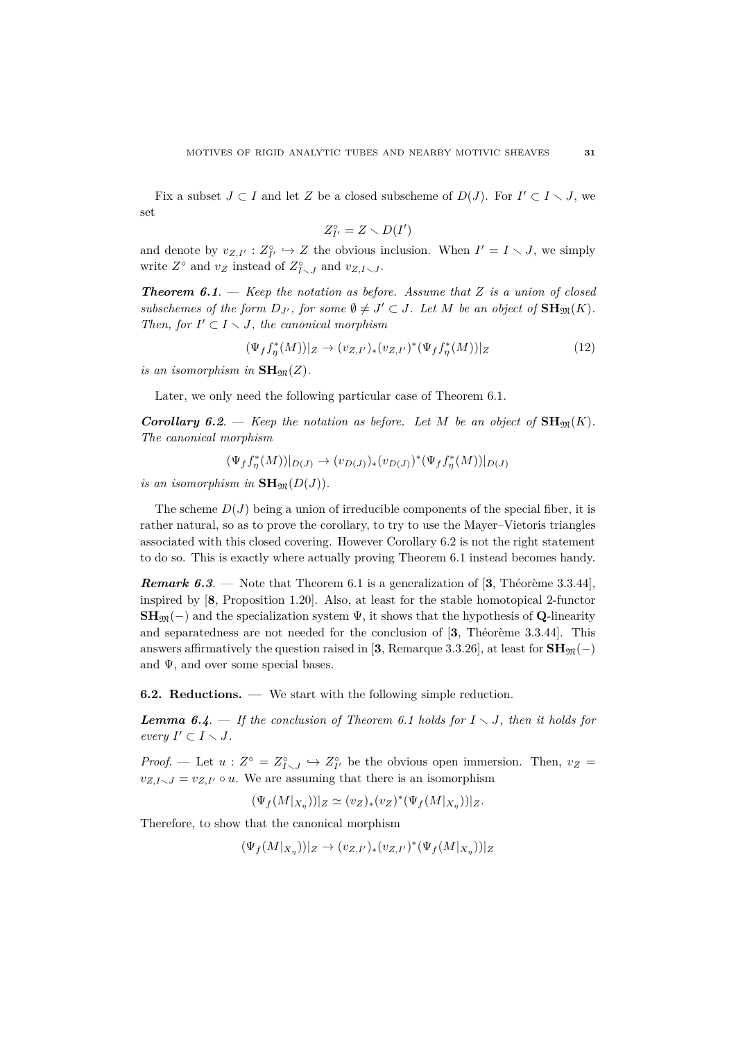Fix a subset $J \subset I$ and let $Z$ be a closed subscheme of $D(J)$. For $I' \subset I \smallsetminus J$, we set

$$Z^\circ_{I'} = Z \smallsetminus D(I')$$

and denote by $v_{Z,I'} : Z^\circ_{I'} \hookrightarrow Z$ the obvious inclusion. When $I' = I \smallsetminus J$, we simply write $Z^\circ$ and $v_Z$ instead of $Z^\circ_{I \smallsetminus J}$ and $v_{Z, I\smallsetminus J}$.

***Theorem 6.1.*** — *Keep the notation as before. Assume that $Z$ is a union of closed subschemes of the form $D_{J'}$, for some $\emptyset \neq J' \subset J$. Let $M$ be an object of $\mathbf{SH}_{\mathfrak{M}}(K)$. Then, for $I' \subset I \smallsetminus J$, the canonical morphism*

$$(\Psi_f f^*_\eta(M))|_Z \to (v_{Z,I'})_*(v_{Z,I'})^*(\Psi_f f^*_\eta(M))|_Z \tag{12}$$

*is an isomorphism in $\mathbf{SH}_{\mathfrak{M}}(Z)$.*

Later, we only need the following particular case of Theorem 6.1.

***Corollary 6.2.*** — *Keep the notation as before. Let $M$ be an object of $\mathbf{SH}_{\mathfrak{M}}(K)$. The canonical morphism*

$$(\Psi_f f^*_\eta(M))|_{D(J)} \to (v_{D(J)})_*(v_{D(J)})^*(\Psi_f f^*_\eta(M))|_{D(J)}$$

*is an isomorphism in $\mathbf{SH}_{\mathfrak{M}}(D(J))$.*

The scheme $D(J)$ being a union of irreducible components of the special fiber, it is rather natural, so as to prove the corollary, to try to use the Mayer–Vietoris triangles associated with this closed covering. However Corollary 6.2 is not the right statement to do so. This is exactly where actually proving Theorem 6.1 instead becomes handy.

***Remark 6.3.*** — Note that Theorem 6.1 is a generalization of [**3**, Théorème 3.3.44], inspired by [**8**, Proposition 1.20]. Also, at least for the stable homotopical 2-functor $\mathbf{SH}_{\mathfrak{M}}(-)$ and the specialization system $\Psi$, it shows that the hypothesis of $\mathbf{Q}$-linearity and separatedness are not needed for the conclusion of [**3**, Théorème 3.3.44]. This answers affirmatively the question raised in [**3**, Remarque 3.3.26], at least for $\mathbf{SH}_{\mathfrak{M}}(-)$ and $\Psi$, and over some special bases.

**6.2. Reductions.** — We start with the following simple reduction.

***Lemma 6.4.*** — *If the conclusion of Theorem 6.1 holds for $I \smallsetminus J$, then it holds for every $I' \subset I \smallsetminus J$.*

*Proof.* — Let $u : Z^\circ = Z^\circ_{I\smallsetminus J} \hookrightarrow Z^\circ_{I'}$ be the obvious open immersion. Then, $v_Z = v_{Z,I\smallsetminus J} = v_{Z,I'} \circ u$. We are assuming that there is an isomorphism

$$(\Psi_f(M|_{X_\eta}))|_Z \simeq (v_Z)_*(v_Z)^*(\Psi_f(M|_{X_\eta}))|_Z.$$

Therefore, to show that the canonical morphism

$$(\Psi_f(M|_{X_\eta}))|_Z \to (v_{Z,I'})_*(v_{Z,I'})^*(\Psi_f(M|_{X_\eta}))|_Z$$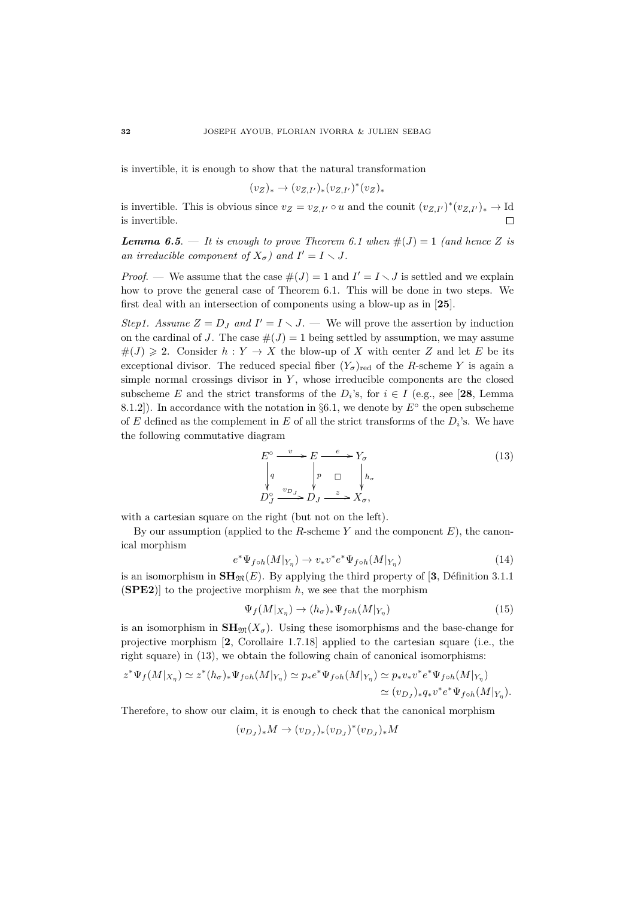is invertible, it is enough to show that the natural transformation

$$(v_Z)_* \to (v_{Z,I'})_*(v_{Z,I'})^*(v_Z)_*$$

is invertible. This is obvious since $v_Z = v_{Z,I'} \circ u$ and the counit $(v_{Z,I'})^*(v_{Z,I'})_* \to \mathrm{Id}$ is invertible. $\square$

***Lemma 6.5***. — *It is enough to prove Theorem 6.1 when $\#(J) = 1$ (and hence $Z$ is an irreducible component of $X_\sigma$) and $I' = I \smallsetminus J$.*

*Proof*. — We assume that the case $\#(J) = 1$ and $I' = I \smallsetminus J$ is settled and we explain how to prove the general case of Theorem 6.1. This will be done in two steps. We first deal with an intersection of components using a blow-up as in [**25**].

*Step1. Assume $Z = D_J$ and $I' = I \smallsetminus J$.* — We will prove the assertion by induction on the cardinal of $J$. The case $\#(J) = 1$ being settled by assumption, we may assume $\#(J) \geqslant 2$. Consider $h : Y \to X$ the blow-up of $X$ with center $Z$ and let $E$ be its exceptional divisor. The reduced special fiber $(Y_\sigma)_{\mathrm{red}}$ of the $R$-scheme $Y$ is again a simple normal crossings divisor in $Y$, whose irreducible components are the closed subscheme $E$ and the strict transforms of the $D_i$'s, for $i \in I$ (e.g., see [**28**, Lemma 8.1.2]). In accordance with the notation in §6.1, we denote by $E^\circ$ the open subscheme of $E$ defined as the complement in $E$ of all the strict transforms of the $D_i$'s. We have the following commutative diagram

$$\begin{array}{ccccc} E^\circ & \xrightarrow{v} & E & \xrightarrow{e} & Y_\sigma \\ \downarrow{\scriptstyle q} & & \downarrow{\scriptstyle p} & \square & \downarrow{\scriptstyle h_\sigma} \\ D_J^\circ & \xrightarrow{v_{D_J}} & D_J & \xrightarrow{z} & X_\sigma, \end{array} \tag{13}$$

with a cartesian square on the right (but not on the left).

By our assumption (applied to the $R$-scheme $Y$ and the component $E$), the canonical morphism

$$e^*\Psi_{f\circ h}(M|_{Y_\eta}) \to v_*v^*e^*\Psi_{f\circ h}(M|_{Y_\eta}) \tag{14}$$

is an isomorphism in $\mathbf{SH}_{\mathfrak{M}}(E)$. By applying the third property of [**3**, Définition 3.1.1 (**SPE2**)] to the projective morphism $h$, we see that the morphism

$$\Psi_f(M|_{X_\eta}) \to (h_\sigma)_*\Psi_{f\circ h}(M|_{Y_\eta}) \tag{15}$$

is an isomorphism in $\mathbf{SH}_{\mathfrak{M}}(X_\sigma)$. Using these isomorphisms and the base-change for projective morphism [**2**, Corollaire 1.7.18] applied to the cartesian square (i.e., the right square) in (13), we obtain the following chain of canonical isomorphisms:

$$\begin{aligned} z^*\Psi_f(M|_{X_\eta}) \simeq z^*(h_\sigma)_*\Psi_{f\circ h}(M|_{Y_\eta}) \simeq p_*e^*\Psi_{f\circ h}(M|_{Y_\eta}) &\simeq p_*v_*v^*e^*\Psi_{f\circ h}(M|_{Y_\eta}) \\ &\simeq (v_{D_J})_*q_*v^*e^*\Psi_{f\circ h}(M|_{Y_\eta}). \end{aligned}$$

Therefore, to show our claim, it is enough to check that the canonical morphism

$$(v_{D_J})_*M \to (v_{D_J})_*(v_{D_J})^*(v_{D_J})_*M$$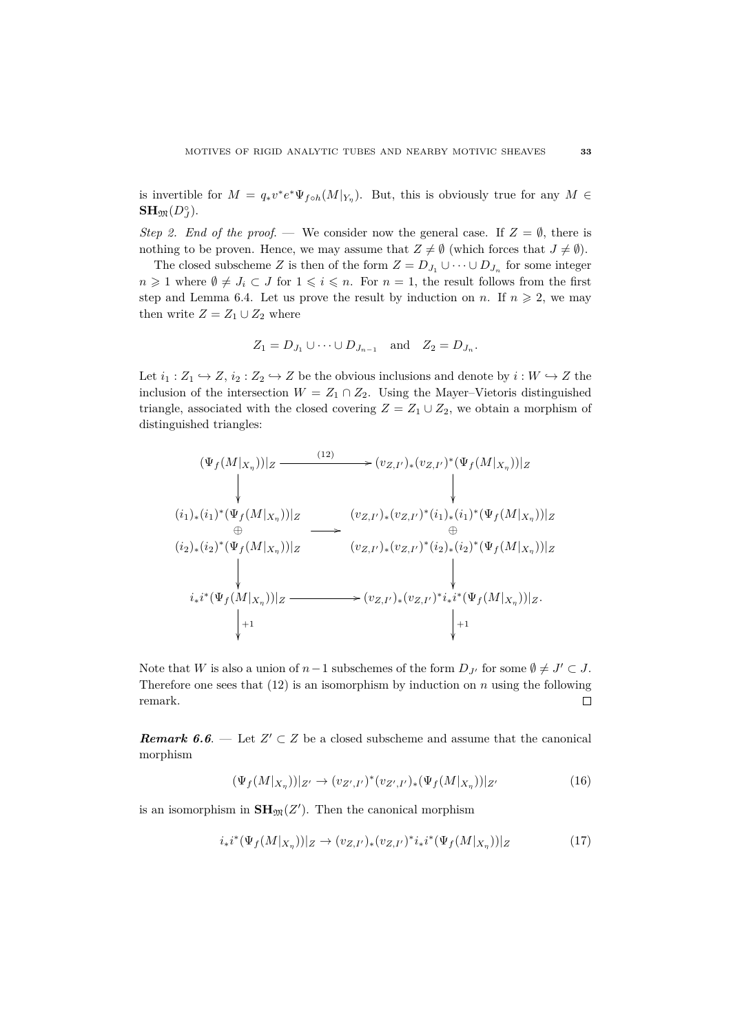is invertible for $M = q_* v^* e^* \Psi_{f\circ h}(M|_{Y_\eta})$. But, this is obviously true for any $M \in \mathbf{SH}_{\mathfrak{M}}(D_J^\circ)$.

*Step 2. End of the proof.* — We consider now the general case. If $Z = \emptyset$, there is nothing to be proven. Hence, we may assume that $Z \neq \emptyset$ (which forces that $J \neq \emptyset$).

The closed subscheme $Z$ is then of the form $Z = D_{J_1} \cup \cdots \cup D_{J_n}$ for some integer $n \geqslant 1$ where $\emptyset \neq J_i \subset J$ for $1 \leqslant i \leqslant n$. For $n = 1$, the result follows from the first step and Lemma 6.4. Let us prove the result by induction on $n$. If $n \geqslant 2$, we may then write $Z = Z_1 \cup Z_2$ where

$$Z_1 = D_{J_1} \cup \cdots \cup D_{J_{n-1}} \quad \text{and} \quad Z_2 = D_{J_n}.$$

Let $i_1 : Z_1 \hookrightarrow Z$, $i_2 : Z_2 \hookrightarrow Z$ be the obvious inclusions and denote by $i : W \hookrightarrow Z$ the inclusion of the intersection $W = Z_1 \cap Z_2$. Using the Mayer–Vietoris distinguished triangle, associated with the closed covering $Z = Z_1 \cup Z_2$, we obtain a morphism of distinguished triangles:

$$\begin{array}{ccc}
(\Psi_f(M|_{X_\eta}))|_Z & \xrightarrow{(12)} & (v_{Z,I'})_*(v_{Z,I'})^*(\Psi_f(M|_{X_\eta}))|_Z \\
\downarrow & & \downarrow \\
\begin{array}{c}(i_1)_*(i_1)^*(\Psi_f(M|_{X_\eta}))|_Z \\ \oplus \\ (i_2)_*(i_2)^*(\Psi_f(M|_{X_\eta}))|_Z\end{array} & \longrightarrow & \begin{array}{c}(v_{Z,I'})_*(v_{Z,I'})^*(i_1)_*(i_1)^*(\Psi_f(M|_{X_\eta}))|_Z \\ \oplus \\ (v_{Z,I'})_*(v_{Z,I'})^*(i_2)_*(i_2)^*(\Psi_f(M|_{X_\eta}))|_Z\end{array} \\
\downarrow & & \downarrow \\
i_*i^*(\Psi_f(M|_{X_\eta}))|_Z & \longrightarrow & (v_{Z,I'})_*(v_{Z,I'})^*i_*i^*(\Psi_f(M|_{X_\eta}))|_Z. \\
\downarrow{\scriptstyle +1} & & \downarrow{\scriptstyle +1}
\end{array}$$

Note that $W$ is also a union of $n-1$ subschemes of the form $D_{J'}$ for some $\emptyset \neq J' \subset J$. Therefore one sees that (12) is an isomorphism by induction on $n$ using the following remark. $\square$

***Remark 6.6.*** — Let $Z' \subset Z$ be a closed subscheme and assume that the canonical morphism

$$(\Psi_f(M|_{X_\eta}))|_{Z'} \to (v_{Z',I'})^*(v_{Z',I'})_*(\Psi_f(M|_{X_\eta}))|_{Z'} \tag{16}$$

is an isomorphism in $\mathbf{SH}_{\mathfrak{M}}(Z')$. Then the canonical morphism

$$i_*i^*(\Psi_f(M|_{X_\eta}))|_Z \to (v_{Z,I'})_*(v_{Z,I'})^*i_*i^*(\Psi_f(M|_{X_\eta}))|_Z \tag{17}$$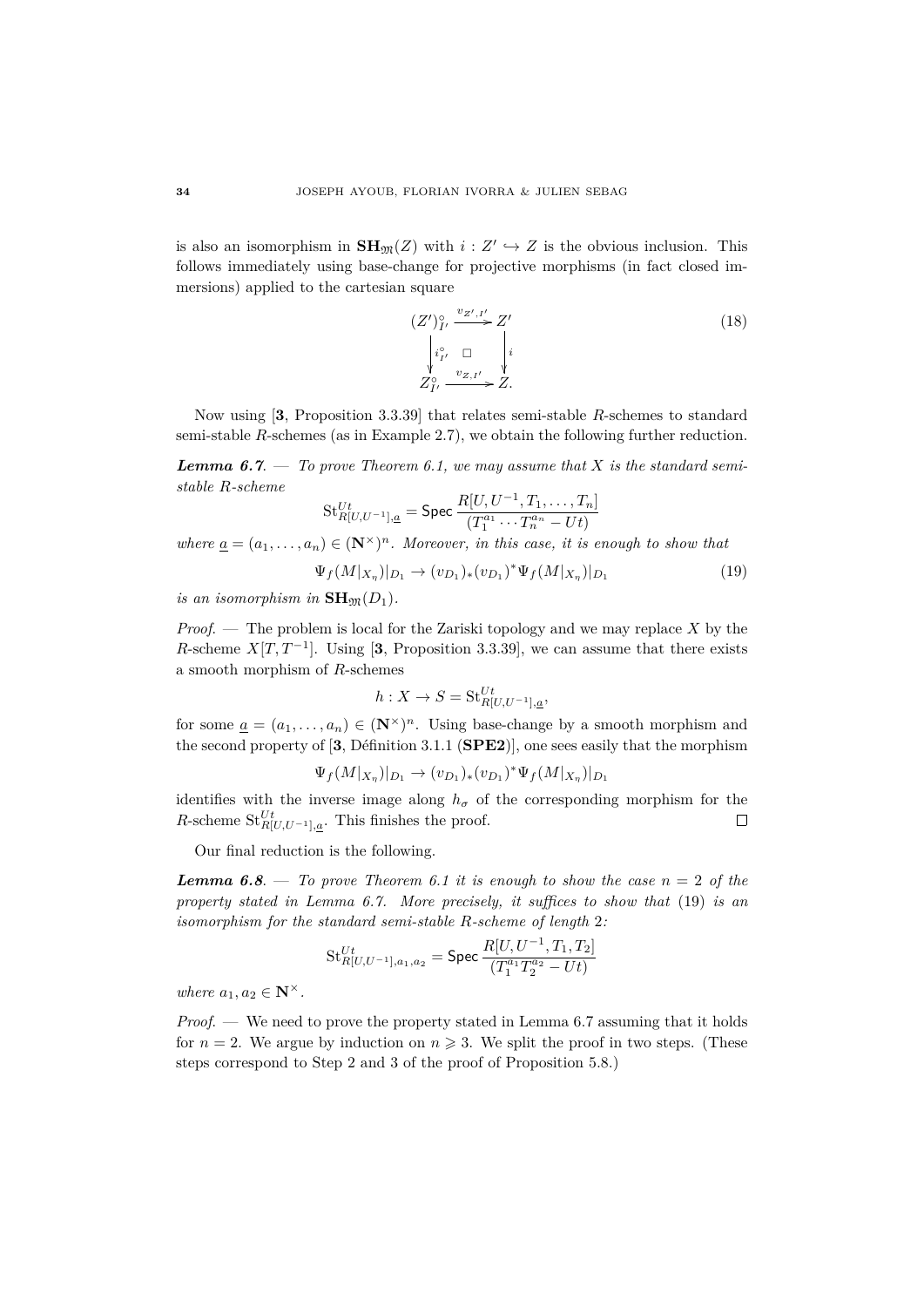is also an isomorphism in $\mathbf{SH}_{\mathfrak{M}}(Z)$ with $i : Z' \hookrightarrow Z$ is the obvious inclusion. This follows immediately using base-change for projective morphisms (in fact closed immersions) applied to the cartesian square

$$\begin{array}{ccc} (Z')^{\circ}_{I'} & \xrightarrow{v_{Z',I'}} & Z' \\ \Big\downarrow i^{\circ}_{I'} & \square & \Big\downarrow i \\ Z^{\circ}_{I'} & \xrightarrow{v_{Z,I'}} & Z. \end{array} \tag{18}$$

Now using [**3**, Proposition 3.3.39] that relates semi-stable $R$-schemes to standard semi-stable $R$-schemes (as in Example 2.7), we obtain the following further reduction.

***Lemma 6.7***. — *To prove Theorem 6.1, we may assume that $X$ is the standard semi-stable $R$-scheme*

$$\mathrm{St}^{Ut}_{R[U,U^{-1}],\underline{a}} = \mathsf{Spec}\, \frac{R[U, U^{-1}, T_1, \dots, T_n]}{(T_1^{a_1} \cdots T_n^{a_n} - Ut)}$$

*where $\underline{a} = (a_1, \dots, a_n) \in (\mathbf{N}^{\times})^n$. Moreover, in this case, it is enough to show that*

$$\Psi_f(M|_{X_\eta})|_{D_1} \to (v_{D_1})_*(v_{D_1})^*\Psi_f(M|_{X_\eta})|_{D_1} \tag{19}$$

*is an isomorphism in $\mathbf{SH}_{\mathfrak{M}}(D_1)$.*

*Proof*. — The problem is local for the Zariski topology and we may replace $X$ by the $R$-scheme $X[T, T^{-1}]$. Using [**3**, Proposition 3.3.39], we can assume that there exists a smooth morphism of $R$-schemes

$$h : X \to S = \mathrm{St}^{Ut}_{R[U,U^{-1}],\underline{a}},$$

for some $\underline{a} = (a_1, \dots, a_n) \in (\mathbf{N}^{\times})^n$. Using base-change by a smooth morphism and the second property of [**3**, Définition 3.1.1 (**SPE2**)], one sees easily that the morphism

$$\Psi_f(M|_{X_\eta})|_{D_1} \to (v_{D_1})_*(v_{D_1})^*\Psi_f(M|_{X_\eta})|_{D_1}$$

identifies with the inverse image along $h_\sigma$ of the corresponding morphism for the $R$-scheme $\mathrm{St}^{Ut}_{R[U,U^{-1}],\underline{a}}$. This finishes the proof. $\square$

Our final reduction is the following.

***Lemma 6.8***. — *To prove Theorem 6.1 it is enough to show the case $n = 2$ of the property stated in Lemma 6.7. More precisely, it suffices to show that* (19) *is an isomorphism for the standard semi-stable $R$-scheme of length* 2*:*

$$\mathrm{St}^{Ut}_{R[U,U^{-1}],a_1,a_2} = \mathsf{Spec}\, \frac{R[U, U^{-1}, T_1, T_2]}{(T_1^{a_1} T_2^{a_2} - Ut)}$$

*where $a_1, a_2 \in \mathbf{N}^{\times}$.*

*Proof*. — We need to prove the property stated in Lemma 6.7 assuming that it holds for $n = 2$. We argue by induction on $n \geqslant 3$. We split the proof in two steps. (These steps correspond to Step 2 and 3 of the proof of Proposition 5.8.)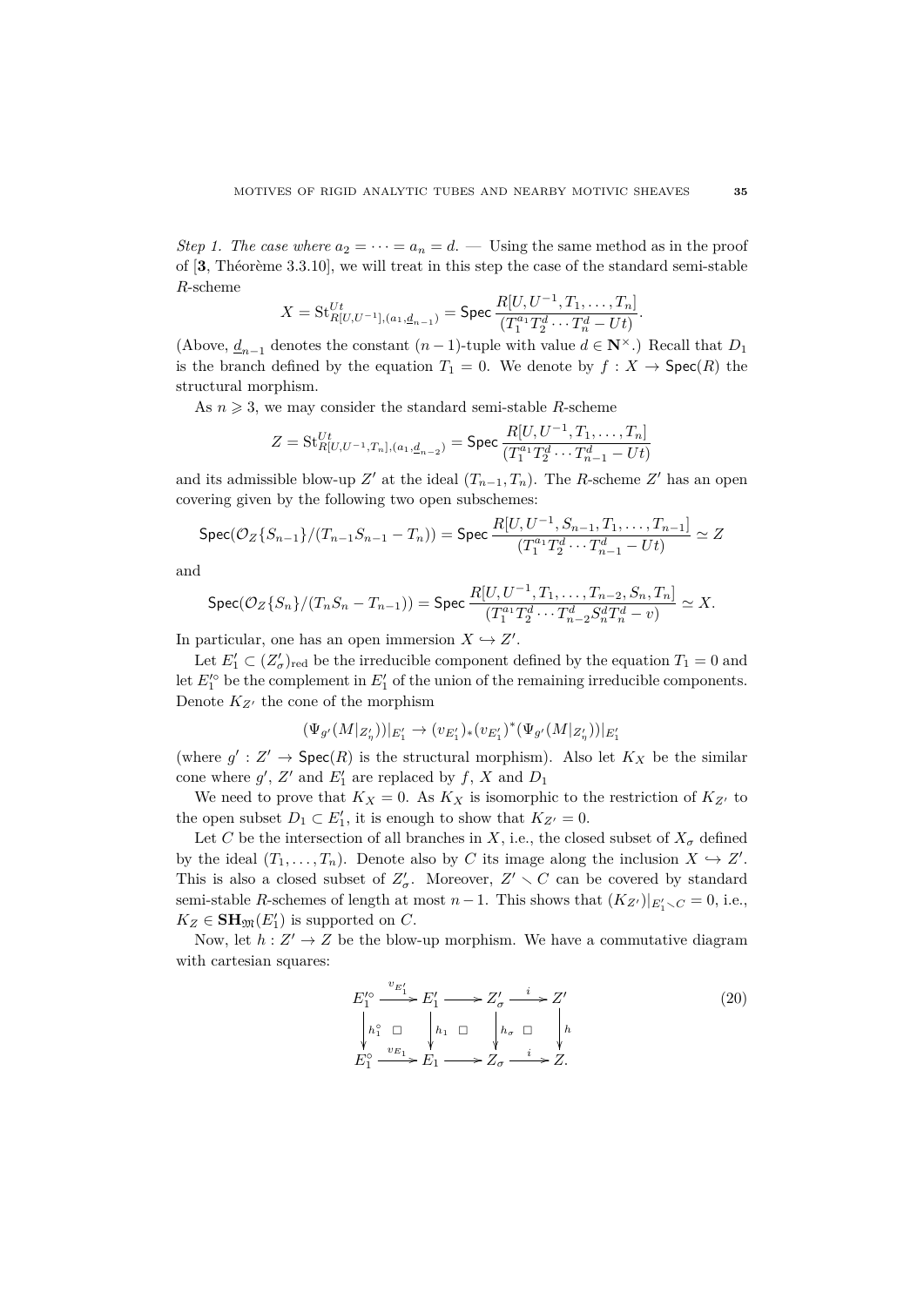*Step 1. The case where $a_2 = \cdots = a_n = d$.* — Using the same method as in the proof of [**3**, Théorème 3.3.10], we will treat in this step the case of the standard semi-stable $R$-scheme

$$X = \mathrm{St}^{Ut}_{R[U,U^{-1}],(a_1,\underline{d}_{n-1})} = \mathsf{Spec}\,\frac{R[U,U^{-1},T_1,\ldots,T_n]}{(T_1^{a_1}T_2^d\cdots T_n^d - Ut)}.$$

(Above, $\underline{d}_{n-1}$ denotes the constant $(n-1)$-tuple with value $d \in \mathbf{N}^{\times}$.) Recall that $D_1$ is the branch defined by the equation $T_1 = 0$. We denote by $f : X \to \mathsf{Spec}(R)$ the structural morphism.

As $n \geqslant 3$, we may consider the standard semi-stable $R$-scheme

$$Z = \mathrm{St}^{Ut}_{R[U,U^{-1},T_n],(a_1,\underline{d}_{n-2})} = \mathsf{Spec}\,\frac{R[U,U^{-1},T_1,\ldots,T_n]}{(T_1^{a_1}T_2^d\cdots T_{n-1}^d - Ut)}$$

and its admissible blow-up $Z'$ at the ideal $(T_{n-1},T_n)$. The $R$-scheme $Z'$ has an open covering given by the following two open subschemes:

$$\mathsf{Spec}(\mathcal{O}_Z\{S_{n-1}\}/(T_{n-1}S_{n-1} - T_n)) = \mathsf{Spec}\,\frac{R[U,U^{-1},S_{n-1},T_1,\ldots,T_{n-1}]}{(T_1^{a_1}T_2^d\cdots T_{n-1}^d - Ut)} \simeq Z$$

and

$$\mathsf{Spec}(\mathcal{O}_Z\{S_n\}/(T_nS_n - T_{n-1})) = \mathsf{Spec}\,\frac{R[U,U^{-1},T_1,\ldots,T_{n-2},S_n,T_n]}{(T_1^{a_1}T_2^d\cdots T_{n-2}^d S_n^d T_n^d - v)} \simeq X.$$

In particular, one has an open immersion $X \hookrightarrow Z'$.

Let $E_1' \subset (Z_\sigma')_{\mathrm{red}}$ be the irreducible component defined by the equation $T_1 = 0$ and let $E_1'^{\circ}$ be the complement in $E_1'$ of the union of the remaining irreducible components. Denote $K_{Z'}$ the cone of the morphism

$$(\Psi_{g'}(M|_{Z_\eta'}))|_{E_1'} \to (v_{E_1'})_*(v_{E_1'})^*(\Psi_{g'}(M|_{Z_\eta'}))|_{E_1'}$$

(where $g' : Z' \to \mathsf{Spec}(R)$ is the structural morphism). Also let $K_X$ be the similar cone where $g'$, $Z'$ and $E_1'$ are replaced by $f$, $X$ and $D_1$

We need to prove that $K_X = 0$. As $K_X$ is isomorphic to the restriction of $K_{Z'}$ to the open subset $D_1 \subset E_1'$, it is enough to show that $K_{Z'} = 0$.

Let $C$ be the intersection of all branches in $X$, i.e., the closed subset of $X_\sigma$ defined by the ideal $(T_1,\ldots,T_n)$. Denote also by $C$ its image along the inclusion $X \hookrightarrow Z'$. This is also a closed subset of $Z_\sigma'$. Moreover, $Z' \smallsetminus C$ can be covered by standard semi-stable $R$-schemes of length at most $n-1$. This shows that $(K_{Z'})|_{E_1' \smallsetminus C} = 0$, i.e., $K_Z \in \mathbf{SH}_{\mathfrak{M}}(E_1')$ is supported on $C$.

Now, let $h : Z' \to Z$ be the blow-up morphism. We have a commutative diagram with cartesian squares:

$$\begin{array}{ccccccc}
E_1'^{\circ} & \xrightarrow{v_{E_1'}} & E_1' & \longrightarrow & Z_\sigma' & \xrightarrow{i} & Z' \\
\Big\downarrow h_1^{\circ} & \square & \Big\downarrow h_1 & \square & \Big\downarrow h_\sigma & \square & \Big\downarrow h \\
E_1^{\circ} & \xrightarrow{v_{E_1}} & E_1 & \longrightarrow & Z_\sigma & \xrightarrow{i} & Z.
\end{array} \tag{20}$$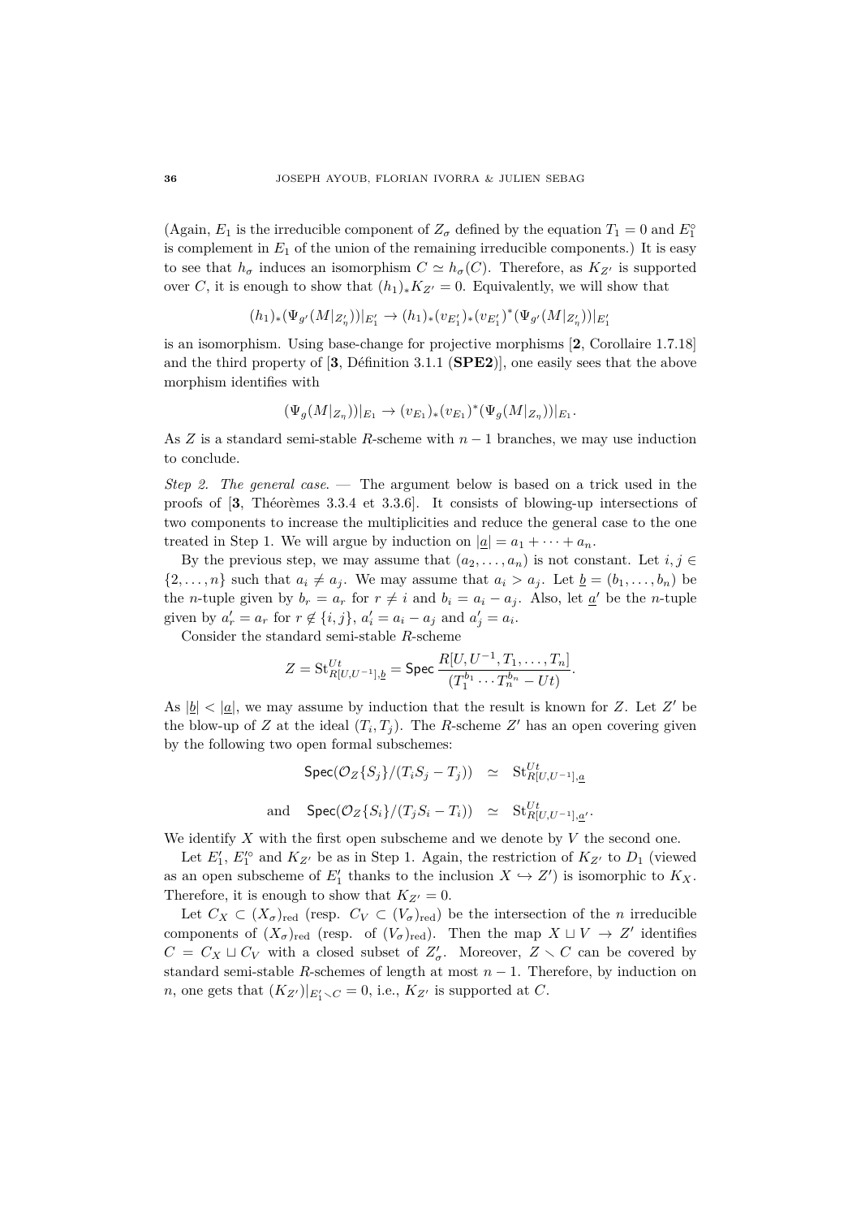(Again, $E_1$ is the irreducible component of $Z_\sigma$ defined by the equation $T_1 = 0$ and $E_1^\circ$ is complement in $E_1$ of the union of the remaining irreducible components.) It is easy to see that $h_\sigma$ induces an isomorphism $C \simeq h_\sigma(C)$. Therefore, as $K_{Z'}$ is supported over $C$, it is enough to show that $(h_1)_* K_{Z'} = 0$. Equivalently, we will show that

$$(h_1)_*(\Psi_{g'}(M|_{Z'_\eta}))|_{E'_1} \to (h_1)_*(v_{E'_1})_*(v_{E'_1})^*(\Psi_{g'}(M|_{Z'_\eta}))|_{E'_1}$$

is an isomorphism. Using base-change for projective morphisms [**2**, Corollaire 1.7.18] and the third property of [**3**, Définition 3.1.1 (**SPE2**)], one easily sees that the above morphism identifies with

$$(\Psi_g(M|_{Z_\eta}))|_{E_1} \to (v_{E_1})_*(v_{E_1})^*(\Psi_g(M|_{Z_\eta}))|_{E_1}.$$

As $Z$ is a standard semi-stable $R$-scheme with $n-1$ branches, we may use induction to conclude.

*Step 2. The general case.* — The argument below is based on a trick used in the proofs of [**3**, Théorèmes 3.3.4 et 3.3.6]. It consists of blowing-up intersections of two components to increase the multiplicities and reduce the general case to the one treated in Step 1. We will argue by induction on $|\underline{a}| = a_1 + \cdots + a_n$.

By the previous step, we may assume that $(a_2, \ldots, a_n)$ is not constant. Let $i, j \in \{2, \ldots, n\}$ such that $a_i \neq a_j$. We may assume that $a_i > a_j$. Let $\underline{b} = (b_1, \ldots, b_n)$ be the $n$-tuple given by $b_r = a_r$ for $r \neq i$ and $b_i = a_i - a_j$. Also, let $\underline{a}'$ be the $n$-tuple given by $a'_r = a_r$ for $r \notin \{i, j\}$, $a'_i = a_i - a_j$ and $a'_j = a_i$.

Consider the standard semi-stable $R$-scheme

$$Z = \mathrm{St}^{Ut}_{R[U,U^{-1}],\underline{b}} = \mathsf{Spec}\, \frac{R[U, U^{-1}, T_1, \ldots, T_n]}{(T_1^{b_1} \cdots T_n^{b_n} - Ut)}.$$

As $|\underline{b}| < |\underline{a}|$, we may assume by induction that the result is known for $Z$. Let $Z'$ be the blow-up of $Z$ at the ideal $(T_i, T_j)$. The $R$-scheme $Z'$ has an open covering given by the following two open formal subschemes:

$$\mathsf{Spec}(\mathcal{O}_Z\{S_j\}/(T_iS_j - T_j)) \quad \simeq \quad \mathrm{St}^{Ut}_{R[U,U^{-1}],\underline{a}}$$

$$\text{and} \quad \mathsf{Spec}(\mathcal{O}_Z\{S_i\}/(T_jS_i - T_i)) \quad \simeq \quad \mathrm{St}^{Ut}_{R[U,U^{-1}],\underline{a}'}.$$

We identify $X$ with the first open subscheme and we denote by $V$ the second one.

Let $E'_1$, $E'^\circ_1$ and $K_{Z'}$ be as in Step 1. Again, the restriction of $K_{Z'}$ to $D_1$ (viewed as an open subscheme of $E'_1$ thanks to the inclusion $X \hookrightarrow Z'$) is isomorphic to $K_X$. Therefore, it is enough to show that $K_{Z'} = 0$.

Let $C_X \subset (X_\sigma)_{\mathrm{red}}$ (resp. $C_V \subset (V_\sigma)_{\mathrm{red}}$) be the intersection of the $n$ irreducible components of $(X_\sigma)_{\mathrm{red}}$ (resp. of $(V_\sigma)_{\mathrm{red}}$). Then the map $X \sqcup V \to Z'$ identifies $C = C_X \sqcup C_V$ with a closed subset of $Z'_\sigma$. Moreover, $Z \smallsetminus C$ can be covered by standard semi-stable $R$-schemes of length at most $n-1$. Therefore, by induction on $n$, one gets that $(K_{Z'})|_{E'_1 \smallsetminus C} = 0$, i.e., $K_{Z'}$ is supported at $C$.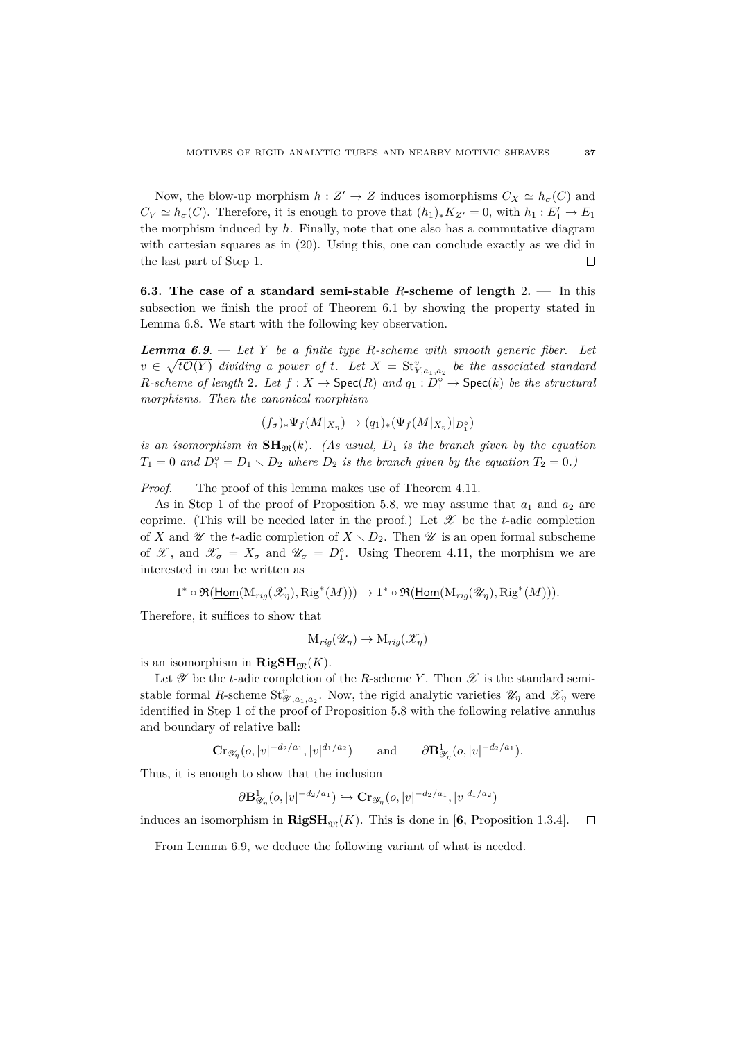Now, the blow-up morphism $h : Z' \to Z$ induces isomorphisms $C_X \simeq h_\sigma(C)$ and $C_V \simeq h_\sigma(C)$. Therefore, it is enough to prove that $(h_1)_* K_{Z'} = 0$, with $h_1 : E_1' \to E_1$ the morphism induced by $h$. Finally, note that one also has a commutative diagram with cartesian squares as in (20). Using this, one can conclude exactly as we did in the last part of Step 1. $\square$

**6.3. The case of a standard semi-stable $R$-scheme of length 2.** — In this subsection we finish the proof of Theorem 6.1 by showing the property stated in Lemma 6.8. We start with the following key observation.

***Lemma 6.9***. — *Let $Y$ be a finite type $R$-scheme with smooth generic fiber. Let $v \in \sqrt{t\mathcal{O}(Y)}$ dividing a power of $t$. Let $X = \mathrm{St}^v_{Y,a_1,a_2}$ be the associated standard $R$-scheme of length 2. Let $f : X \to \mathsf{Spec}(R)$ and $q_1 : D_1^\circ \to \mathsf{Spec}(k)$ be the structural morphisms. Then the canonical morphism*

$$(f_\sigma)_* \Psi_f(M|_{X_\eta}) \to (q_1)_*(\Psi_f(M|_{X_\eta})|_{D_1^\circ})$$

*is an isomorphism in $\mathbf{SH}_{\mathfrak{M}}(k)$. (As usual, $D_1$ is the branch given by the equation $T_1 = 0$ and $D_1^\circ = D_1 \smallsetminus D_2$ where $D_2$ is the branch given by the equation $T_2 = 0$.)*

*Proof*. — The proof of this lemma makes use of Theorem 4.11.

As in Step 1 of the proof of Proposition 5.8, we may assume that $a_1$ and $a_2$ are coprime. (This will be needed later in the proof.) Let $\mathscr{X}$ be the $t$-adic completion of $X$ and $\mathscr{U}$ the $t$-adic completion of $X \smallsetminus D_2$. Then $\mathscr{U}$ is an open formal subscheme of $\mathscr{X}$, and $\mathscr{X}_\sigma = X_\sigma$ and $\mathscr{U}_\sigma = D_1^\circ$. Using Theorem 4.11, the morphism we are interested in can be written as

$$1^* \circ \mathfrak{R}(\underline{\mathsf{Hom}}(\mathrm{M}_{rig}(\mathscr{X}_\eta), \mathrm{Rig}^*(M))) \to 1^* \circ \mathfrak{R}(\underline{\mathsf{Hom}}(\mathrm{M}_{rig}(\mathscr{U}_\eta), \mathrm{Rig}^*(M))).$$

Therefore, it suffices to show that

$$\mathrm{M}_{rig}(\mathscr{U}_\eta) \to \mathrm{M}_{rig}(\mathscr{X}_\eta)$$

is an isomorphism in $\mathbf{RigSH}_{\mathfrak{M}}(K)$.

Let $\mathscr{Y}$ be the $t$-adic completion of the $R$-scheme $Y$. Then $\mathscr{X}$ is the standard semi-stable formal $R$-scheme $\mathrm{St}^v_{\mathscr{Y},a_1,a_2}$. Now, the rigid analytic varieties $\mathscr{U}_\eta$ and $\mathscr{X}_\eta$ were identified in Step 1 of the proof of Proposition 5.8 with the following relative annulus and boundary of relative ball:

$$\mathbf{Cr}_{\mathscr{Y}_\eta}(o, |v|^{-d_2/a_1}, |v|^{d_1/a_2}) \qquad \text{and} \qquad \partial\mathbf{B}^1_{\mathscr{Y}_\eta}(o, |v|^{-d_2/a_1}).$$

Thus, it is enough to show that the inclusion

$$\partial\mathbf{B}^1_{\mathscr{Y}_\eta}(o, |v|^{-d_2/a_1}) \hookrightarrow \mathbf{Cr}_{\mathscr{Y}_\eta}(o, |v|^{-d_2/a_1}, |v|^{d_1/a_2})$$

induces an isomorphism in $\mathbf{RigSH}_{\mathfrak{M}}(K)$. This is done in [**6**, Proposition 1.3.4]. $\square$

From Lemma 6.9, we deduce the following variant of what is needed.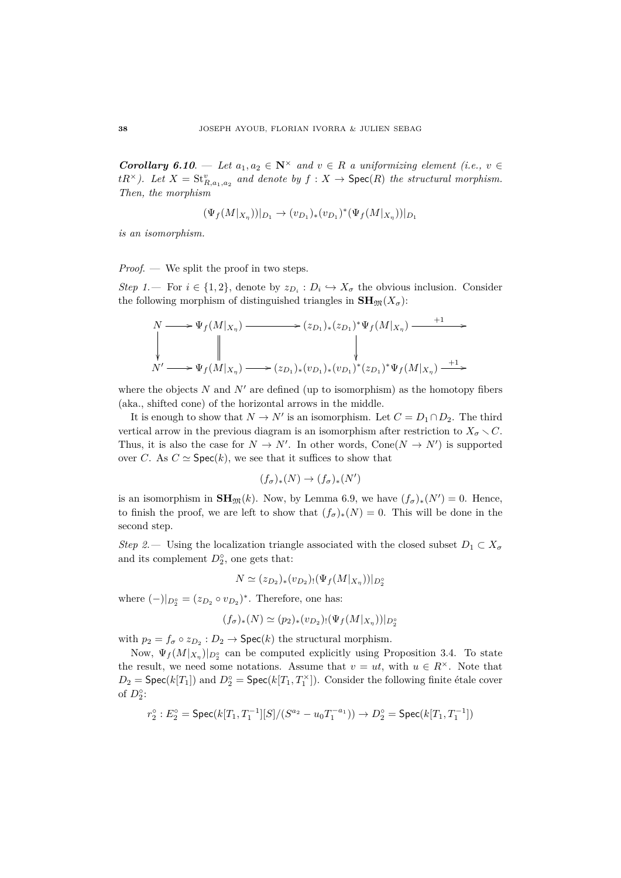***Corollary 6.10***. — *Let $a_1, a_2 \in \mathbf{N}^\times$ and $v \in R$ a uniformizing element (i.e., $v \in tR^\times$). Let $X = \mathrm{St}^v_{R,a_1,a_2}$ and denote by $f : X \to \mathsf{Spec}(R)$ the structural morphism. Then, the morphism*

$$(\Psi_f(M|_{X_\eta}))|_{D_1} \to (v_{D_1})_*(v_{D_1})^*(\Psi_f(M|_{X_\eta}))|_{D_1}$$

*is an isomorphism.*

*Proof.* — We split the proof in two steps.

*Step 1.*— For $i \in \{1, 2\}$, denote by $z_{D_i} : D_i \hookrightarrow X_\sigma$ the obvious inclusion. Consider the following morphism of distinguished triangles in $\mathbf{SH}_{\mathfrak{M}}(X_\sigma)$:

$$\begin{array}{ccccccc}
N & \longrightarrow & \Psi_f(M|_{X_\eta}) & \longrightarrow & (z_{D_1})_*(z_{D_1})^*\Psi_f(M|_{X_\eta}) & \xrightarrow{+1} & \\
\downarrow & & \| & & \downarrow & & \\
N' & \longrightarrow & \Psi_f(M|_{X_\eta}) & \longrightarrow & (z_{D_1})_*(v_{D_1})_*(v_{D_1})^*(z_{D_1})^*\Psi_f(M|_{X_\eta}) & \xrightarrow{+1} &
\end{array}$$

where the objects $N$ and $N'$ are defined (up to isomorphism) as the homotopy fibers (aka., shifted cone) of the horizontal arrows in the middle.

It is enough to show that $N \to N'$ is an isomorphism. Let $C = D_1 \cap D_2$. The third vertical arrow in the previous diagram is an isomorphism after restriction to $X_\sigma \smallsetminus C$. Thus, it is also the case for $N \to N'$. In other words, $\mathrm{Cone}(N \to N')$ is supported over $C$. As $C \simeq \mathsf{Spec}(k)$, we see that it suffices to show that

$$(f_\sigma)_*(N) \to (f_\sigma)_*(N')$$

is an isomorphism in $\mathbf{SH}_{\mathfrak{M}}(k)$. Now, by Lemma 6.9, we have $(f_\sigma)_*(N') = 0$. Hence, to finish the proof, we are left to show that $(f_\sigma)_*(N) = 0$. This will be done in the second step.

*Step 2.*— Using the localization triangle associated with the closed subset $D_1 \subset X_\sigma$ and its complement $D_2^\circ$, one gets that:

$$N \simeq (z_{D_2})_*(v_{D_2})_!(\Psi_f(M|_{X_\eta}))|_{D_2^\circ}$$

where $(-)|_{D_2^\circ} = (z_{D_2} \circ v_{D_2})^*$. Therefore, one has:

$$(f_\sigma)_*(N) \simeq (p_2)_*(v_{D_2})_!(\Psi_f(M|_{X_\eta}))|_{D_2^\circ}$$

with $p_2 = f_\sigma \circ z_{D_2} : D_2 \to \mathsf{Spec}(k)$ the structural morphism.

Now, $\Psi_f(M|_{X_\eta})|_{D_2^\circ}$ can be computed explicitly using Proposition 3.4. To state the result, we need some notations. Assume that $v = ut$, with $u \in R^\times$. Note that $D_2 = \mathsf{Spec}(k[T_1])$ and $D_2^\circ = \mathsf{Spec}(k[T_1, T_1^\times])$. Consider the following finite étale cover of $D_2^\circ$:

$$r_2^\circ : E_2^\circ = \mathsf{Spec}(k[T_1, T_1^{-1}][S]/(S^{a_2} - u_0 T_1^{-a_1})) \to D_2^\circ = \mathsf{Spec}(k[T_1, T_1^{-1}])$$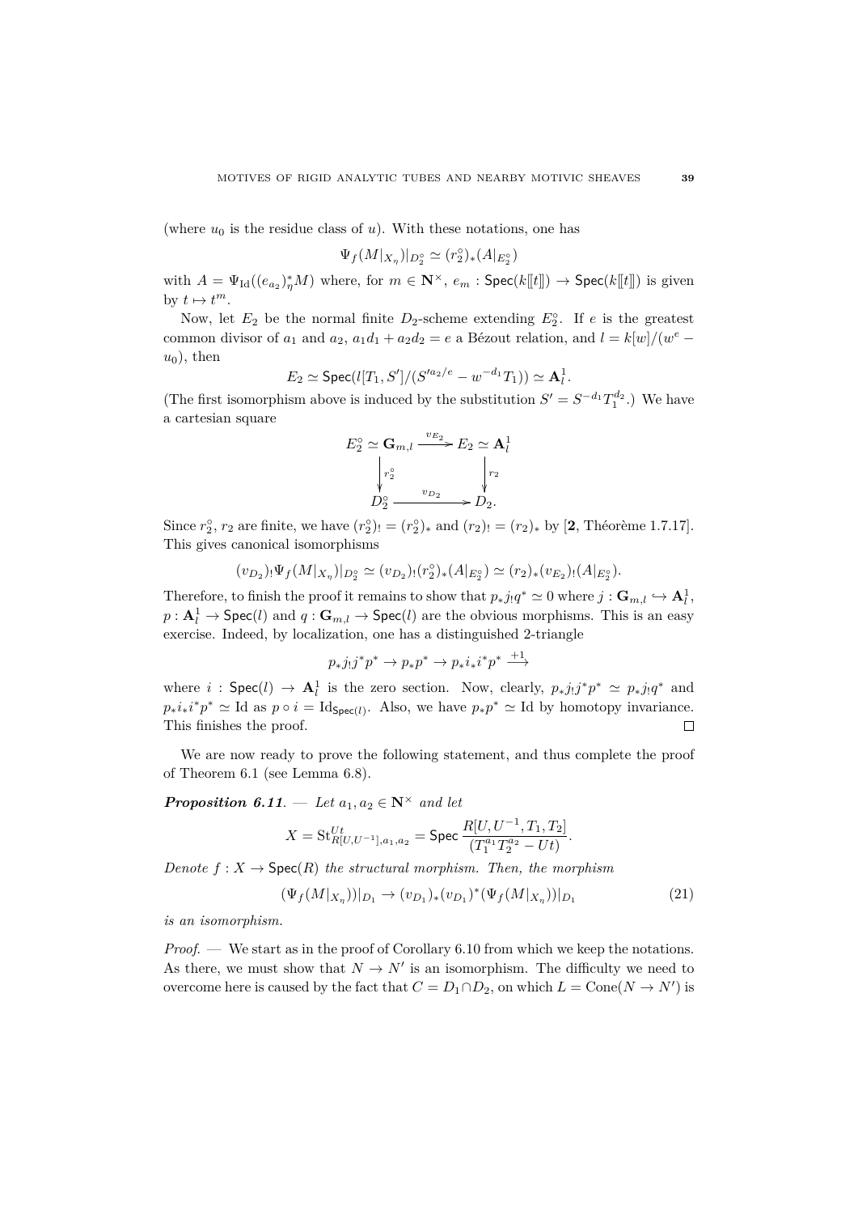(where $u_0$ is the residue class of $u$). With these notations, one has

$$\Psi_f(M|_{X_\eta})|_{D_2^\circ} \simeq (r_2^\circ)_*(A|_{E_2^\circ})$$

with $A = \Psi_{\mathrm{Id}}((e_{a_2})_\eta^* M)$ where, for $m \in \mathbf{N}^\times$, $e_m : \mathsf{Spec}(k[\![t]\!]) \to \mathsf{Spec}(k[\![t]\!])$ is given by $t \mapsto t^m$.

Now, let $E_2$ be the normal finite $D_2$-scheme extending $E_2^\circ$. If $e$ is the greatest common divisor of $a_1$ and $a_2$, $a_1 d_1 + a_2 d_2 = e$ a Bézout relation, and $l = k[w]/(w^e - u_0)$, then

$$E_2 \simeq \mathsf{Spec}(l[T_1, S']/(S'^{a_2/e} - w^{-d_1} T_1)) \simeq \mathbf{A}^1_l.$$

(The first isomorphism above is induced by the substitution $S' = S^{-d_1} T_1^{d_2}$.) We have a cartesian square

$$\begin{array}{ccc} E_2^\circ \simeq \mathbf{G}_{m,l} & \xrightarrow{v_{E_2}} & E_2 \simeq \mathbf{A}^1_l \\ \downarrow{\scriptstyle r_2^\circ} & & \downarrow{\scriptstyle r_2} \\ D_2^\circ & \xrightarrow{v_{D_2}} & D_2. \end{array}$$

Since $r_2^\circ$, $r_2$ are finite, we have $(r_2^\circ)_! = (r_2^\circ)_*$ and $(r_2)_! = (r_2)_*$ by [**2**, Théorème 1.7.17]. This gives canonical isomorphisms

$$(v_{D_2})_! \Psi_f(M|_{X_\eta})|_{D_2^\circ} \simeq (v_{D_2})_!(r_2^\circ)_*(A|_{E_2^\circ}) \simeq (r_2)_*(v_{E_2})_!(A|_{E_2^\circ}).$$

Therefore, to finish the proof it remains to show that $p_* j_! q^* \simeq 0$ where $j : \mathbf{G}_{m,l} \hookrightarrow \mathbf{A}^1_l$, $p : \mathbf{A}^1_l \to \mathsf{Spec}(l)$ and $q : \mathbf{G}_{m,l} \to \mathsf{Spec}(l)$ are the obvious morphisms. This is an easy exercise. Indeed, by localization, one has a distinguished 2-triangle

$$p_* j_! j^* p^* \to p_* p^* \to p_* i_* i^* p^* \xrightarrow{+1}$$

where $i : \mathsf{Spec}(l) \to \mathbf{A}^1_l$ is the zero section. Now, clearly, $p_* j_! j^* p^* \simeq p_* j_! q^*$ and $p_* i_* i^* p^* \simeq \mathrm{Id}$ as $p \circ i = \mathrm{Id}_{\mathsf{Spec}(l)}$. Also, we have $p_* p^* \simeq \mathrm{Id}$ by homotopy invariance. This finishes the proof. □

We are now ready to prove the following statement, and thus complete the proof of Theorem 6.1 (see Lemma 6.8).

***Proposition 6.11***. — *Let $a_1, a_2 \in \mathbf{N}^\times$ and let*

$$X = \mathrm{St}^{Ut}_{R[U,U^{-1}],a_1,a_2} = \mathsf{Spec}\, \frac{R[U, U^{-1}, T_1, T_2]}{(T_1^{a_1} T_2^{a_2} - Ut)}.$$

*Denote $f : X \to \mathsf{Spec}(R)$ the structural morphism. Then, the morphism*

$$(\Psi_f(M|_{X_\eta}))|_{D_1} \to (v_{D_1})_*(v_{D_1})^*(\Psi_f(M|_{X_\eta}))|_{D_1} \tag{21}$$

*is an isomorphism.*

*Proof*. — We start as in the proof of Corollary 6.10 from which we keep the notations. As there, we must show that $N \to N'$ is an isomorphism. The difficulty we need to overcome here is caused by the fact that $C = D_1 \cap D_2$, on which $L = \mathrm{Cone}(N \to N')$ is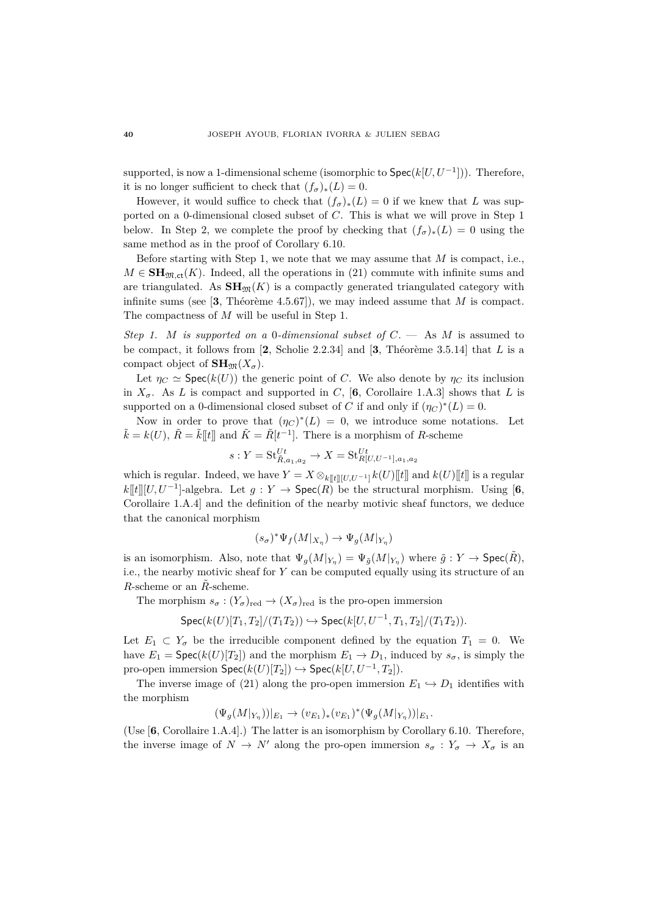supported, is now a 1-dimensional scheme (isomorphic to $\mathsf{Spec}(k[U,U^{-1}])$). Therefore, it is no longer sufficient to check that $(f_\sigma)_*(L)=0$.

However, it would suffice to check that $(f_\sigma)_*(L)=0$ if we knew that $L$ was supported on a 0-dimensional closed subset of $C$. This is what we will prove in Step 1 below. In Step 2, we complete the proof by checking that $(f_\sigma)_*(L)=0$ using the same method as in the proof of Corollary 6.10.

Before starting with Step 1, we note that we may assume that $M$ is compact, i.e., $M\in \mathbf{SH}_{\mathfrak{M},\mathsf{ct}}(K)$. Indeed, all the operations in (21) commute with infinite sums and are triangulated. As $\mathbf{SH}_{\mathfrak{M}}(K)$ is a compactly generated triangulated category with infinite sums (see [**3**, Théorème 4.5.67]), we may indeed assume that $M$ is compact. The compactness of $M$ will be useful in Step 1.

*Step 1. $M$ is supported on a 0-dimensional subset of $C$.* — As $M$ is assumed to be compact, it follows from [**2**, Scholie 2.2.34] and [**3**, Théorème 3.5.14] that $L$ is a compact object of $\mathbf{SH}_{\mathfrak{M}}(X_\sigma)$.

Let $\eta_C\simeq \mathsf{Spec}(k(U))$ the generic point of $C$. We also denote by $\eta_C$ its inclusion in $X_\sigma$. As $L$ is compact and supported in $C$, [**6**, Corollaire 1.A.3] shows that $L$ is supported on a 0-dimensional closed subset of $C$ if and only if $(\eta_C)^*(L)=0$.

Now in order to prove that $(\eta_C)^*(L)=0$, we introduce some notations. Let $\tilde{k}=k(U)$, $\tilde{R}=\tilde{k}[\![t]\!]$ and $\tilde{K}=\tilde{R}[t^{-1}]$. There is a morphism of $R$-scheme

$$s: Y=\mathrm{St}^{Ut}_{\tilde{R},a_1,a_2}\to X=\mathrm{St}^{Ut}_{R[U,U^{-1}],a_1,a_2}$$

which is regular. Indeed, we have $Y=X\otimes_{k[\![t]\!][U,U^{-1}]}k(U)[\![t]\!]$ and $k(U)[\![t]\!]$ is a regular $k[\![t]\!][U,U^{-1}]$-algebra. Let $g:Y\to \mathsf{Spec}(R)$ be the structural morphism. Using [**6**, Corollaire 1.A.4] and the definition of the nearby motivic sheaf functors, we deduce that the canonical morphism

$$(s_\sigma)^*\Psi_f(M|_{X_\eta})\to \Psi_g(M|_{Y_\eta})$$

is an isomorphism. Also, note that $\Psi_g(M|_{Y_\eta})=\Psi_{\tilde{g}}(M|_{Y_\eta})$ where $\tilde{g}:Y\to\mathsf{Spec}(\tilde{R})$, i.e., the nearby motivic sheaf for $Y$ can be computed equally using its structure of an $R$-scheme or an $\tilde{R}$-scheme.

The morphism $s_\sigma:(Y_\sigma)_{\mathrm{red}}\to (X_\sigma)_{\mathrm{red}}$ is the pro-open immersion

$$\mathsf{Spec}(k(U)[T_1,T_2]/(T_1T_2))\hookrightarrow \mathsf{Spec}(k[U,U^{-1},T_1,T_2]/(T_1T_2)).$$

Let $E_1\subset Y_\sigma$ be the irreducible component defined by the equation $T_1=0$. We have $E_1=\mathsf{Spec}(k(U)[T_2])$ and the morphism $E_1\to D_1$, induced by $s_\sigma$, is simply the pro-open immersion $\mathsf{Spec}(k(U)[T_2])\hookrightarrow \mathsf{Spec}(k[U,U^{-1},T_2])$.

The inverse image of (21) along the pro-open immersion $E_1\hookrightarrow D_1$ identifies with the morphism

$$(\Psi_g(M|_{Y_\eta}))|_{E_1}\to (v_{E_1})_*(v_{E_1})^*(\Psi_g(M|_{Y_\eta}))|_{E_1}.$$

(Use [**6**, Corollaire 1.A.4].) The latter is an isomorphism by Corollary 6.10. Therefore, the inverse image of $N\to N'$ along the pro-open immersion $s_\sigma:Y_\sigma\to X_\sigma$ is an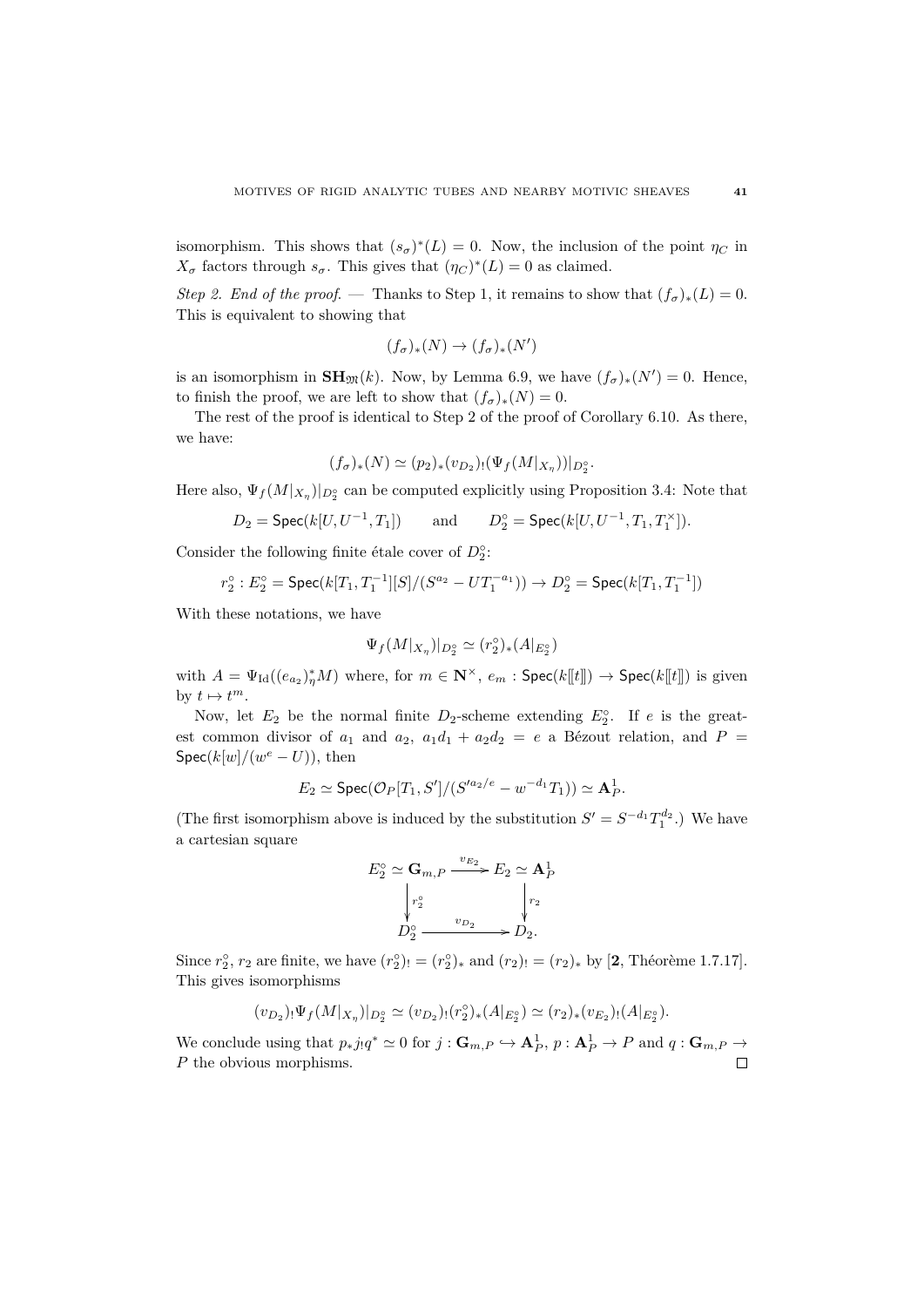isomorphism. This shows that $(s_\sigma)^*(L) = 0$. Now, the inclusion of the point $\eta_C$ in $X_\sigma$ factors through $s_\sigma$. This gives that $(\eta_C)^*(L) = 0$ as claimed.

*Step 2. End of the proof.* — Thanks to Step 1, it remains to show that $(f_\sigma)_*(L) = 0$. This is equivalent to showing that

$$(f_\sigma)_*(N) \to (f_\sigma)_*(N')$$

is an isomorphism in $\mathbf{SH}_{\mathfrak{M}}(k)$. Now, by Lemma 6.9, we have $(f_\sigma)_*(N') = 0$. Hence, to finish the proof, we are left to show that $(f_\sigma)_*(N) = 0$.

The rest of the proof is identical to Step 2 of the proof of Corollary 6.10. As there, we have:

$$(f_\sigma)_*(N) \simeq (p_2)_*(v_{D_2})_!(\Psi_f(M|_{X_\eta}))|_{D_2^\circ}.$$

Here also, $\Psi_f(M|_{X_\eta})|_{D_2^\circ}$ can be computed explicitly using Proposition 3.4: Note that

$$D_2 = \mathsf{Spec}(k[U, U^{-1}, T_1]) \qquad \text{and} \qquad D_2^\circ = \mathsf{Spec}(k[U, U^{-1}, T_1, T_1^\times]).$$

Consider the following finite étale cover of $D_2^\circ$:

$$r_2^\circ : E_2^\circ = \mathsf{Spec}(k[T_1, T_1^{-1}][S]/(S^{a_2} - UT_1^{-a_1})) \to D_2^\circ = \mathsf{Spec}(k[T_1, T_1^{-1}])$$

With these notations, we have

$$\Psi_f(M|_{X_\eta})|_{D_2^\circ} \simeq (r_2^\circ)_*(A|_{E_2^\circ})$$

with $A = \Psi_{\mathrm{Id}}((e_{a_2})^*_\eta M)$ where, for $m \in \mathbf{N}^\times$, $e_m : \mathsf{Spec}(k[\![t]\!]) \to \mathsf{Spec}(k[\![t]\!])$ is given by $t \mapsto t^m$.

Now, let $E_2$ be the normal finite $D_2$-scheme extending $E_2^\circ$. If $e$ is the greatest common divisor of $a_1$ and $a_2$, $a_1 d_1 + a_2 d_2 = e$ a Bézout relation, and $P = \mathsf{Spec}(k[w]/(w^e - U))$, then

$$E_2 \simeq \mathsf{Spec}(\mathcal{O}_P[T_1, S']/(S'^{a_2/e} - w^{-d_1}T_1)) \simeq \mathbf{A}^1_P.$$

(The first isomorphism above is induced by the substitution $S' = S^{-d_1}T_1^{d_2}$.) We have a cartesian square

$$\begin{array}{ccc}
E_2^\circ \simeq \mathbf{G}_{m,P} & \xrightarrow{v_{E_2}} & E_2 \simeq \mathbf{A}^1_P \\
\downarrow{\scriptstyle r_2^\circ} & & \downarrow{\scriptstyle r_2} \\
D_2^\circ & \xrightarrow{v_{D_2}} & D_2.
\end{array}$$

Since $r_2^\circ$, $r_2$ are finite, we have $(r_2^\circ)_! = (r_2^\circ)_*$ and $(r_2)_! = (r_2)_*$ by [**2**, Théorème 1.7.17]. This gives isomorphisms

$$(v_{D_2})_!\Psi_f(M|_{X_\eta})|_{D_2^\circ} \simeq (v_{D_2})_!(r_2^\circ)_*(A|_{E_2^\circ}) \simeq (r_2)_*(v_{E_2})_!(A|_{E_2^\circ}).$$

We conclude using that $p_* j_! q^* \simeq 0$ for $j : \mathbf{G}_{m,P} \hookrightarrow \mathbf{A}^1_P$, $p : \mathbf{A}^1_P \to P$ and $q : \mathbf{G}_{m,P} \to P$ the obvious morphisms. ∎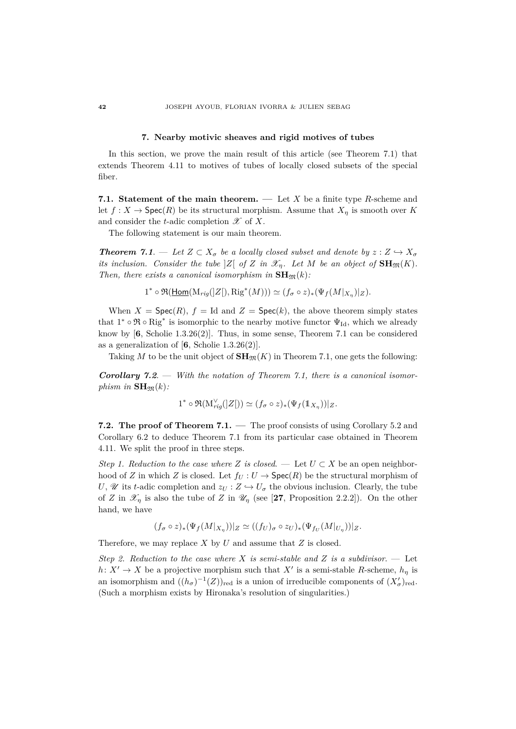## 7. Nearby motivic sheaves and rigid motives of tubes

In this section, we prove the main result of this article (see Theorem 7.1) that extends Theorem 4.11 to motives of tubes of locally closed subsets of the special fiber.

**7.1. Statement of the main theorem.** — Let $X$ be a finite type $R$-scheme and let $f : X \to \mathsf{Spec}(R)$ be its structural morphism. Assume that $X_\eta$ is smooth over $K$ and consider the $t$-adic completion $\mathscr{X}$ of $X$.

The following statement is our main theorem.

***Theorem 7.1.*** — *Let $Z \subset X_\sigma$ be a locally closed subset and denote by $z : Z \hookrightarrow X_\sigma$ its inclusion. Consider the tube $]Z[$ of $Z$ in $\mathscr{X}_\eta$. Let $M$ be an object of $\mathbf{SH}_{\mathfrak{M}}(K)$. Then, there exists a canonical isomorphism in $\mathbf{SH}_{\mathfrak{M}}(k)$:*

$$1^* \circ \mathfrak{R}(\underline{\mathsf{Hom}}(\mathrm{M}_{rig}(]Z[), \mathrm{Rig}^*(M))) \simeq (f_\sigma \circ z)_*(\Psi_f(M|_{X_\eta})|_Z).$$

When $X = \mathsf{Spec}(R)$, $f = \mathrm{Id}$ and $Z = \mathsf{Spec}(k)$, the above theorem simply states that $1^* \circ \mathfrak{R} \circ \mathrm{Rig}^*$ is isomorphic to the nearby motive functor $\Psi_{\mathrm{Id}}$, which we already know by [**6**, Scholie 1.3.26(2)]. Thus, in some sense, Theorem 7.1 can be considered as a generalization of [**6**, Scholie 1.3.26(2)].

Taking $M$ to be the unit object of $\mathbf{SH}_{\mathfrak{M}}(K)$ in Theorem 7.1, one gets the following:

***Corollary 7.2.*** — *With the notation of Theorem 7.1, there is a canonical isomorphism in $\mathbf{SH}_{\mathfrak{M}}(k)$:*

$$1^* \circ \mathfrak{R}(\mathrm{M}^{\vee}_{rig}(]Z[)) \simeq (f_\sigma \circ z)_*(\Psi_f(\mathbb{1}_{X_\eta}))|_Z.$$

**7.2. The proof of Theorem 7.1.** — The proof consists of using Corollary 5.2 and Corollary 6.2 to deduce Theorem 7.1 from its particular case obtained in Theorem 4.11. We split the proof in three steps.

*Step 1. Reduction to the case where $Z$ is closed.* — Let $U \subset X$ be an open neighborhood of $Z$ in which $Z$ is closed. Let $f_U : U \to \mathsf{Spec}(R)$ be the structural morphism of $U$, $\mathscr{U}$ its $t$-adic completion and $z_U : Z \hookrightarrow U_\sigma$ the obvious inclusion. Clearly, the tube of $Z$ in $\mathscr{X}_\eta$ is also the tube of $Z$ in $\mathscr{U}_\eta$ (see [**27**, Proposition 2.2.2]). On the other hand, we have

$$(f_\sigma \circ z)_*(\Psi_f(M|_{X_\eta}))|_Z \simeq ((f_U)_\sigma \circ z_U)_*(\Psi_{f_U}(M|_{U_\eta}))|_Z.$$

Therefore, we may replace $X$ by $U$ and assume that $Z$ is closed.

*Step 2. Reduction to the case where $X$ is semi-stable and $Z$ is a subdivisor.* — Let $h : X' \to X$ be a projective morphism such that $X'$ is a semi-stable $R$-scheme, $h_\eta$ is an isomorphism and $((h_\sigma)^{-1}(Z))_{\mathrm{red}}$ is a union of irreducible components of $(X'_\sigma)_{\mathrm{red}}$. (Such a morphism exists by Hironaka's resolution of singularities.)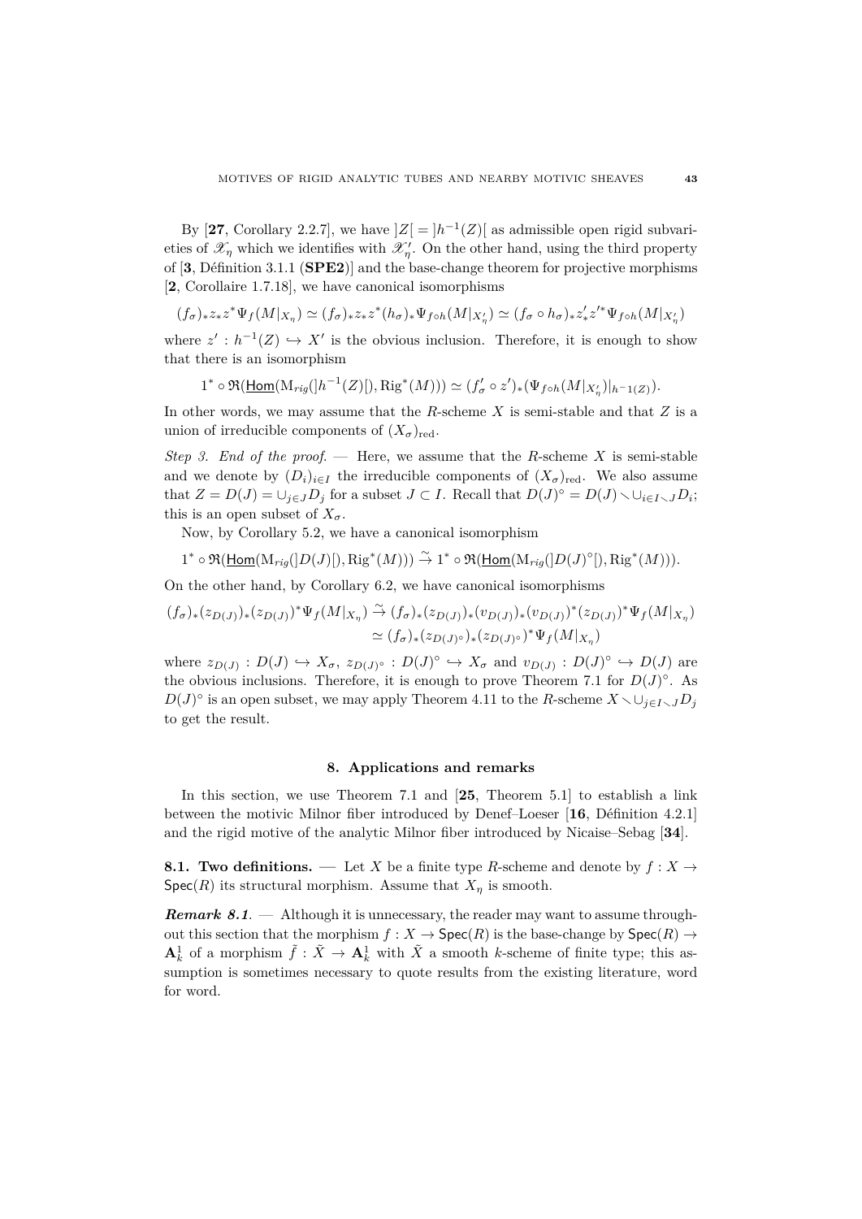By [**27**, Corollary 2.2.7], we have $]Z[ = ]h^{-1}(Z)[$ as admissible open rigid subvarieties of $\mathscr{X}_\eta$ which we identifies with $\mathscr{X}'_\eta$. On the other hand, using the third property of [**3**, Définition 3.1.1 (**SPE2**)] and the base-change theorem for projective morphisms [**2**, Corollaire 1.7.18], we have canonical isomorphisms

$$(f_\sigma)_* z_* z^* \Psi_f(M|_{X_\eta}) \simeq (f_\sigma)_* z_* z^* (h_\sigma)_* \Psi_{f\circ h}(M|_{X'_\eta}) \simeq (f_\sigma \circ h_\sigma)_* z'_* z'^* \Psi_{f\circ h}(M|_{X'_\eta})$$

where $z' : h^{-1}(Z) \hookrightarrow X'$ is the obvious inclusion. Therefore, it is enough to show that there is an isomorphism

$$1^* \circ \mathfrak{R}(\underline{\mathsf{Hom}}(\mathrm{M}_{rig}(]h^{-1}(Z)[), \mathrm{Rig}^*(M))) \simeq (f'_\sigma \circ z')_*(\Psi_{f\circ h}(M|_{X'_\eta})|_{h^{-1}(Z)}).$$

In other words, we may assume that the $R$-scheme $X$ is semi-stable and that $Z$ is a union of irreducible components of $(X_\sigma)_{\mathrm{red}}$.

*Step 3. End of the proof.* — Here, we assume that the $R$-scheme $X$ is semi-stable and we denote by $(D_i)_{i\in I}$ the irreducible components of $(X_\sigma)_{\mathrm{red}}$. We also assume that $Z = D(J) = \cup_{j\in J} D_j$ for a subset $J \subset I$. Recall that $D(J)^\circ = D(J) \smallsetminus \cup_{i\in I\smallsetminus J} D_i$; this is an open subset of $X_\sigma$.

Now, by Corollary 5.2, we have a canonical isomorphism

$$1^* \circ \mathfrak{R}(\underline{\mathsf{Hom}}(\mathrm{M}_{rig}(]D(J)[), \mathrm{Rig}^*(M))) \xrightarrow{\sim} 1^* \circ \mathfrak{R}(\underline{\mathsf{Hom}}(\mathrm{M}_{rig}(]D(J)^\circ[), \mathrm{Rig}^*(M))).$$

On the other hand, by Corollary 6.2, we have canonical isomorphisms

$$\begin{aligned}(f_\sigma)_*(z_{D(J)})_*(z_{D(J)})^*\Psi_f(M|_{X_\eta}) &\xrightarrow{\sim} (f_\sigma)_*(z_{D(J)})_*(v_{D(J)})_*(v_{D(J)})^*(z_{D(J)})^*\Psi_f(M|_{X_\eta}) \\ &\simeq (f_\sigma)_*(z_{D(J)^\circ})_*(z_{D(J)^\circ})^*\Psi_f(M|_{X_\eta})\end{aligned}$$

where $z_{D(J)} : D(J) \hookrightarrow X_\sigma$, $z_{D(J)^\circ} : D(J)^\circ \hookrightarrow X_\sigma$ and $v_{D(J)} : D(J)^\circ \hookrightarrow D(J)$ are the obvious inclusions. Therefore, it is enough to prove Theorem 7.1 for $D(J)^\circ$. As $D(J)^\circ$ is an open subset, we may apply Theorem 4.11 to the $R$-scheme $X \smallsetminus \cup_{j\in I\smallsetminus J} D_j$ to get the result.

## 8. Applications and remarks

In this section, we use Theorem 7.1 and [**25**, Theorem 5.1] to establish a link between the motivic Milnor fiber introduced by Denef–Loeser [**16**, Définition 4.2.1] and the rigid motive of the analytic Milnor fiber introduced by Nicaise–Sebag [**34**].

**8.1. Two definitions.** — Let $X$ be a finite type $R$-scheme and denote by $f : X \to \mathsf{Spec}(R)$ its structural morphism. Assume that $X_\eta$ is smooth.

***Remark 8.1.*** — Although it is unnecessary, the reader may want to assume throughout this section that the morphism $f : X \to \mathsf{Spec}(R)$ is the base-change by $\mathsf{Spec}(R) \to \mathbf{A}^1_k$ of a morphism $\tilde{f} : \tilde{X} \to \mathbf{A}^1_k$ with $\tilde{X}$ a smooth $k$-scheme of finite type; this assumption is sometimes necessary to quote results from the existing literature, word for word.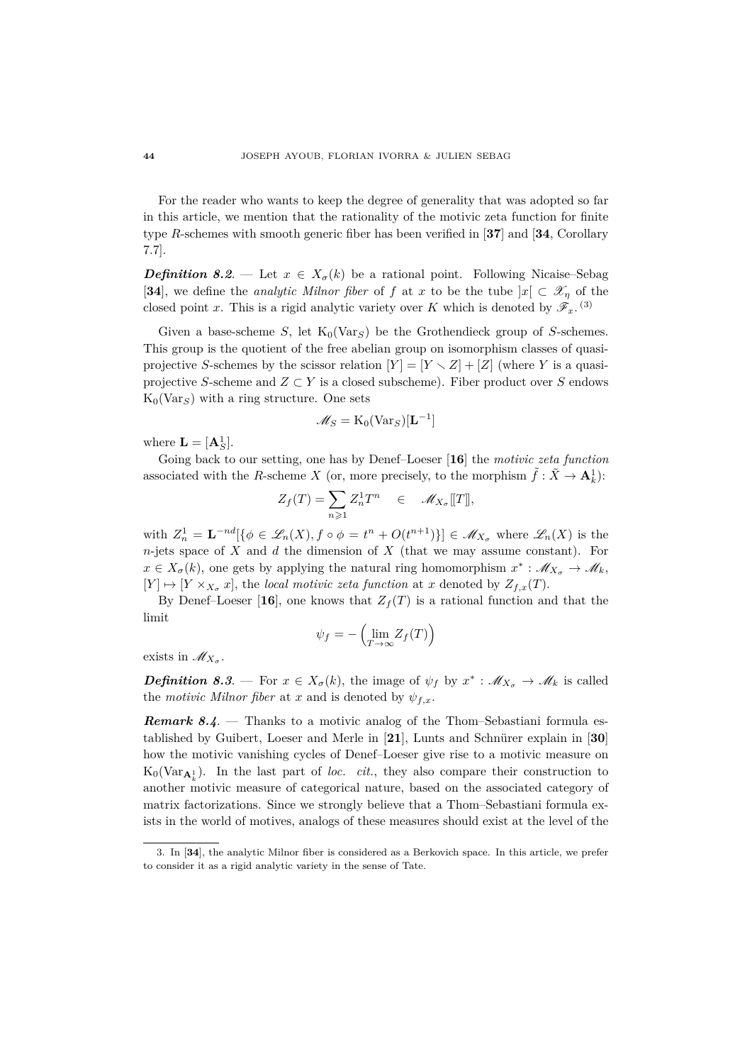For the reader who wants to keep the degree of generality that was adopted so far in this article, we mention that the rationality of the motivic zeta function for finite type $R$-schemes with smooth generic fiber has been verified in [**37**] and [**34**, Corollary 7.7].

***Definition 8.2***. — Let $x \in X_\sigma(k)$ be a rational point. Following Nicaise–Sebag [**34**], we define the *analytic Milnor fiber* of $f$ at $x$ to be the tube $]x[ \subset \mathscr{X}_\eta$ of the closed point $x$. This is a rigid analytic variety over $K$ which is denoted by $\mathscr{F}_x$. [3]

Given a base-scheme $S$, let $\mathrm{K}_0(\mathrm{Var}_S)$ be the Grothendieck group of $S$-schemes. This group is the quotient of the free abelian group on isomorphism classes of quasi-projective $S$-schemes by the scissor relation $[Y] = [Y \smallsetminus Z] + [Z]$ (where $Y$ is a quasi-projective $S$-scheme and $Z \subset Y$ is a closed subscheme). Fiber product over $S$ endows $\mathrm{K}_0(\mathrm{Var}_S)$ with a ring structure. One sets

$$\mathscr{M}_S = \mathrm{K}_0(\mathrm{Var}_S)[\mathbf{L}^{-1}]$$

where $\mathbf{L} = [\mathbf{A}^1_S]$.

Going back to our setting, one has by Denef–Loeser [**16**] the *motivic zeta function* associated with the $R$-scheme $X$ (or, more precisely, to the morphism $\tilde{f} : \tilde{X} \to \mathbf{A}^1_k$):

$$Z_f(T) = \sum_{n \geqslant 1} Z^1_n T^n \quad \in \quad \mathscr{M}_{X_\sigma}[[T]],$$

with $Z^1_n = \mathbf{L}^{-nd}[\{\phi \in \mathscr{L}_n(X), f \circ \phi = t^n + O(t^{n+1})\}] \in \mathscr{M}_{X_\sigma}$ where $\mathscr{L}_n(X)$ is the $n$-jets space of $X$ and $d$ the dimension of $X$ (that we may assume constant). For $x \in X_\sigma(k)$, one gets by applying the natural ring homomorphism $x^* : \mathscr{M}_{X_\sigma} \to \mathscr{M}_k$, $[Y] \mapsto [Y \times_{X_\sigma} x]$, the *local motivic zeta function* at $x$ denoted by $Z_{f,x}(T)$.

By Denef–Loeser [**16**], one knows that $Z_f(T)$ is a rational function and that the limit

$$\psi_f = -\left(\lim_{T \to \infty} Z_f(T)\right)$$

exists in $\mathscr{M}_{X_\sigma}$.

***Definition 8.3***. — For $x \in X_\sigma(k)$, the image of $\psi_f$ by $x^* : \mathscr{M}_{X_\sigma} \to \mathscr{M}_k$ is called the *motivic Milnor fiber* at $x$ and is denoted by $\psi_{f,x}$.

***Remark 8.4***. — Thanks to a motivic analog of the Thom–Sebastiani formula established by Guibert, Loeser and Merle in [**21**], Lunts and Schnürer explain in [**30**] how the motivic vanishing cycles of Denef–Loeser give rise to a motivic measure on $\mathrm{K}_0(\mathrm{Var}_{\mathbf{A}^1_k})$. In the last part of *loc. cit.*, they also compare their construction to another motivic measure of categorical nature, based on the associated category of matrix factorizations. Since we strongly believe that a Thom–Sebastiani formula exists in the world of motives, analogs of these measures should exist at the level of the

3. In [**34**], the analytic Milnor fiber is considered as a Berkovich space. In this article, we prefer to consider it as a rigid analytic variety in the sense of Tate.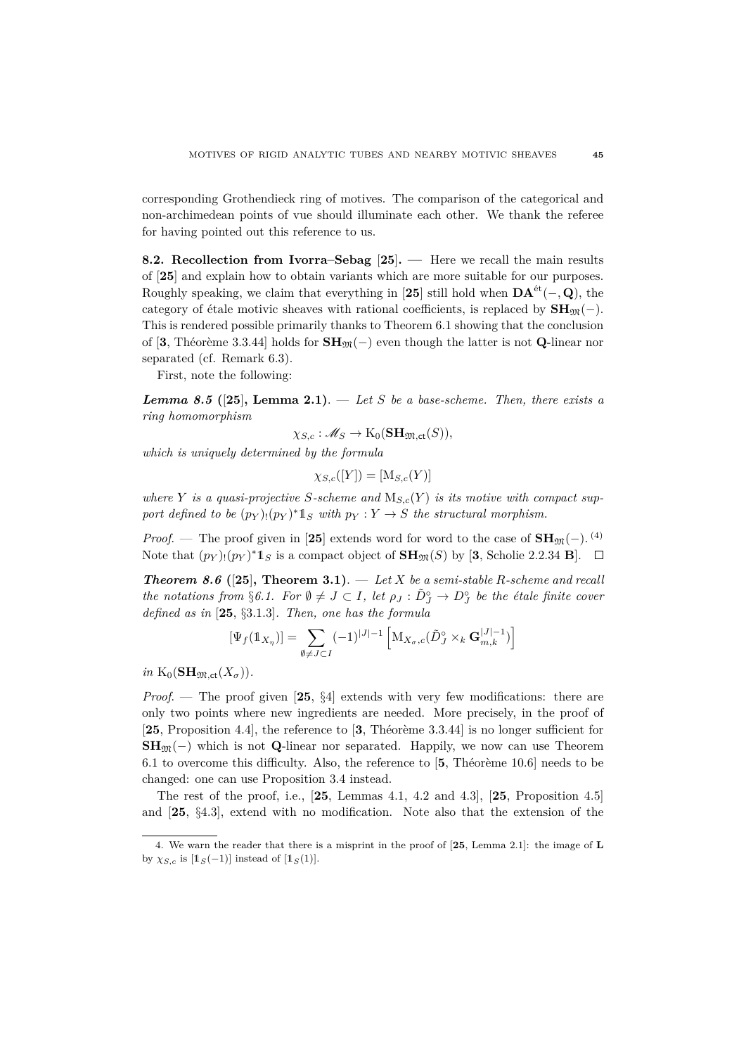corresponding Grothendieck ring of motives. The comparison of the categorical and non-archimedean points of vue should illuminate each other. We thank the referee for having pointed out this reference to us.

**8.2. Recollection from Ivorra–Sebag [25].** — Here we recall the main results of [**25**] and explain how to obtain variants which are more suitable for our purposes. Roughly speaking, we claim that everything in [**25**] still hold when $\mathbf{DA}^{\text{ét}}(-, \mathbf{Q})$, the category of étale motivic sheaves with rational coefficients, is replaced by $\mathbf{SH}_{\mathfrak{M}}(-)$. This is rendered possible primarily thanks to Theorem 6.1 showing that the conclusion of [**3**, Théorème 3.3.44] holds for $\mathbf{SH}_{\mathfrak{M}}(-)$ even though the latter is not $\mathbf{Q}$-linear nor separated (cf. Remark 6.3).

First, note the following:

***Lemma 8.5*** **([25], Lemma 2.1)**. — *Let $S$ be a base-scheme. Then, there exists a ring homomorphism*

$$\chi_{S,c} : \mathscr{M}_S \to \mathrm{K}_0(\mathbf{SH}_{\mathfrak{M},\mathsf{ct}}(S)),$$

*which is uniquely determined by the formula*

$$\chi_{S,c}([Y]) = [\mathrm{M}_{S,c}(Y)]$$

*where $Y$ is a quasi-projective $S$-scheme and $\mathrm{M}_{S,c}(Y)$ is its motive with compact support defined to be $(p_Y)_!(p_Y)^*\mathbb{1}_S$ with $p_Y : Y \to S$ the structural morphism.*

*Proof.* — The proof given in [**25**] extends word for word to the case of $\mathbf{SH}_{\mathfrak{M}}(-)$. [4] Note that $(p_Y)_!(p_Y)^*\mathbb{1}_S$ is a compact object of $\mathbf{SH}_{\mathfrak{M}}(S)$ by [**3**, Scholie 2.2.34 **B**]. □

***Theorem 8.6*** **([25], Theorem 3.1)**. — *Let $X$ be a semi-stable $R$-scheme and recall the notations from §6.1. For $\emptyset \neq J \subset I$, let $\rho_J : \tilde{D}_J^\circ \to D_J^\circ$ be the étale finite cover defined as in [**25**, §3.1.3]. Then, one has the formula*

$$[\Psi_f(\mathbb{1}_{X_\eta})] = \sum_{\emptyset \neq J \subset I} (-1)^{|J|-1} \left[\mathrm{M}_{X_\sigma,c}(\tilde{D}_J^\circ \times_k \mathbf{G}_{m,k}^{|J|-1})\right]$$

*in $\mathrm{K}_0(\mathbf{SH}_{\mathfrak{M},\mathsf{ct}}(X_\sigma))$.*

*Proof.* — The proof given [**25**, §4] extends with very few modifications: there are only two points where new ingredients are needed. More precisely, in the proof of [**25**, Proposition 4.4], the reference to [**3**, Théorème 3.3.44] is no longer sufficient for $\mathbf{SH}_{\mathfrak{M}}(-)$ which is not $\mathbf{Q}$-linear nor separated. Happily, we now can use Theorem 6.1 to overcome this difficulty. Also, the reference to [**5**, Théorème 10.6] needs to be changed: one can use Proposition 3.4 instead.

The rest of the proof, i.e., [**25**, Lemmas 4.1, 4.2 and 4.3], [**25**, Proposition 4.5] and [**25**, §4.3], extend with no modification. Note also that the extension of the

4. We warn the reader that there is a misprint in the proof of [**25**, Lemma 2.1]: the image of $\mathbf{L}$ by $\chi_{S,c}$ is $[\mathbb{1}_S(-1)]$ instead of $[\mathbb{1}_S(1)]$.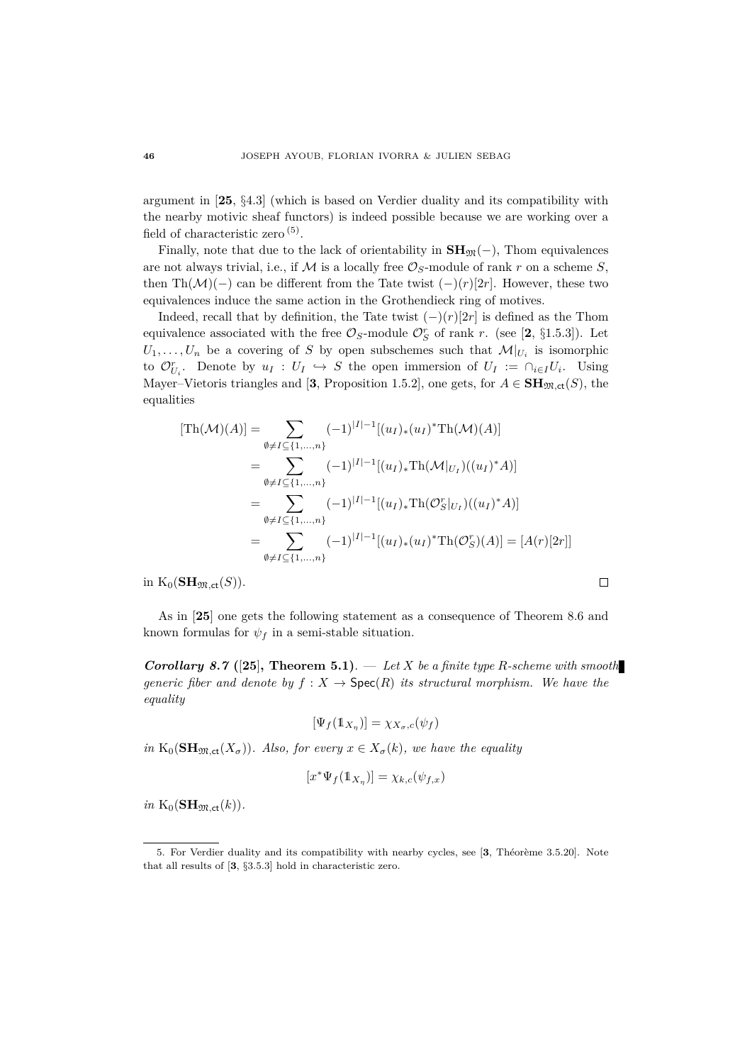argument in [**25**, §4.3] (which is based on Verdier duality and its compatibility with the nearby motivic sheaf functors) is indeed possible because we are working over a field of characteristic zero [(5)].

Finally, note that due to the lack of orientability in $\mathbf{SH}_{\mathfrak{M}}(-)$, Thom equivalences are not always trivial, i.e., if $\mathcal{M}$ is a locally free $\mathcal{O}_S$-module of rank $r$ on a scheme $S$, then $\mathrm{Th}(\mathcal{M})(-)$ can be different from the Tate twist $(-)(r)[2r]$. However, these two equivalences induce the same action in the Grothendieck ring of motives.

Indeed, recall that by definition, the Tate twist $(-)(r)[2r]$ is defined as the Thom equivalence associated with the free $\mathcal{O}_S$-module $\mathcal{O}_S^r$ of rank $r$. (see [**2**, §1.5.3]). Let $U_1, \ldots, U_n$ be a covering of $S$ by open subschemes such that $\mathcal{M}|_{U_i}$ is isomorphic to $\mathcal{O}_{U_i}^r$. Denote by $u_I : U_I \hookrightarrow S$ the open immersion of $U_I := \cap_{i\in I} U_i$. Using Mayer–Vietoris triangles and [**3**, Proposition 1.5.2], one gets, for $A \in \mathbf{SH}_{\mathfrak{M},\mathsf{ct}}(S)$, the equalities

$$
\begin{aligned}
[\mathrm{Th}(\mathcal{M})(A)] &= \sum_{\emptyset\neq I\subseteq\{1,\ldots,n\}} (-1)^{|I|-1}[(u_I)_*(u_I)^*\mathrm{Th}(\mathcal{M})(A)] \\
&= \sum_{\emptyset\neq I\subseteq\{1,\ldots,n\}} (-1)^{|I|-1}[(u_I)_*\mathrm{Th}(\mathcal{M}|_{U_I})((u_I)^*A)] \\
&= \sum_{\emptyset\neq I\subseteq\{1,\ldots,n\}} (-1)^{|I|-1}[(u_I)_*\mathrm{Th}(\mathcal{O}_S^r|_{U_I})((u_I)^*A)] \\
&= \sum_{\emptyset\neq I\subseteq\{1,\ldots,n\}} (-1)^{|I|-1}[(u_I)_*(u_I)^*\mathrm{Th}(\mathcal{O}_S^r)(A)] = [A(r)[2r]]
\end{aligned}
$$

in $\mathrm{K}_0(\mathbf{SH}_{\mathfrak{M},\mathsf{ct}}(S))$. □

As in [**25**] one gets the following statement as a consequence of Theorem 8.6 and known formulas for $\psi_f$ in a semi-stable situation.

***Corollary 8.7* ([25], Theorem 5.1).** — *Let $X$ be a finite type $R$-scheme with smooth generic fiber and denote by $f : X \to \mathsf{Spec}(R)$ its structural morphism. We have the equality*

$$
[\Psi_f(\mathbb{1}_{X_\eta})] = \chi_{X_\sigma,c}(\psi_f)
$$

*in $\mathrm{K}_0(\mathbf{SH}_{\mathfrak{M},\mathsf{ct}}(X_\sigma))$. Also, for every $x \in X_\sigma(k)$, we have the equality*

$$
[x^*\Psi_f(\mathbb{1}_{X_\eta})] = \chi_{k,c}(\psi_{f,x})
$$

*in $\mathrm{K}_0(\mathbf{SH}_{\mathfrak{M},\mathsf{ct}}(k))$.*

---

5. For Verdier duality and its compatibility with nearby cycles, see [**3**, Théorème 3.5.20]. Note that all results of [**3**, §3.5.3] hold in characteristic zero.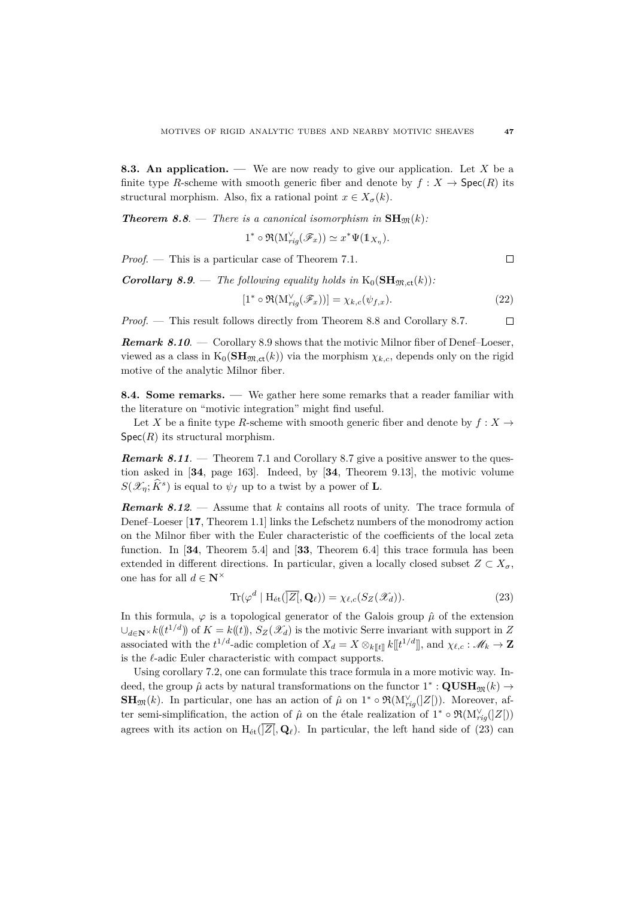**8.3. An application.** — We are now ready to give our application. Let $X$ be a finite type $R$-scheme with smooth generic fiber and denote by $f : X \to \mathsf{Spec}(R)$ its structural morphism. Also, fix a rational point $x \in X_\sigma(k)$.

***Theorem 8.8***. — *There is a canonical isomorphism in* $\mathbf{SH}_{\mathfrak{M}}(k)$*:*

$$1^* \circ \mathfrak{R}(\mathrm{M}^\vee_{rig}(\mathscr{F}_x)) \simeq x^* \Psi(\mathbb{1}_{X_\eta}).$$

*Proof*. — This is a particular case of Theorem 7.1. ∎

***Corollary 8.9***. — *The following equality holds in* $\mathrm{K}_0(\mathbf{SH}_{\mathfrak{M},\mathsf{ct}}(k))$*:*

$$[1^* \circ \mathfrak{R}(\mathrm{M}^\vee_{rig}(\mathscr{F}_x))] = \chi_{k,c}(\psi_{f,x}). \tag{22}$$

*Proof*. — This result follows directly from Theorem 8.8 and Corollary 8.7. ∎

***Remark 8.10***. — Corollary 8.9 shows that the motivic Milnor fiber of Denef–Loeser, viewed as a class in $\mathrm{K}_0(\mathbf{SH}_{\mathfrak{M},\mathsf{ct}}(k))$ via the morphism $\chi_{k,c}$, depends only on the rigid motive of the analytic Milnor fiber.

**8.4. Some remarks.** — We gather here some remarks that a reader familiar with the literature on "motivic integration" might find useful.

Let $X$ be a finite type $R$-scheme with smooth generic fiber and denote by $f : X \to \mathsf{Spec}(R)$ its structural morphism.

***Remark 8.11***. — Theorem 7.1 and Corollary 8.7 give a positive answer to the question asked in [**34**, page 163]. Indeed, by [**34**, Theorem 9.13], the motivic volume $S(\mathscr{X}_\eta; \widehat{K}^s)$ is equal to $\psi_f$ up to a twist by a power of $\mathbf{L}$.

***Remark 8.12***. — Assume that $k$ contains all roots of unity. The trace formula of Denef–Loeser [**17**, Theorem 1.1] links the Lefschetz numbers of the monodromy action on the Milnor fiber with the Euler characteristic of the coefficients of the local zeta function. In [**34**, Theorem 5.4] and [**33**, Theorem 6.4] this trace formula has been extended in different directions. In particular, given a locally closed subset $Z \subset X_\sigma$, one has for all $d \in \mathbf{N}^\times$

$$\mathrm{Tr}(\varphi^d \mid \mathrm{H}_{\text{ét}}(\overline{]Z[}, \mathbf{Q}_\ell)) = \chi_{\ell,c}(S_Z(\mathscr{X}_d)). \tag{23}$$

In this formula, $\varphi$ is a topological generator of the Galois group $\hat{\mu}$ of the extension $\cup_{d\in\mathbf{N}^\times} k(\!(t^{1/d})\!)$ of $K = k(\!(t)\!)$, $S_Z(\mathscr{X}_d)$ is the motivic Serre invariant with support in $Z$ associated with the $t^{1/d}$-adic completion of $X_d = X \otimes_{k[\![t]\!]} k[\![t^{1/d}]\!]$, and $\chi_{\ell,c} : \mathscr{M}_k \to \mathbf{Z}$ is the $\ell$-adic Euler characteristic with compact supports.

Using corollary 7.2, one can formulate this trace formula in a more motivic way. Indeed, the group $\hat{\mu}$ acts by natural transformations on the functor $1^* : \mathbf{QUSH}_{\mathfrak{M}}(k) \to \mathbf{SH}_{\mathfrak{M}}(k)$. In particular, one has an action of $\hat{\mu}$ on $1^* \circ \mathfrak{R}(\mathrm{M}^\vee_{rig}(]Z[))$. Moreover, after semi-simplification, the action of $\hat{\mu}$ on the étale realization of $1^* \circ \mathfrak{R}(\mathrm{M}^\vee_{rig}(]Z[))$ agrees with its action on $\mathrm{H}_{\text{ét}}(\overline{]Z[}, \mathbf{Q}_\ell)$. In particular, the left hand side of (23) can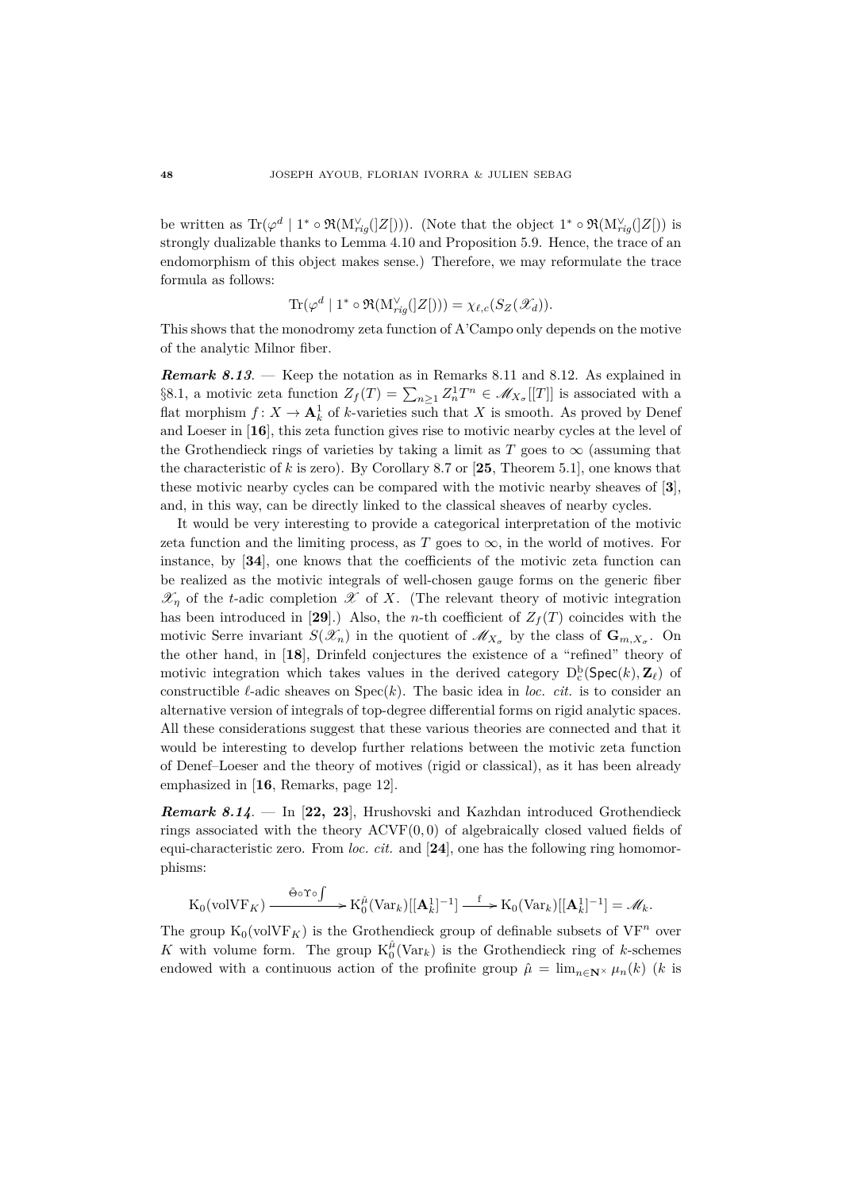be written as $\mathrm{Tr}(\varphi^d \mid 1^* \circ \mathfrak{R}(\mathrm{M}_{rig}^{\vee}(]Z[)))$. (Note that the object $1^* \circ \mathfrak{R}(\mathrm{M}_{rig}^{\vee}(]Z[)$) is strongly dualizable thanks to Lemma 4.10 and Proposition 5.9. Hence, the trace of an endomorphism of this object makes sense.) Therefore, we may reformulate the trace formula as follows:

$$\mathrm{Tr}(\varphi^d \mid 1^* \circ \mathfrak{R}(\mathrm{M}_{rig}^{\vee}(]Z[))) = \chi_{\ell,c}(S_Z(\mathscr{X}_d)).$$

This shows that the monodromy zeta function of A'Campo only depends on the motive of the analytic Milnor fiber.

***Remark 8.13***. — Keep the notation as in Remarks 8.11 and 8.12. As explained in §8.1, a motivic zeta function $Z_f(T) = \sum_{n\geq 1} Z_n^1 T^n \in \mathscr{M}_{X_\sigma}[[T]]$ is associated with a flat morphism $f\colon X \to \mathbf{A}_k^1$ of $k$-varieties such that $X$ is smooth. As proved by Denef and Loeser in [**16**], this zeta function gives rise to motivic nearby cycles at the level of the Grothendieck rings of varieties by taking a limit as $T$ goes to $\infty$ (assuming that the characteristic of $k$ is zero). By Corollary 8.7 or [**25**, Theorem 5.1], one knows that these motivic nearby cycles can be compared with the motivic nearby sheaves of [**3**], and, in this way, can be directly linked to the classical sheaves of nearby cycles.

It would be very interesting to provide a categorical interpretation of the motivic zeta function and the limiting process, as $T$ goes to $\infty$, in the world of motives. For instance, by [**34**], one knows that the coefficients of the motivic zeta function can be realized as the motivic integrals of well-chosen gauge forms on the generic fiber $\mathscr{X}_\eta$ of the $t$-adic completion $\mathscr{X}$ of $X$. (The relevant theory of motivic integration has been introduced in [**29**].) Also, the $n$-th coefficient of $Z_f(T)$ coincides with the motivic Serre invariant $S(\mathscr{X}_n)$ in the quotient of $\mathscr{M}_{X_\sigma}$ by the class of $\mathbf{G}_{m,X_\sigma}$. On the other hand, in [**18**], Drinfeld conjectures the existence of a "refined" theory of motivic integration which takes values in the derived category $\mathrm{D}_c^{\mathrm{b}}(\mathsf{Spec}(k), \mathbf{Z}_\ell)$ of constructible $\ell$-adic sheaves on $\mathrm{Spec}(k)$. The basic idea in *loc. cit.* is to consider an alternative version of integrals of top-degree differential forms on rigid analytic spaces. All these considerations suggest that these various theories are connected and that it would be interesting to develop further relations between the motivic zeta function of Denef–Loeser and the theory of motives (rigid or classical), as it has been already emphasized in [**16**, Remarks, page 12].

***Remark 8.14***. — In [**22, 23**], Hrushovski and Kazhdan introduced Grothendieck rings associated with the theory $\mathrm{ACVF}(0,0)$ of algebraically closed valued fields of equi-characteristic zero. From *loc. cit.* and [**24**], one has the following ring homomorphisms:

$$\mathrm{K}_0(\mathrm{volVF}_K) \xrightarrow{\tilde{\Theta}\circ\Upsilon\circ\int} \mathrm{K}_0^{\hat{\mu}}(\mathrm{Var}_k)[[\mathbf{A}_k^1]^{-1}] \xrightarrow{\ \mathrm{f}\ } \mathrm{K}_0(\mathrm{Var}_k)[[\mathbf{A}_k^1]^{-1}] = \mathscr{M}_k.$$

The group $\mathrm{K}_0(\mathrm{volVF}_K)$ is the Grothendieck group of definable subsets of $\mathrm{VF}^n$ over $K$ with volume form. The group $\mathrm{K}_0^{\hat{\mu}}(\mathrm{Var}_k)$ is the Grothendieck ring of $k$-schemes endowed with a continuous action of the profinite group $\hat{\mu} = \lim_{n\in\mathbf{N}^\times} \mu_n(k)$ ($k$ is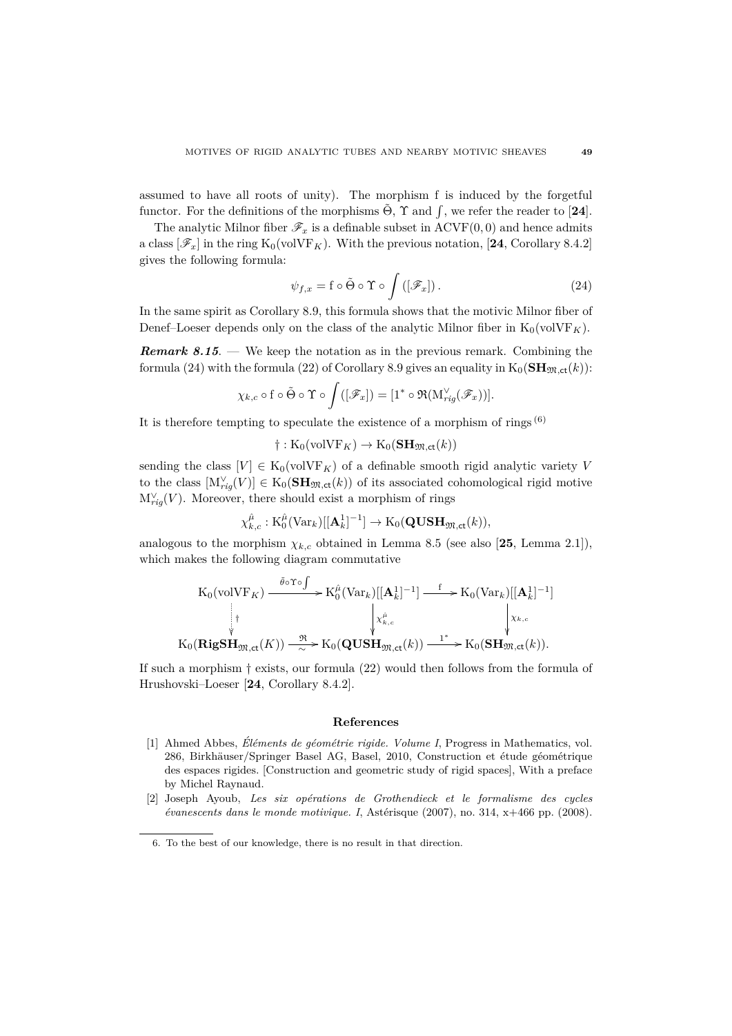assumed to have all roots of unity). The morphism f is induced by the forgetful functor. For the definitions of the morphisms $\tilde{\Theta}$, $\Upsilon$ and $\int$, we refer the reader to [**24**].

The analytic Milnor fiber $\mathscr{F}_x$ is a definable subset in $\mathrm{ACVF}(0,0)$ and hence admits a class $[\mathscr{F}_x]$ in the ring $\mathrm{K}_0(\mathrm{volVF}_K)$. With the previous notation, [**24**, Corollary 8.4.2] gives the following formula:

$$\psi_{f,x} = \mathrm{f} \circ \tilde{\Theta} \circ \Upsilon \circ \int ([\mathscr{F}_x]) \,. \tag{24}$$

In the same spirit as Corollary 8.9, this formula shows that the motivic Milnor fiber of Denef–Loeser depends only on the class of the analytic Milnor fiber in $\mathrm{K}_0(\mathrm{volVF}_K)$.

***Remark 8.15***. — We keep the notation as in the previous remark. Combining the formula (24) with the formula (22) of Corollary 8.9 gives an equality in $\mathrm{K}_0(\mathbf{SH}_{\mathfrak{M},\mathsf{ct}}(k))$:

$$\chi_{k,c} \circ \mathrm{f} \circ \tilde{\Theta} \circ \Upsilon \circ \int ([\mathscr{F}_x]) = [1^* \circ \mathfrak{R}(\mathrm{M}^{\vee}_{rig}(\mathscr{F}_x))].$$

It is therefore tempting to speculate the existence of a morphism of rings [6]

$$\dagger : \mathrm{K}_0(\mathrm{volVF}_K) \to \mathrm{K}_0(\mathbf{SH}_{\mathfrak{M},\mathsf{ct}}(k))$$

sending the class $[V] \in \mathrm{K}_0(\mathrm{volVF}_K)$ of a definable smooth rigid analytic variety $V$ to the class $[\mathrm{M}^{\vee}_{rig}(V)] \in \mathrm{K}_0(\mathbf{SH}_{\mathfrak{M},\mathsf{ct}}(k))$ of its associated cohomological rigid motive $\mathrm{M}^{\vee}_{rig}(V)$. Moreover, there should exist a morphism of rings

$$\chi^{\hat{\mu}}_{k,c} : \mathrm{K}^{\hat{\mu}}_0(\mathrm{Var}_k)[[\mathbf{A}^1_k]^{-1}] \to \mathrm{K}_0(\mathbf{QUSH}_{\mathfrak{M},\mathsf{ct}}(k)),$$

analogous to the morphism $\chi_{k,c}$ obtained in Lemma 8.5 (see also [**25**, Lemma 2.1]), which makes the following diagram commutative

$$\begin{array}{ccccc}
\mathrm{K}_0(\mathrm{volVF}_K) & \xrightarrow{\tilde{\theta}\circ\Upsilon\circ\int} & \mathrm{K}^{\hat{\mu}}_0(\mathrm{Var}_k)[[\mathbf{A}^1_k]^{-1}] & \xrightarrow{\mathrm{f}} & \mathrm{K}_0(\mathrm{Var}_k)[[\mathbf{A}^1_k]^{-1}] \\
\downarrow{\scriptstyle \dagger} & & \downarrow{\scriptstyle \chi^{\hat{\mu}}_{k,c}} & & \downarrow{\scriptstyle \chi_{k,c}} \\
\mathrm{K}_0(\mathbf{RigSH}_{\mathfrak{M},\mathsf{ct}}(K)) & \xrightarrow[\sim]{\mathfrak{R}} & \mathrm{K}_0(\mathbf{QUSH}_{\mathfrak{M},\mathsf{ct}}(k)) & \xrightarrow{1^*} & \mathrm{K}_0(\mathbf{SH}_{\mathfrak{M},\mathsf{ct}}(k)).
\end{array}$$

If such a morphism $\dagger$ exists, our formula (22) would then follows from the formula of Hrushovski–Loeser [**24**, Corollary 8.4.2].

## References

[1] Ahmed Abbes, *Éléments de géométrie rigide. Volume I*, Progress in Mathematics, vol. 286, Birkhäuser/Springer Basel AG, Basel, 2010, Construction et étude géométrique des espaces rigides. [Construction and geometric study of rigid spaces], With a preface by Michel Raynaud.

[2] Joseph Ayoub, *Les six opérations de Grothendieck et le formalisme des cycles évanescents dans le monde motivique. I*, Astérisque (2007), no. 314, x+466 pp. (2008).

---

6. To the best of our knowledge, there is no result in that direction.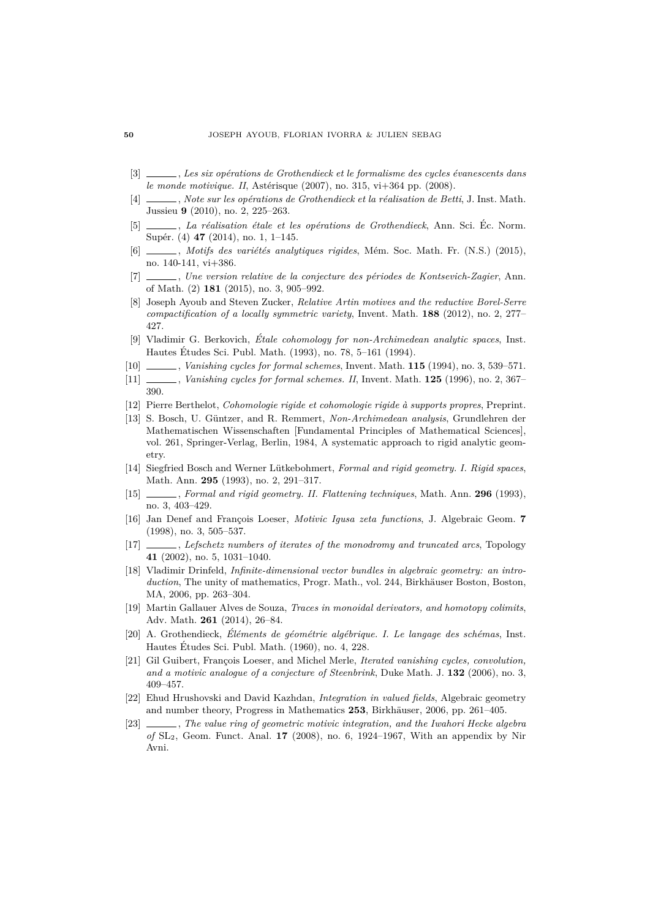[3] ______, *Les six opérations de Grothendieck et le formalisme des cycles évanescents dans le monde motivique. II*, Astérisque (2007), no. 315, vi+364 pp. (2008).

[4] ______, *Note sur les opérations de Grothendieck et la réalisation de Betti*, J. Inst. Math. Jussieu **9** (2010), no. 2, 225–263.

[5] ______, *La réalisation étale et les opérations de Grothendieck*, Ann. Sci. Éc. Norm. Supér. (4) **47** (2014), no. 1, 1–145.

[6] ______, *Motifs des variétés analytiques rigides*, Mém. Soc. Math. Fr. (N.S.) (2015), no. 140-141, vi+386.

[7] ______, *Une version relative de la conjecture des périodes de Kontsevich-Zagier*, Ann. of Math. (2) **181** (2015), no. 3, 905–992.

[8] Joseph Ayoub and Steven Zucker, *Relative Artin motives and the reductive Borel-Serre compactification of a locally symmetric variety*, Invent. Math. **188** (2012), no. 2, 277–427.

[9] Vladimir G. Berkovich, *Étale cohomology for non-Archimedean analytic spaces*, Inst. Hautes Études Sci. Publ. Math. (1993), no. 78, 5–161 (1994).

[10] ______, *Vanishing cycles for formal schemes*, Invent. Math. **115** (1994), no. 3, 539–571.

[11] ______, *Vanishing cycles for formal schemes. II*, Invent. Math. **125** (1996), no. 2, 367–390.

[12] Pierre Berthelot, *Cohomologie rigide et cohomologie rigide à supports propres*, Preprint.

[13] S. Bosch, U. Güntzer, and R. Remmert, *Non-Archimedean analysis*, Grundlehren der Mathematischen Wissenschaften [Fundamental Principles of Mathematical Sciences], vol. 261, Springer-Verlag, Berlin, 1984, A systematic approach to rigid analytic geometry.

[14] Siegfried Bosch and Werner Lütkebohmert, *Formal and rigid geometry. I. Rigid spaces*, Math. Ann. **295** (1993), no. 2, 291–317.

[15] ______, *Formal and rigid geometry. II. Flattening techniques*, Math. Ann. **296** (1993), no. 3, 403–429.

[16] Jan Denef and François Loeser, *Motivic Igusa zeta functions*, J. Algebraic Geom. **7** (1998), no. 3, 505–537.

[17] ______, *Lefschetz numbers of iterates of the monodromy and truncated arcs*, Topology **41** (2002), no. 5, 1031–1040.

[18] Vladimir Drinfeld, *Infinite-dimensional vector bundles in algebraic geometry: an introduction*, The unity of mathematics, Progr. Math., vol. 244, Birkhäuser Boston, Boston, MA, 2006, pp. 263–304.

[19] Martin Gallauer Alves de Souza, *Traces in monoidal derivators, and homotopy colimits*, Adv. Math. **261** (2014), 26–84.

[20] A. Grothendieck, *Éléments de géométrie algébrique. I. Le langage des schémas*, Inst. Hautes Études Sci. Publ. Math. (1960), no. 4, 228.

[21] Gil Guibert, François Loeser, and Michel Merle, *Iterated vanishing cycles, convolution, and a motivic analogue of a conjecture of Steenbrink*, Duke Math. J. **132** (2006), no. 3, 409–457.

[22] Ehud Hrushovski and David Kazhdan, *Integration in valued fields*, Algebraic geometry and number theory, Progress in Mathematics **253**, Birkhäuser, 2006, pp. 261–405.

[23] ______, *The value ring of geometric motivic integration, and the Iwahori Hecke algebra of* $\mathrm{SL}_2$, Geom. Funct. Anal. **17** (2008), no. 6, 1924–1967, With an appendix by Nir Avni.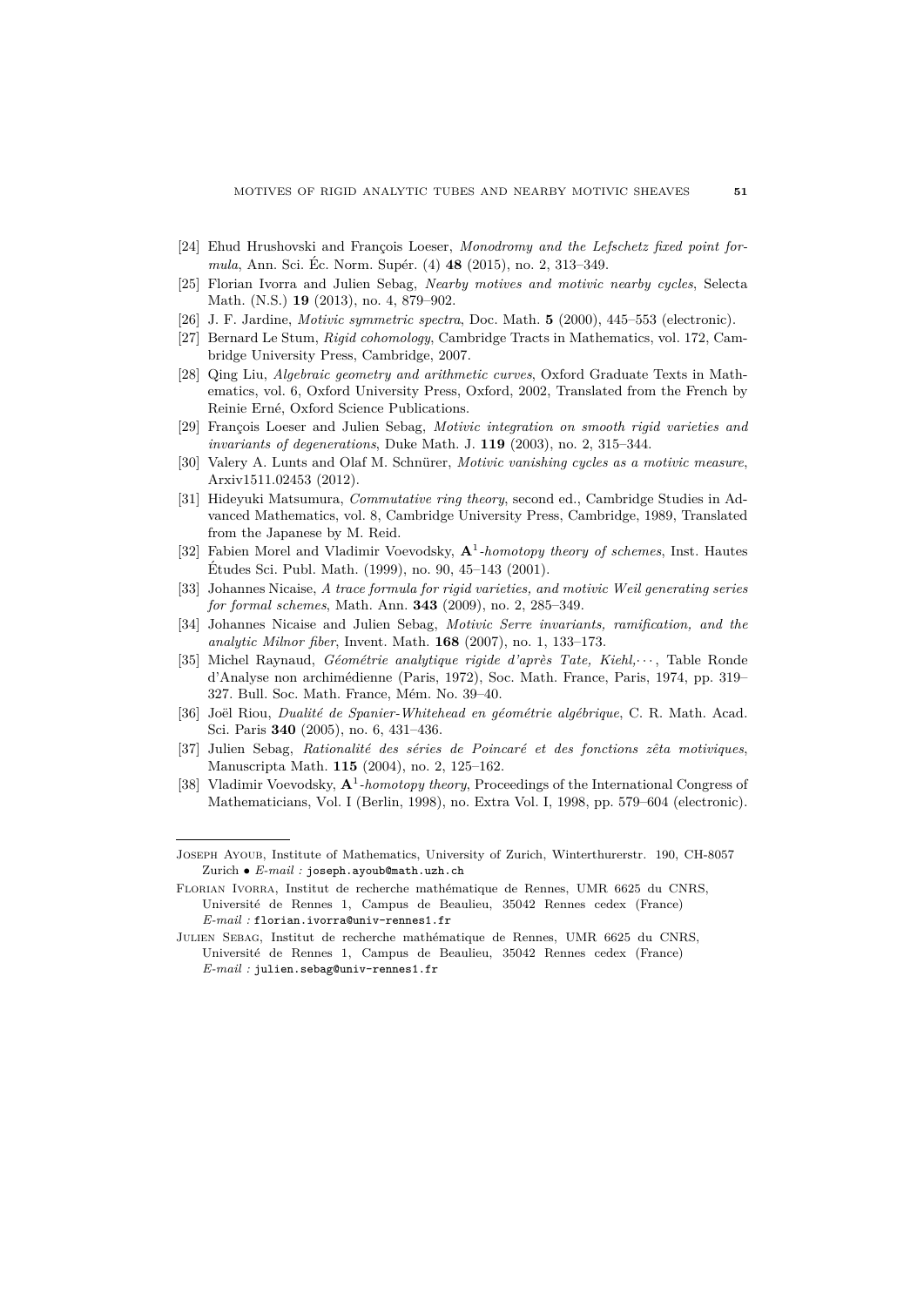[24] Ehud Hrushovski and François Loeser, *Monodromy and the Lefschetz fixed point formula*, Ann. Sci. Éc. Norm. Supér. (4) **48** (2015), no. 2, 313–349.

[25] Florian Ivorra and Julien Sebag, *Nearby motives and motivic nearby cycles*, Selecta Math. (N.S.) **19** (2013), no. 4, 879–902.

[26] J. F. Jardine, *Motivic symmetric spectra*, Doc. Math. **5** (2000), 445–553 (electronic).

[27] Bernard Le Stum, *Rigid cohomology*, Cambridge Tracts in Mathematics, vol. 172, Cambridge University Press, Cambridge, 2007.

[28] Qing Liu, *Algebraic geometry and arithmetic curves*, Oxford Graduate Texts in Mathematics, vol. 6, Oxford University Press, Oxford, 2002, Translated from the French by Reinie Erné, Oxford Science Publications.

[29] François Loeser and Julien Sebag, *Motivic integration on smooth rigid varieties and invariants of degenerations*, Duke Math. J. **119** (2003), no. 2, 315–344.

[30] Valery A. Lunts and Olaf M. Schnürer, *Motivic vanishing cycles as a motivic measure*, Arxiv1511.02453 (2012).

[31] Hideyuki Matsumura, *Commutative ring theory*, second ed., Cambridge Studies in Advanced Mathematics, vol. 8, Cambridge University Press, Cambridge, 1989, Translated from the Japanese by M. Reid.

[32] Fabien Morel and Vladimir Voevodsky, $\mathbf{A}^1$*-homotopy theory of schemes*, Inst. Hautes Études Sci. Publ. Math. (1999), no. 90, 45–143 (2001).

[33] Johannes Nicaise, *A trace formula for rigid varieties, and motivic Weil generating series for formal schemes*, Math. Ann. **343** (2009), no. 2, 285–349.

[34] Johannes Nicaise and Julien Sebag, *Motivic Serre invariants, ramification, and the analytic Milnor fiber*, Invent. Math. **168** (2007), no. 1, 133–173.

[35] Michel Raynaud, *Géométrie analytique rigide d'après Tate, Kiehl,$\cdots$*, Table Ronde d'Analyse non archimédienne (Paris, 1972), Soc. Math. France, Paris, 1974, pp. 319–327. Bull. Soc. Math. France, Mém. No. 39–40.

[36] Joël Riou, *Dualité de Spanier-Whitehead en géométrie algébrique*, C. R. Math. Acad. Sci. Paris **340** (2005), no. 6, 431–436.

[37] Julien Sebag, *Rationalité des séries de Poincaré et des fonctions zêta motiviques*, Manuscripta Math. **115** (2004), no. 2, 125–162.

[38] Vladimir Voevodsky, $\mathbf{A}^1$*-homotopy theory*, Proceedings of the International Congress of Mathematicians, Vol. I (Berlin, 1998), no. Extra Vol. I, 1998, pp. 579–604 (electronic).

---

Joseph Ayoub, Institute of Mathematics, University of Zurich, Winterthurerstr. 190, CH-8057 Zurich • *E-mail :* joseph.ayoub@math.uzh.ch

Florian Ivorra, Institut de recherche mathématique de Rennes, UMR 6625 du CNRS, Université de Rennes 1, Campus de Beaulieu, 35042 Rennes cedex (France) *E-mail :* florian.ivorra@univ-rennes1.fr

Julien Sebag, Institut de recherche mathématique de Rennes, UMR 6625 du CNRS, Université de Rennes 1, Campus de Beaulieu, 35042 Rennes cedex (France) *E-mail :* julien.sebag@univ-rennes1.fr